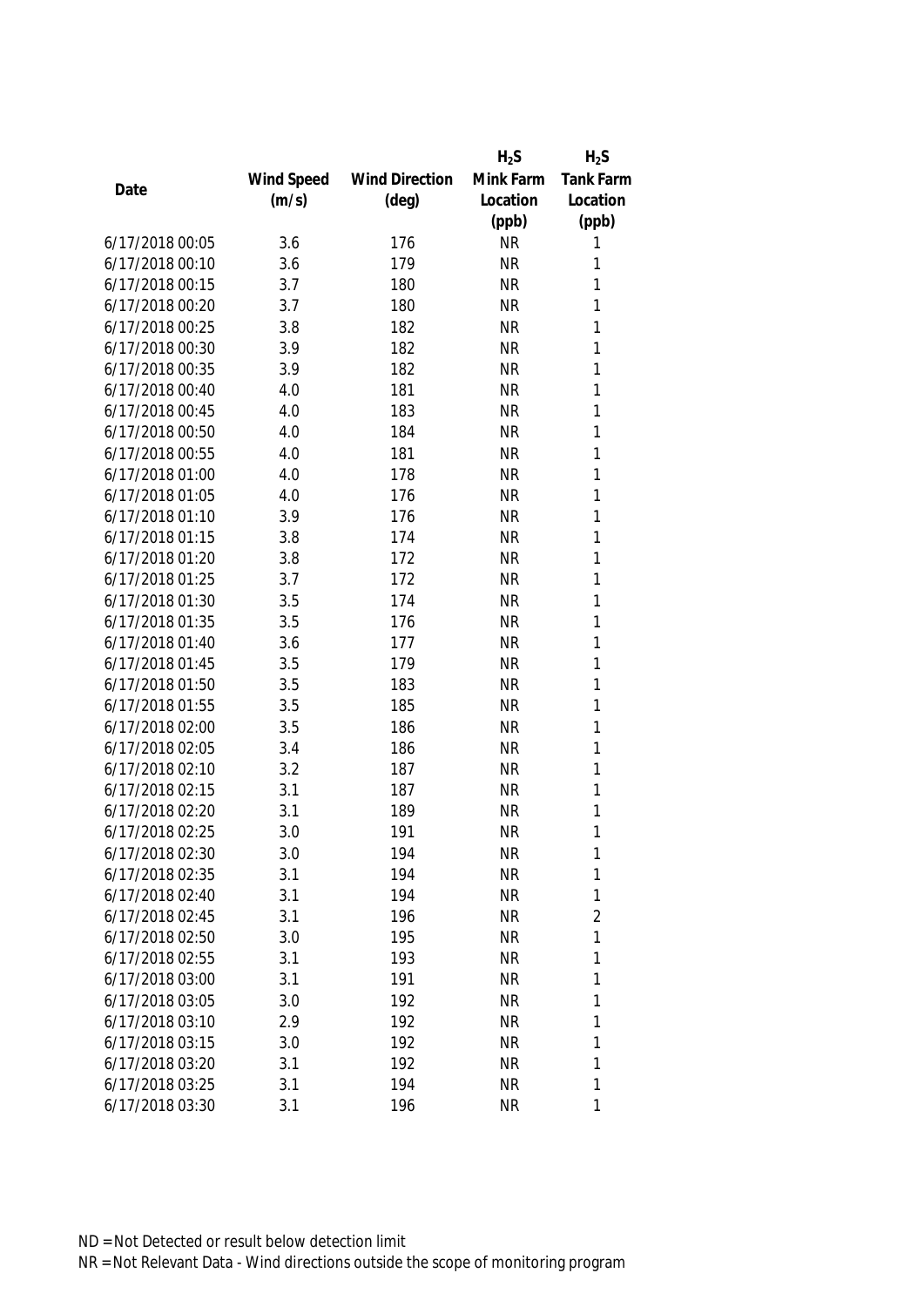| Date | Wind Speed (m/s) | Wind Direction (deg) | $H_2S$ Mink Farm Location (ppb) | $H_2S$ Tank Farm Location (ppb) |
|---|---|---|---|---|
| 6/17/2018 00:05 | 3.6 | 176 | NR | 1 |
| 6/17/2018 00:10 | 3.6 | 179 | NR | 1 |
| 6/17/2018 00:15 | 3.7 | 180 | NR | 1 |
| 6/17/2018 00:20 | 3.7 | 180 | NR | 1 |
| 6/17/2018 00:25 | 3.8 | 182 | NR | 1 |
| 6/17/2018 00:30 | 3.9 | 182 | NR | 1 |
| 6/17/2018 00:35 | 3.9 | 182 | NR | 1 |
| 6/17/2018 00:40 | 4.0 | 181 | NR | 1 |
| 6/17/2018 00:45 | 4.0 | 183 | NR | 1 |
| 6/17/2018 00:50 | 4.0 | 184 | NR | 1 |
| 6/17/2018 00:55 | 4.0 | 181 | NR | 1 |
| 6/17/2018 01:00 | 4.0 | 178 | NR | 1 |
| 6/17/2018 01:05 | 4.0 | 176 | NR | 1 |
| 6/17/2018 01:10 | 3.9 | 176 | NR | 1 |
| 6/17/2018 01:15 | 3.8 | 174 | NR | 1 |
| 6/17/2018 01:20 | 3.8 | 172 | NR | 1 |
| 6/17/2018 01:25 | 3.7 | 172 | NR | 1 |
| 6/17/2018 01:30 | 3.5 | 174 | NR | 1 |
| 6/17/2018 01:35 | 3.5 | 176 | NR | 1 |
| 6/17/2018 01:40 | 3.6 | 177 | NR | 1 |
| 6/17/2018 01:45 | 3.5 | 179 | NR | 1 |
| 6/17/2018 01:50 | 3.5 | 183 | NR | 1 |
| 6/17/2018 01:55 | 3.5 | 185 | NR | 1 |
| 6/17/2018 02:00 | 3.5 | 186 | NR | 1 |
| 6/17/2018 02:05 | 3.4 | 186 | NR | 1 |
| 6/17/2018 02:10 | 3.2 | 187 | NR | 1 |
| 6/17/2018 02:15 | 3.1 | 187 | NR | 1 |
| 6/17/2018 02:20 | 3.1 | 189 | NR | 1 |
| 6/17/2018 02:25 | 3.0 | 191 | NR | 1 |
| 6/17/2018 02:30 | 3.0 | 194 | NR | 1 |
| 6/17/2018 02:35 | 3.1 | 194 | NR | 1 |
| 6/17/2018 02:40 | 3.1 | 194 | NR | 1 |
| 6/17/2018 02:45 | 3.1 | 196 | NR | 2 |
| 6/17/2018 02:50 | 3.0 | 195 | NR | 1 |
| 6/17/2018 02:55 | 3.1 | 193 | NR | 1 |
| 6/17/2018 03:00 | 3.1 | 191 | NR | 1 |
| 6/17/2018 03:05 | 3.0 | 192 | NR | 1 |
| 6/17/2018 03:10 | 2.9 | 192 | NR | 1 |
| 6/17/2018 03:15 | 3.0 | 192 | NR | 1 |
| 6/17/2018 03:20 | 3.1 | 192 | NR | 1 |
| 6/17/2018 03:25 | 3.1 | 194 | NR | 1 |
| 6/17/2018 03:30 | 3.1 | 196 | NR | 1 |

ND = Not Detected or result below detection limit

NR = Not Relevant Data - Wind directions outside the scope of monitoring program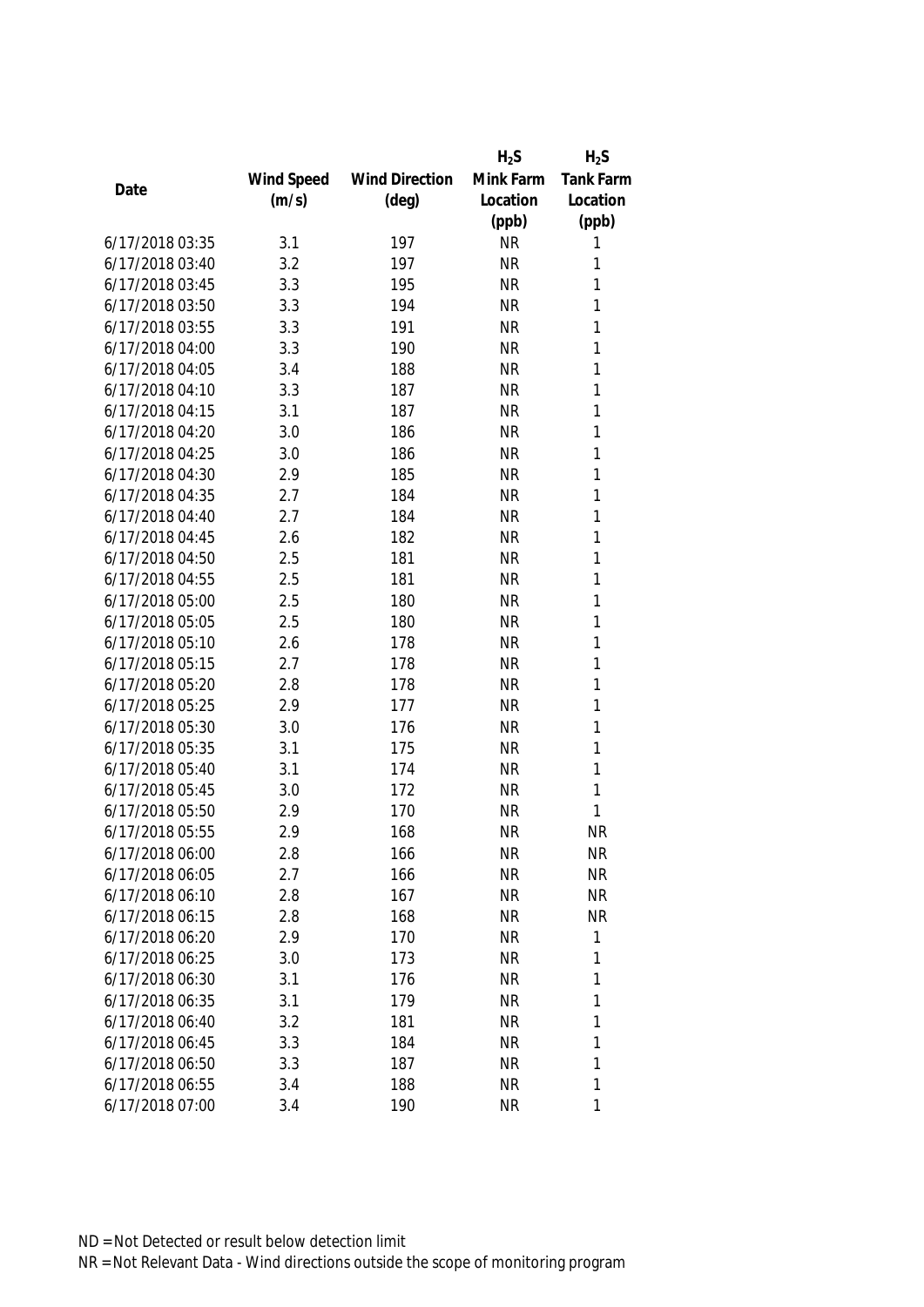| Date | Wind Speed (m/s) | Wind Direction (deg) | $H_2S$ Mink Farm Location (ppb) | $H_2S$ Tank Farm Location (ppb) |
| --- | --- | --- | --- | --- |
| 6/17/2018 03:35 | 3.1 | 197 | NR | 1 |
| 6/17/2018 03:40 | 3.2 | 197 | NR | 1 |
| 6/17/2018 03:45 | 3.3 | 195 | NR | 1 |
| 6/17/2018 03:50 | 3.3 | 194 | NR | 1 |
| 6/17/2018 03:55 | 3.3 | 191 | NR | 1 |
| 6/17/2018 04:00 | 3.3 | 190 | NR | 1 |
| 6/17/2018 04:05 | 3.4 | 188 | NR | 1 |
| 6/17/2018 04:10 | 3.3 | 187 | NR | 1 |
| 6/17/2018 04:15 | 3.1 | 187 | NR | 1 |
| 6/17/2018 04:20 | 3.0 | 186 | NR | 1 |
| 6/17/2018 04:25 | 3.0 | 186 | NR | 1 |
| 6/17/2018 04:30 | 2.9 | 185 | NR | 1 |
| 6/17/2018 04:35 | 2.7 | 184 | NR | 1 |
| 6/17/2018 04:40 | 2.7 | 184 | NR | 1 |
| 6/17/2018 04:45 | 2.6 | 182 | NR | 1 |
| 6/17/2018 04:50 | 2.5 | 181 | NR | 1 |
| 6/17/2018 04:55 | 2.5 | 181 | NR | 1 |
| 6/17/2018 05:00 | 2.5 | 180 | NR | 1 |
| 6/17/2018 05:05 | 2.5 | 180 | NR | 1 |
| 6/17/2018 05:10 | 2.6 | 178 | NR | 1 |
| 6/17/2018 05:15 | 2.7 | 178 | NR | 1 |
| 6/17/2018 05:20 | 2.8 | 178 | NR | 1 |
| 6/17/2018 05:25 | 2.9 | 177 | NR | 1 |
| 6/17/2018 05:30 | 3.0 | 176 | NR | 1 |
| 6/17/2018 05:35 | 3.1 | 175 | NR | 1 |
| 6/17/2018 05:40 | 3.1 | 174 | NR | 1 |
| 6/17/2018 05:45 | 3.0 | 172 | NR | 1 |
| 6/17/2018 05:50 | 2.9 | 170 | NR | 1 |
| 6/17/2018 05:55 | 2.9 | 168 | NR | NR |
| 6/17/2018 06:00 | 2.8 | 166 | NR | NR |
| 6/17/2018 06:05 | 2.7 | 166 | NR | NR |
| 6/17/2018 06:10 | 2.8 | 167 | NR | NR |
| 6/17/2018 06:15 | 2.8 | 168 | NR | NR |
| 6/17/2018 06:20 | 2.9 | 170 | NR | 1 |
| 6/17/2018 06:25 | 3.0 | 173 | NR | 1 |
| 6/17/2018 06:30 | 3.1 | 176 | NR | 1 |
| 6/17/2018 06:35 | 3.1 | 179 | NR | 1 |
| 6/17/2018 06:40 | 3.2 | 181 | NR | 1 |
| 6/17/2018 06:45 | 3.3 | 184 | NR | 1 |
| 6/17/2018 06:50 | 3.3 | 187 | NR | 1 |
| 6/17/2018 06:55 | 3.4 | 188 | NR | 1 |
| 6/17/2018 07:00 | 3.4 | 190 | NR | 1 |

ND = Not Detected or result below detection limit

NR = Not Relevant Data - Wind directions outside the scope of monitoring program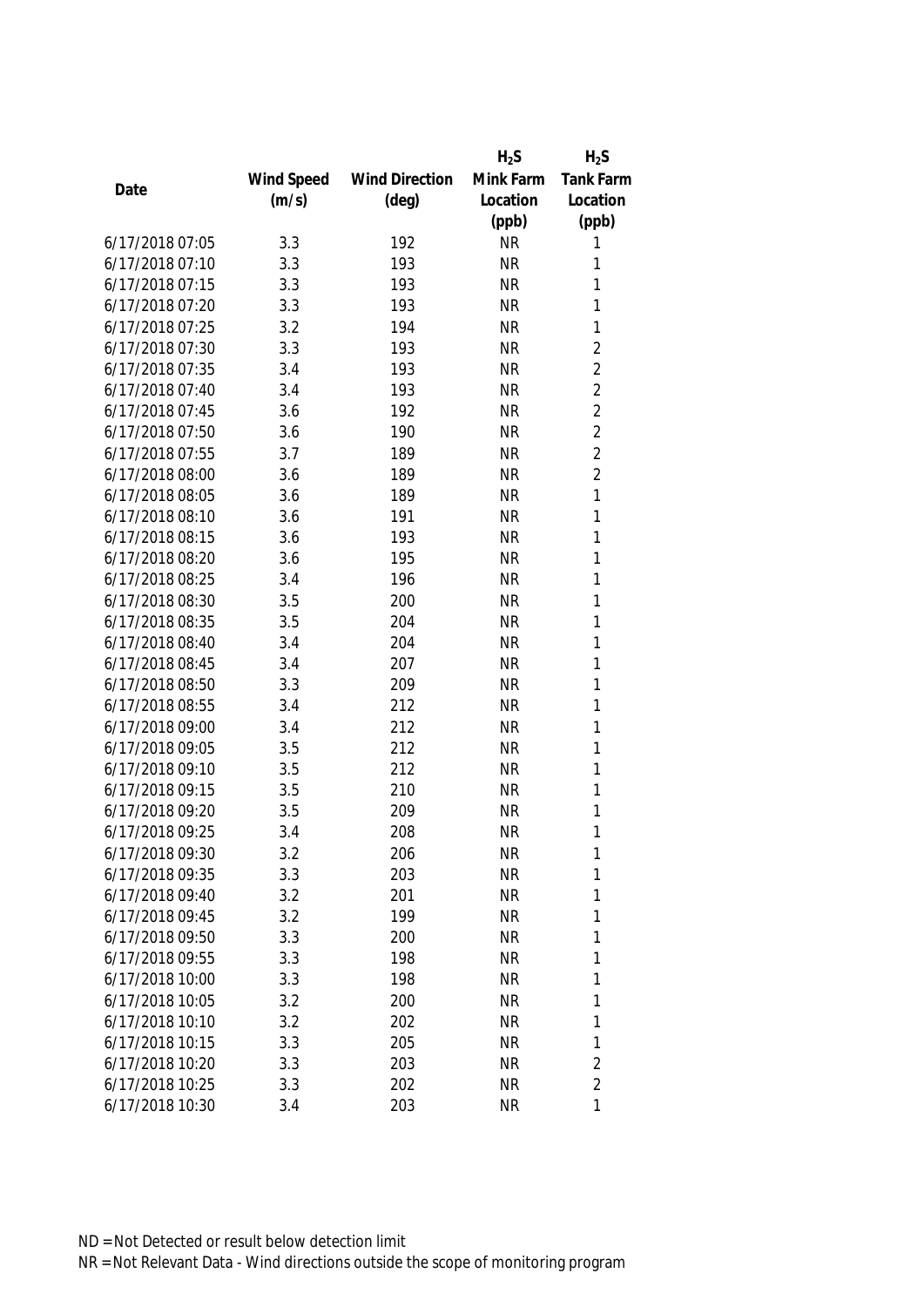| Date | Wind Speed (m/s) | Wind Direction (deg) | $H_2S$ Mink Farm Location (ppb) | $H_2S$ Tank Farm Location (ppb) |
|---|---|---|---|---|
| 6/17/2018 07:05 | 3.3 | 192 | NR | 1 |
| 6/17/2018 07:10 | 3.3 | 193 | NR | 1 |
| 6/17/2018 07:15 | 3.3 | 193 | NR | 1 |
| 6/17/2018 07:20 | 3.3 | 193 | NR | 1 |
| 6/17/2018 07:25 | 3.2 | 194 | NR | 1 |
| 6/17/2018 07:30 | 3.3 | 193 | NR | 2 |
| 6/17/2018 07:35 | 3.4 | 193 | NR | 2 |
| 6/17/2018 07:40 | 3.4 | 193 | NR | 2 |
| 6/17/2018 07:45 | 3.6 | 192 | NR | 2 |
| 6/17/2018 07:50 | 3.6 | 190 | NR | 2 |
| 6/17/2018 07:55 | 3.7 | 189 | NR | 2 |
| 6/17/2018 08:00 | 3.6 | 189 | NR | 2 |
| 6/17/2018 08:05 | 3.6 | 189 | NR | 1 |
| 6/17/2018 08:10 | 3.6 | 191 | NR | 1 |
| 6/17/2018 08:15 | 3.6 | 193 | NR | 1 |
| 6/17/2018 08:20 | 3.6 | 195 | NR | 1 |
| 6/17/2018 08:25 | 3.4 | 196 | NR | 1 |
| 6/17/2018 08:30 | 3.5 | 200 | NR | 1 |
| 6/17/2018 08:35 | 3.5 | 204 | NR | 1 |
| 6/17/2018 08:40 | 3.4 | 204 | NR | 1 |
| 6/17/2018 08:45 | 3.4 | 207 | NR | 1 |
| 6/17/2018 08:50 | 3.3 | 209 | NR | 1 |
| 6/17/2018 08:55 | 3.4 | 212 | NR | 1 |
| 6/17/2018 09:00 | 3.4 | 212 | NR | 1 |
| 6/17/2018 09:05 | 3.5 | 212 | NR | 1 |
| 6/17/2018 09:10 | 3.5 | 212 | NR | 1 |
| 6/17/2018 09:15 | 3.5 | 210 | NR | 1 |
| 6/17/2018 09:20 | 3.5 | 209 | NR | 1 |
| 6/17/2018 09:25 | 3.4 | 208 | NR | 1 |
| 6/17/2018 09:30 | 3.2 | 206 | NR | 1 |
| 6/17/2018 09:35 | 3.3 | 203 | NR | 1 |
| 6/17/2018 09:40 | 3.2 | 201 | NR | 1 |
| 6/17/2018 09:45 | 3.2 | 199 | NR | 1 |
| 6/17/2018 09:50 | 3.3 | 200 | NR | 1 |
| 6/17/2018 09:55 | 3.3 | 198 | NR | 1 |
| 6/17/2018 10:00 | 3.3 | 198 | NR | 1 |
| 6/17/2018 10:05 | 3.2 | 200 | NR | 1 |
| 6/17/2018 10:10 | 3.2 | 202 | NR | 1 |
| 6/17/2018 10:15 | 3.3 | 205 | NR | 1 |
| 6/17/2018 10:20 | 3.3 | 203 | NR | 2 |
| 6/17/2018 10:25 | 3.3 | 202 | NR | 2 |
| 6/17/2018 10:30 | 3.4 | 203 | NR | 1 |

ND = Not Detected or result below detection limit

NR = Not Relevant Data - Wind directions outside the scope of monitoring program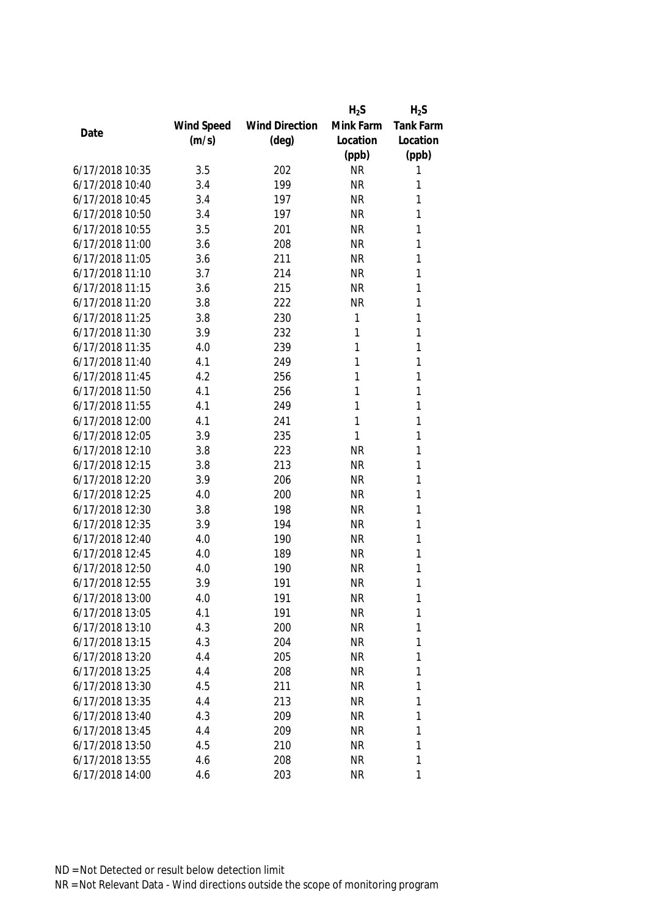| Date | Wind Speed (m/s) | Wind Direction (deg) | $H_2S$ Mink Farm Location (ppb) | $H_2S$ Tank Farm Location (ppb) |
|---|---|---|---|---|
| 6/17/2018 10:35 | 3.5 | 202 | NR | 1 |
| 6/17/2018 10:40 | 3.4 | 199 | NR | 1 |
| 6/17/2018 10:45 | 3.4 | 197 | NR | 1 |
| 6/17/2018 10:50 | 3.4 | 197 | NR | 1 |
| 6/17/2018 10:55 | 3.5 | 201 | NR | 1 |
| 6/17/2018 11:00 | 3.6 | 208 | NR | 1 |
| 6/17/2018 11:05 | 3.6 | 211 | NR | 1 |
| 6/17/2018 11:10 | 3.7 | 214 | NR | 1 |
| 6/17/2018 11:15 | 3.6 | 215 | NR | 1 |
| 6/17/2018 11:20 | 3.8 | 222 | NR | 1 |
| 6/17/2018 11:25 | 3.8 | 230 | 1 | 1 |
| 6/17/2018 11:30 | 3.9 | 232 | 1 | 1 |
| 6/17/2018 11:35 | 4.0 | 239 | 1 | 1 |
| 6/17/2018 11:40 | 4.1 | 249 | 1 | 1 |
| 6/17/2018 11:45 | 4.2 | 256 | 1 | 1 |
| 6/17/2018 11:50 | 4.1 | 256 | 1 | 1 |
| 6/17/2018 11:55 | 4.1 | 249 | 1 | 1 |
| 6/17/2018 12:00 | 4.1 | 241 | 1 | 1 |
| 6/17/2018 12:05 | 3.9 | 235 | 1 | 1 |
| 6/17/2018 12:10 | 3.8 | 223 | NR | 1 |
| 6/17/2018 12:15 | 3.8 | 213 | NR | 1 |
| 6/17/2018 12:20 | 3.9 | 206 | NR | 1 |
| 6/17/2018 12:25 | 4.0 | 200 | NR | 1 |
| 6/17/2018 12:30 | 3.8 | 198 | NR | 1 |
| 6/17/2018 12:35 | 3.9 | 194 | NR | 1 |
| 6/17/2018 12:40 | 4.0 | 190 | NR | 1 |
| 6/17/2018 12:45 | 4.0 | 189 | NR | 1 |
| 6/17/2018 12:50 | 4.0 | 190 | NR | 1 |
| 6/17/2018 12:55 | 3.9 | 191 | NR | 1 |
| 6/17/2018 13:00 | 4.0 | 191 | NR | 1 |
| 6/17/2018 13:05 | 4.1 | 191 | NR | 1 |
| 6/17/2018 13:10 | 4.3 | 200 | NR | 1 |
| 6/17/2018 13:15 | 4.3 | 204 | NR | 1 |
| 6/17/2018 13:20 | 4.4 | 205 | NR | 1 |
| 6/17/2018 13:25 | 4.4 | 208 | NR | 1 |
| 6/17/2018 13:30 | 4.5 | 211 | NR | 1 |
| 6/17/2018 13:35 | 4.4 | 213 | NR | 1 |
| 6/17/2018 13:40 | 4.3 | 209 | NR | 1 |
| 6/17/2018 13:45 | 4.4 | 209 | NR | 1 |
| 6/17/2018 13:50 | 4.5 | 210 | NR | 1 |
| 6/17/2018 13:55 | 4.6 | 208 | NR | 1 |
| 6/17/2018 14:00 | 4.6 | 203 | NR | 1 |

ND = Not Detected or result below detection limit

NR = Not Relevant Data - Wind directions outside the scope of monitoring program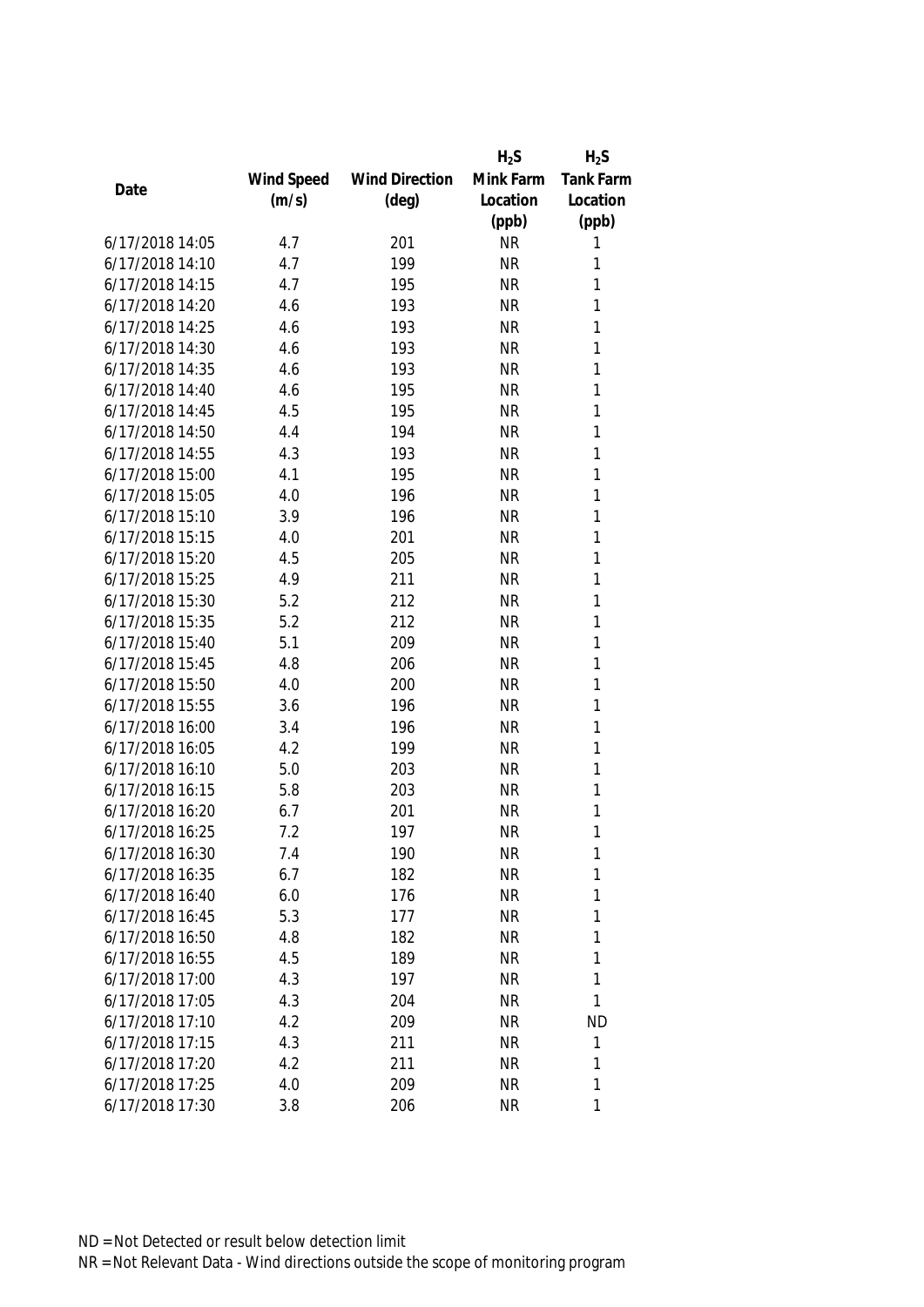| Date | Wind Speed (m/s) | Wind Direction (deg) | $H_2S$ Mink Farm Location (ppb) | $H_2S$ Tank Farm Location (ppb) |
|---|---|---|---|---|
| 6/17/2018 14:05 | 4.7 | 201 | NR | 1 |
| 6/17/2018 14:10 | 4.7 | 199 | NR | 1 |
| 6/17/2018 14:15 | 4.7 | 195 | NR | 1 |
| 6/17/2018 14:20 | 4.6 | 193 | NR | 1 |
| 6/17/2018 14:25 | 4.6 | 193 | NR | 1 |
| 6/17/2018 14:30 | 4.6 | 193 | NR | 1 |
| 6/17/2018 14:35 | 4.6 | 193 | NR | 1 |
| 6/17/2018 14:40 | 4.6 | 195 | NR | 1 |
| 6/17/2018 14:45 | 4.5 | 195 | NR | 1 |
| 6/17/2018 14:50 | 4.4 | 194 | NR | 1 |
| 6/17/2018 14:55 | 4.3 | 193 | NR | 1 |
| 6/17/2018 15:00 | 4.1 | 195 | NR | 1 |
| 6/17/2018 15:05 | 4.0 | 196 | NR | 1 |
| 6/17/2018 15:10 | 3.9 | 196 | NR | 1 |
| 6/17/2018 15:15 | 4.0 | 201 | NR | 1 |
| 6/17/2018 15:20 | 4.5 | 205 | NR | 1 |
| 6/17/2018 15:25 | 4.9 | 211 | NR | 1 |
| 6/17/2018 15:30 | 5.2 | 212 | NR | 1 |
| 6/17/2018 15:35 | 5.2 | 212 | NR | 1 |
| 6/17/2018 15:40 | 5.1 | 209 | NR | 1 |
| 6/17/2018 15:45 | 4.8 | 206 | NR | 1 |
| 6/17/2018 15:50 | 4.0 | 200 | NR | 1 |
| 6/17/2018 15:55 | 3.6 | 196 | NR | 1 |
| 6/17/2018 16:00 | 3.4 | 196 | NR | 1 |
| 6/17/2018 16:05 | 4.2 | 199 | NR | 1 |
| 6/17/2018 16:10 | 5.0 | 203 | NR | 1 |
| 6/17/2018 16:15 | 5.8 | 203 | NR | 1 |
| 6/17/2018 16:20 | 6.7 | 201 | NR | 1 |
| 6/17/2018 16:25 | 7.2 | 197 | NR | 1 |
| 6/17/2018 16:30 | 7.4 | 190 | NR | 1 |
| 6/17/2018 16:35 | 6.7 | 182 | NR | 1 |
| 6/17/2018 16:40 | 6.0 | 176 | NR | 1 |
| 6/17/2018 16:45 | 5.3 | 177 | NR | 1 |
| 6/17/2018 16:50 | 4.8 | 182 | NR | 1 |
| 6/17/2018 16:55 | 4.5 | 189 | NR | 1 |
| 6/17/2018 17:00 | 4.3 | 197 | NR | 1 |
| 6/17/2018 17:05 | 4.3 | 204 | NR | 1 |
| 6/17/2018 17:10 | 4.2 | 209 | NR | ND |
| 6/17/2018 17:15 | 4.3 | 211 | NR | 1 |
| 6/17/2018 17:20 | 4.2 | 211 | NR | 1 |
| 6/17/2018 17:25 | 4.0 | 209 | NR | 1 |
| 6/17/2018 17:30 | 3.8 | 206 | NR | 1 |

ND = Not Detected or result below detection limit
NR = Not Relevant Data - Wind directions outside the scope of monitoring program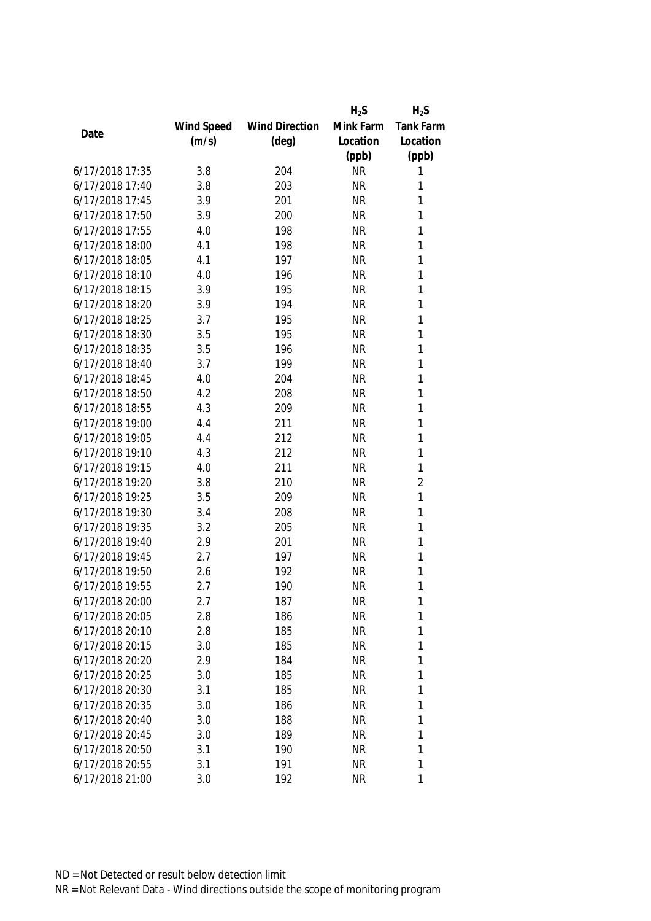| Date | Wind Speed (m/s) | Wind Direction (deg) | $H_2S$ Mink Farm Location (ppb) | $H_2S$ Tank Farm Location (ppb) |
|---|---|---|---|---|
| 6/17/2018 17:35 | 3.8 | 204 | NR | 1 |
| 6/17/2018 17:40 | 3.8 | 203 | NR | 1 |
| 6/17/2018 17:45 | 3.9 | 201 | NR | 1 |
| 6/17/2018 17:50 | 3.9 | 200 | NR | 1 |
| 6/17/2018 17:55 | 4.0 | 198 | NR | 1 |
| 6/17/2018 18:00 | 4.1 | 198 | NR | 1 |
| 6/17/2018 18:05 | 4.1 | 197 | NR | 1 |
| 6/17/2018 18:10 | 4.0 | 196 | NR | 1 |
| 6/17/2018 18:15 | 3.9 | 195 | NR | 1 |
| 6/17/2018 18:20 | 3.9 | 194 | NR | 1 |
| 6/17/2018 18:25 | 3.7 | 195 | NR | 1 |
| 6/17/2018 18:30 | 3.5 | 195 | NR | 1 |
| 6/17/2018 18:35 | 3.5 | 196 | NR | 1 |
| 6/17/2018 18:40 | 3.7 | 199 | NR | 1 |
| 6/17/2018 18:45 | 4.0 | 204 | NR | 1 |
| 6/17/2018 18:50 | 4.2 | 208 | NR | 1 |
| 6/17/2018 18:55 | 4.3 | 209 | NR | 1 |
| 6/17/2018 19:00 | 4.4 | 211 | NR | 1 |
| 6/17/2018 19:05 | 4.4 | 212 | NR | 1 |
| 6/17/2018 19:10 | 4.3 | 212 | NR | 1 |
| 6/17/2018 19:15 | 4.0 | 211 | NR | 1 |
| 6/17/2018 19:20 | 3.8 | 210 | NR | 2 |
| 6/17/2018 19:25 | 3.5 | 209 | NR | 1 |
| 6/17/2018 19:30 | 3.4 | 208 | NR | 1 |
| 6/17/2018 19:35 | 3.2 | 205 | NR | 1 |
| 6/17/2018 19:40 | 2.9 | 201 | NR | 1 |
| 6/17/2018 19:45 | 2.7 | 197 | NR | 1 |
| 6/17/2018 19:50 | 2.6 | 192 | NR | 1 |
| 6/17/2018 19:55 | 2.7 | 190 | NR | 1 |
| 6/17/2018 20:00 | 2.7 | 187 | NR | 1 |
| 6/17/2018 20:05 | 2.8 | 186 | NR | 1 |
| 6/17/2018 20:10 | 2.8 | 185 | NR | 1 |
| 6/17/2018 20:15 | 3.0 | 185 | NR | 1 |
| 6/17/2018 20:20 | 2.9 | 184 | NR | 1 |
| 6/17/2018 20:25 | 3.0 | 185 | NR | 1 |
| 6/17/2018 20:30 | 3.1 | 185 | NR | 1 |
| 6/17/2018 20:35 | 3.0 | 186 | NR | 1 |
| 6/17/2018 20:40 | 3.0 | 188 | NR | 1 |
| 6/17/2018 20:45 | 3.0 | 189 | NR | 1 |
| 6/17/2018 20:50 | 3.1 | 190 | NR | 1 |
| 6/17/2018 20:55 | 3.1 | 191 | NR | 1 |
| 6/17/2018 21:00 | 3.0 | 192 | NR | 1 |

ND = Not Detected or result below detection limit

NR = Not Relevant Data - Wind directions outside the scope of monitoring program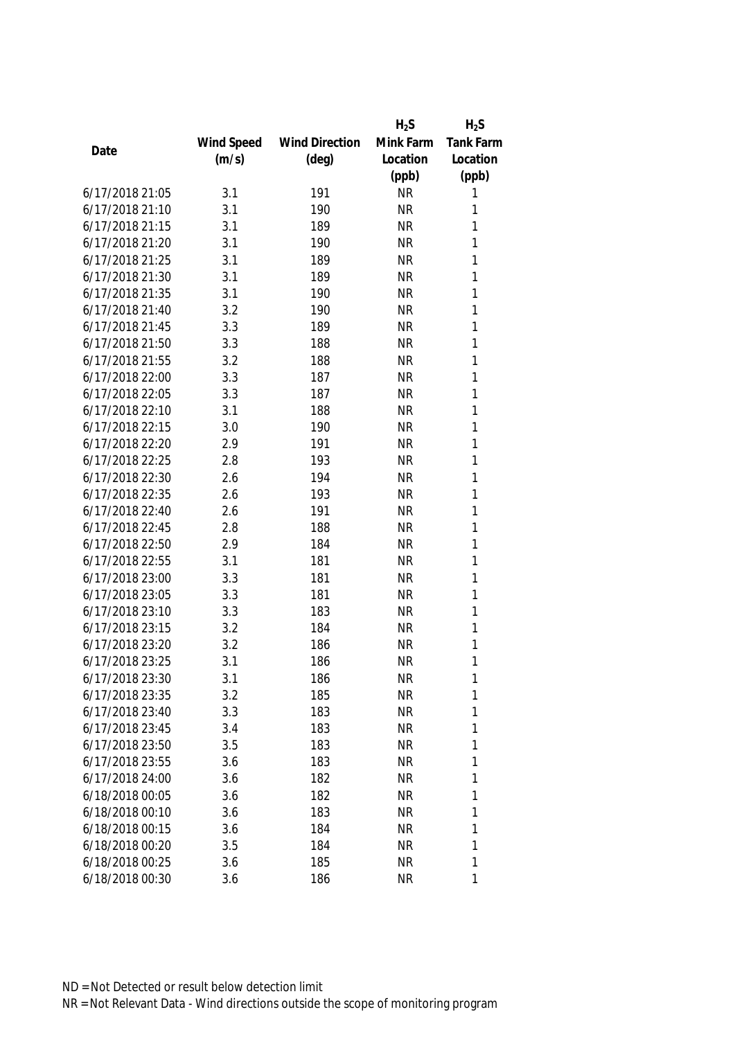| Date | Wind Speed (m/s) | Wind Direction (deg) | $H_2S$ Mink Farm Location (ppb) | $H_2S$ Tank Farm Location (ppb) |
|---|---|---|---|---|
| 6/17/2018 21:05 | 3.1 | 191 | NR | 1 |
| 6/17/2018 21:10 | 3.1 | 190 | NR | 1 |
| 6/17/2018 21:15 | 3.1 | 189 | NR | 1 |
| 6/17/2018 21:20 | 3.1 | 190 | NR | 1 |
| 6/17/2018 21:25 | 3.1 | 189 | NR | 1 |
| 6/17/2018 21:30 | 3.1 | 189 | NR | 1 |
| 6/17/2018 21:35 | 3.1 | 190 | NR | 1 |
| 6/17/2018 21:40 | 3.2 | 190 | NR | 1 |
| 6/17/2018 21:45 | 3.3 | 189 | NR | 1 |
| 6/17/2018 21:50 | 3.3 | 188 | NR | 1 |
| 6/17/2018 21:55 | 3.2 | 188 | NR | 1 |
| 6/17/2018 22:00 | 3.3 | 187 | NR | 1 |
| 6/17/2018 22:05 | 3.3 | 187 | NR | 1 |
| 6/17/2018 22:10 | 3.1 | 188 | NR | 1 |
| 6/17/2018 22:15 | 3.0 | 190 | NR | 1 |
| 6/17/2018 22:20 | 2.9 | 191 | NR | 1 |
| 6/17/2018 22:25 | 2.8 | 193 | NR | 1 |
| 6/17/2018 22:30 | 2.6 | 194 | NR | 1 |
| 6/17/2018 22:35 | 2.6 | 193 | NR | 1 |
| 6/17/2018 22:40 | 2.6 | 191 | NR | 1 |
| 6/17/2018 22:45 | 2.8 | 188 | NR | 1 |
| 6/17/2018 22:50 | 2.9 | 184 | NR | 1 |
| 6/17/2018 22:55 | 3.1 | 181 | NR | 1 |
| 6/17/2018 23:00 | 3.3 | 181 | NR | 1 |
| 6/17/2018 23:05 | 3.3 | 181 | NR | 1 |
| 6/17/2018 23:10 | 3.3 | 183 | NR | 1 |
| 6/17/2018 23:15 | 3.2 | 184 | NR | 1 |
| 6/17/2018 23:20 | 3.2 | 186 | NR | 1 |
| 6/17/2018 23:25 | 3.1 | 186 | NR | 1 |
| 6/17/2018 23:30 | 3.1 | 186 | NR | 1 |
| 6/17/2018 23:35 | 3.2 | 185 | NR | 1 |
| 6/17/2018 23:40 | 3.3 | 183 | NR | 1 |
| 6/17/2018 23:45 | 3.4 | 183 | NR | 1 |
| 6/17/2018 23:50 | 3.5 | 183 | NR | 1 |
| 6/17/2018 23:55 | 3.6 | 183 | NR | 1 |
| 6/17/2018 24:00 | 3.6 | 182 | NR | 1 |
| 6/18/2018 00:05 | 3.6 | 182 | NR | 1 |
| 6/18/2018 00:10 | 3.6 | 183 | NR | 1 |
| 6/18/2018 00:15 | 3.6 | 184 | NR | 1 |
| 6/18/2018 00:20 | 3.5 | 184 | NR | 1 |
| 6/18/2018 00:25 | 3.6 | 185 | NR | 1 |
| 6/18/2018 00:30 | 3.6 | 186 | NR | 1 |

ND = Not Detected or result below detection limit

NR = Not Relevant Data - Wind directions outside the scope of monitoring program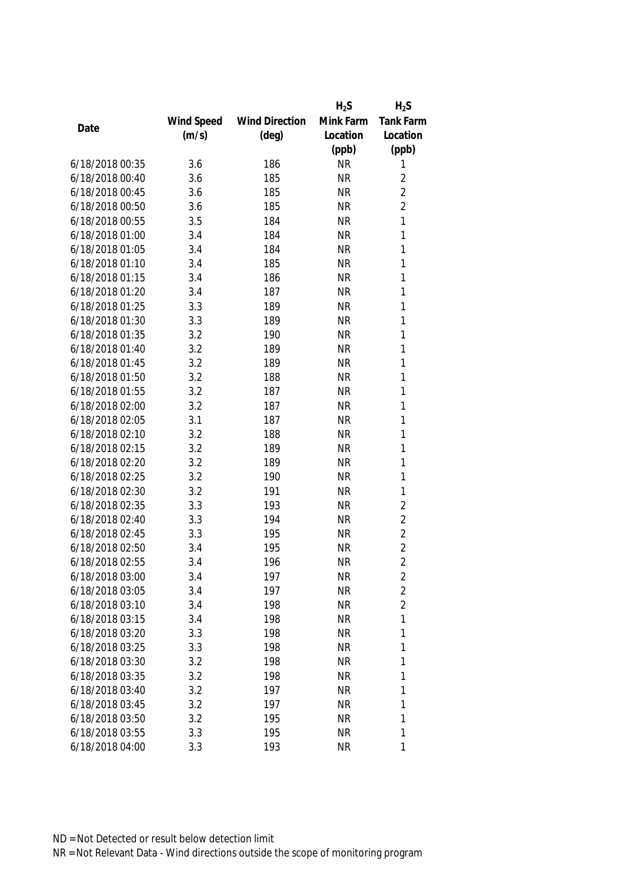| Date | Wind Speed (m/s) | Wind Direction (deg) | $H_2S$ Mink Farm Location (ppb) | $H_2S$ Tank Farm Location (ppb) |
|---|---|---|---|---|
| 6/18/2018 00:35 | 3.6 | 186 | NR | 1 |
| 6/18/2018 00:40 | 3.6 | 185 | NR | 2 |
| 6/18/2018 00:45 | 3.6 | 185 | NR | 2 |
| 6/18/2018 00:50 | 3.6 | 185 | NR | 2 |
| 6/18/2018 00:55 | 3.5 | 184 | NR | 1 |
| 6/18/2018 01:00 | 3.4 | 184 | NR | 1 |
| 6/18/2018 01:05 | 3.4 | 184 | NR | 1 |
| 6/18/2018 01:10 | 3.4 | 185 | NR | 1 |
| 6/18/2018 01:15 | 3.4 | 186 | NR | 1 |
| 6/18/2018 01:20 | 3.4 | 187 | NR | 1 |
| 6/18/2018 01:25 | 3.3 | 189 | NR | 1 |
| 6/18/2018 01:30 | 3.3 | 189 | NR | 1 |
| 6/18/2018 01:35 | 3.2 | 190 | NR | 1 |
| 6/18/2018 01:40 | 3.2 | 189 | NR | 1 |
| 6/18/2018 01:45 | 3.2 | 189 | NR | 1 |
| 6/18/2018 01:50 | 3.2 | 188 | NR | 1 |
| 6/18/2018 01:55 | 3.2 | 187 | NR | 1 |
| 6/18/2018 02:00 | 3.2 | 187 | NR | 1 |
| 6/18/2018 02:05 | 3.1 | 187 | NR | 1 |
| 6/18/2018 02:10 | 3.2 | 188 | NR | 1 |
| 6/18/2018 02:15 | 3.2 | 189 | NR | 1 |
| 6/18/2018 02:20 | 3.2 | 189 | NR | 1 |
| 6/18/2018 02:25 | 3.2 | 190 | NR | 1 |
| 6/18/2018 02:30 | 3.2 | 191 | NR | 1 |
| 6/18/2018 02:35 | 3.3 | 193 | NR | 2 |
| 6/18/2018 02:40 | 3.3 | 194 | NR | 2 |
| 6/18/2018 02:45 | 3.3 | 195 | NR | 2 |
| 6/18/2018 02:50 | 3.4 | 195 | NR | 2 |
| 6/18/2018 02:55 | 3.4 | 196 | NR | 2 |
| 6/18/2018 03:00 | 3.4 | 197 | NR | 2 |
| 6/18/2018 03:05 | 3.4 | 197 | NR | 2 |
| 6/18/2018 03:10 | 3.4 | 198 | NR | 2 |
| 6/18/2018 03:15 | 3.4 | 198 | NR | 1 |
| 6/18/2018 03:20 | 3.3 | 198 | NR | 1 |
| 6/18/2018 03:25 | 3.3 | 198 | NR | 1 |
| 6/18/2018 03:30 | 3.2 | 198 | NR | 1 |
| 6/18/2018 03:35 | 3.2 | 198 | NR | 1 |
| 6/18/2018 03:40 | 3.2 | 197 | NR | 1 |
| 6/18/2018 03:45 | 3.2 | 197 | NR | 1 |
| 6/18/2018 03:50 | 3.2 | 195 | NR | 1 |
| 6/18/2018 03:55 | 3.3 | 195 | NR | 1 |
| 6/18/2018 04:00 | 3.3 | 193 | NR | 1 |

ND = Not Detected or result below detection limit

NR = Not Relevant Data - Wind directions outside the scope of monitoring program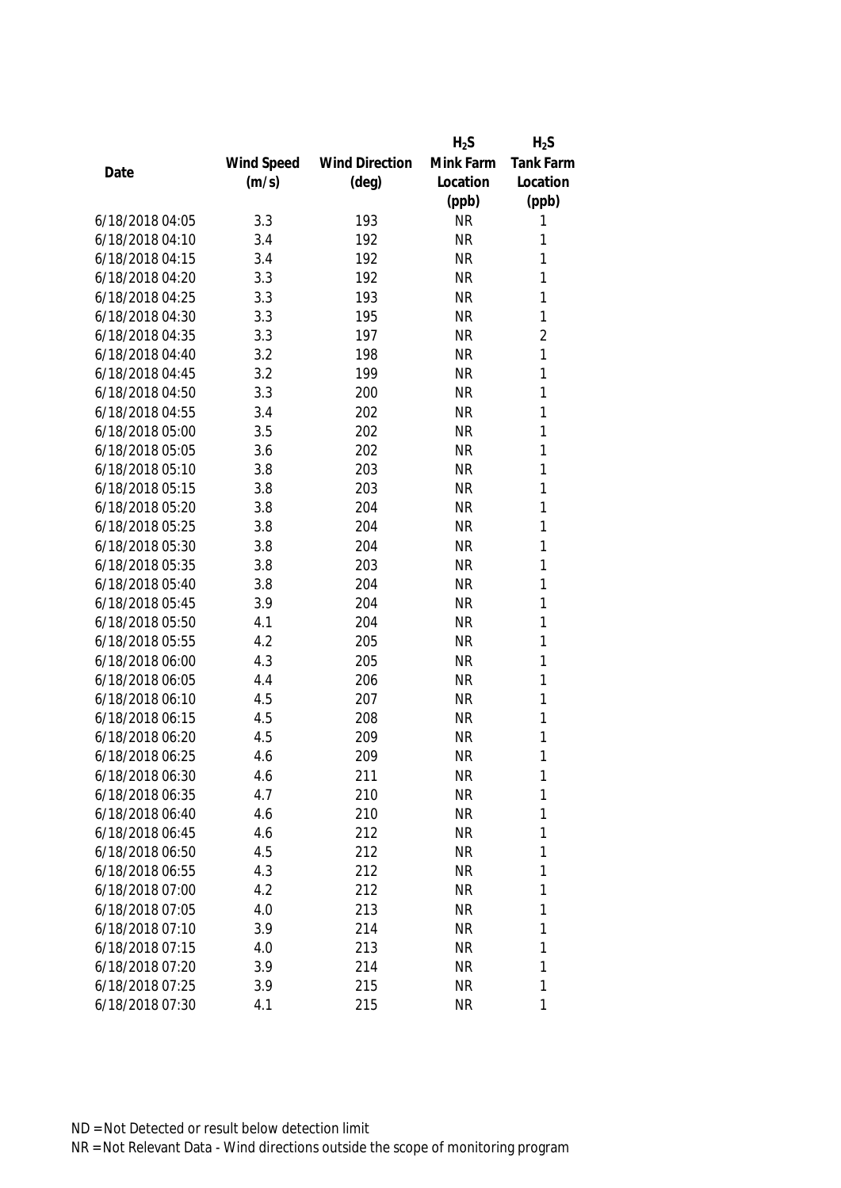| Date | Wind Speed (m/s) | Wind Direction (deg) | $H_2S$ Mink Farm Location (ppb) | $H_2S$ Tank Farm Location (ppb) |
|---|---|---|---|---|
| 6/18/2018 04:05 | 3.3 | 193 | NR | 1 |
| 6/18/2018 04:10 | 3.4 | 192 | NR | 1 |
| 6/18/2018 04:15 | 3.4 | 192 | NR | 1 |
| 6/18/2018 04:20 | 3.3 | 192 | NR | 1 |
| 6/18/2018 04:25 | 3.3 | 193 | NR | 1 |
| 6/18/2018 04:30 | 3.3 | 195 | NR | 1 |
| 6/18/2018 04:35 | 3.3 | 197 | NR | 2 |
| 6/18/2018 04:40 | 3.2 | 198 | NR | 1 |
| 6/18/2018 04:45 | 3.2 | 199 | NR | 1 |
| 6/18/2018 04:50 | 3.3 | 200 | NR | 1 |
| 6/18/2018 04:55 | 3.4 | 202 | NR | 1 |
| 6/18/2018 05:00 | 3.5 | 202 | NR | 1 |
| 6/18/2018 05:05 | 3.6 | 202 | NR | 1 |
| 6/18/2018 05:10 | 3.8 | 203 | NR | 1 |
| 6/18/2018 05:15 | 3.8 | 203 | NR | 1 |
| 6/18/2018 05:20 | 3.8 | 204 | NR | 1 |
| 6/18/2018 05:25 | 3.8 | 204 | NR | 1 |
| 6/18/2018 05:30 | 3.8 | 204 | NR | 1 |
| 6/18/2018 05:35 | 3.8 | 203 | NR | 1 |
| 6/18/2018 05:40 | 3.8 | 204 | NR | 1 |
| 6/18/2018 05:45 | 3.9 | 204 | NR | 1 |
| 6/18/2018 05:50 | 4.1 | 204 | NR | 1 |
| 6/18/2018 05:55 | 4.2 | 205 | NR | 1 |
| 6/18/2018 06:00 | 4.3 | 205 | NR | 1 |
| 6/18/2018 06:05 | 4.4 | 206 | NR | 1 |
| 6/18/2018 06:10 | 4.5 | 207 | NR | 1 |
| 6/18/2018 06:15 | 4.5 | 208 | NR | 1 |
| 6/18/2018 06:20 | 4.5 | 209 | NR | 1 |
| 6/18/2018 06:25 | 4.6 | 209 | NR | 1 |
| 6/18/2018 06:30 | 4.6 | 211 | NR | 1 |
| 6/18/2018 06:35 | 4.7 | 210 | NR | 1 |
| 6/18/2018 06:40 | 4.6 | 210 | NR | 1 |
| 6/18/2018 06:45 | 4.6 | 212 | NR | 1 |
| 6/18/2018 06:50 | 4.5 | 212 | NR | 1 |
| 6/18/2018 06:55 | 4.3 | 212 | NR | 1 |
| 6/18/2018 07:00 | 4.2 | 212 | NR | 1 |
| 6/18/2018 07:05 | 4.0 | 213 | NR | 1 |
| 6/18/2018 07:10 | 3.9 | 214 | NR | 1 |
| 6/18/2018 07:15 | 4.0 | 213 | NR | 1 |
| 6/18/2018 07:20 | 3.9 | 214 | NR | 1 |
| 6/18/2018 07:25 | 3.9 | 215 | NR | 1 |
| 6/18/2018 07:30 | 4.1 | 215 | NR | 1 |

ND = Not Detected or result below detection limit

NR = Not Relevant Data - Wind directions outside the scope of monitoring program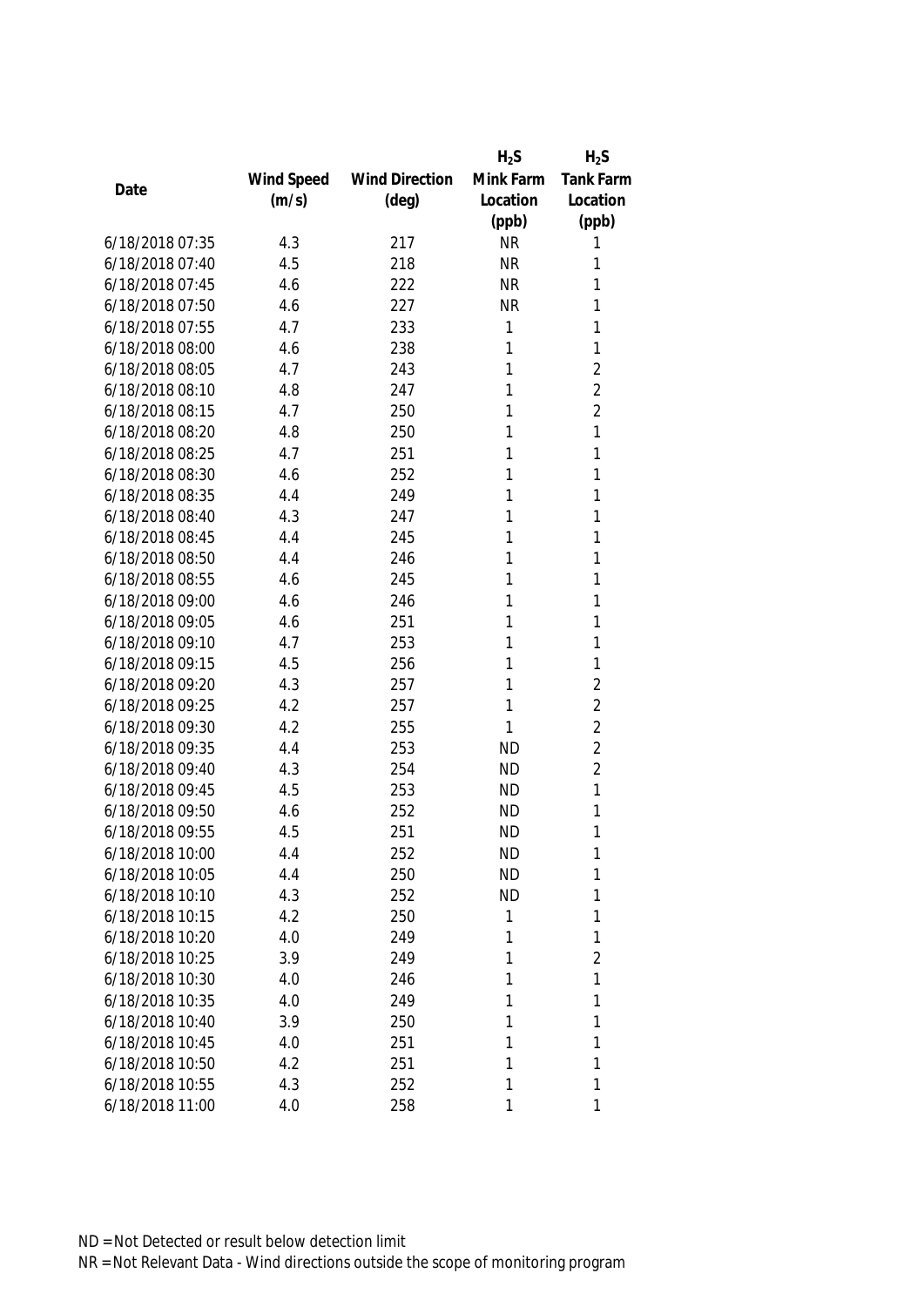| Date | Wind Speed (m/s) | Wind Direction (deg) | $H_2S$ Mink Farm Location (ppb) | $H_2S$ Tank Farm Location (ppb) |
|---|---|---|---|---|
| 6/18/2018 07:35 | 4.3 | 217 | NR | 1 |
| 6/18/2018 07:40 | 4.5 | 218 | NR | 1 |
| 6/18/2018 07:45 | 4.6 | 222 | NR | 1 |
| 6/18/2018 07:50 | 4.6 | 227 | NR | 1 |
| 6/18/2018 07:55 | 4.7 | 233 | 1 | 1 |
| 6/18/2018 08:00 | 4.6 | 238 | 1 | 1 |
| 6/18/2018 08:05 | 4.7 | 243 | 1 | 2 |
| 6/18/2018 08:10 | 4.8 | 247 | 1 | 2 |
| 6/18/2018 08:15 | 4.7 | 250 | 1 | 2 |
| 6/18/2018 08:20 | 4.8 | 250 | 1 | 1 |
| 6/18/2018 08:25 | 4.7 | 251 | 1 | 1 |
| 6/18/2018 08:30 | 4.6 | 252 | 1 | 1 |
| 6/18/2018 08:35 | 4.4 | 249 | 1 | 1 |
| 6/18/2018 08:40 | 4.3 | 247 | 1 | 1 |
| 6/18/2018 08:45 | 4.4 | 245 | 1 | 1 |
| 6/18/2018 08:50 | 4.4 | 246 | 1 | 1 |
| 6/18/2018 08:55 | 4.6 | 245 | 1 | 1 |
| 6/18/2018 09:00 | 4.6 | 246 | 1 | 1 |
| 6/18/2018 09:05 | 4.6 | 251 | 1 | 1 |
| 6/18/2018 09:10 | 4.7 | 253 | 1 | 1 |
| 6/18/2018 09:15 | 4.5 | 256 | 1 | 1 |
| 6/18/2018 09:20 | 4.3 | 257 | 1 | 2 |
| 6/18/2018 09:25 | 4.2 | 257 | 1 | 2 |
| 6/18/2018 09:30 | 4.2 | 255 | 1 | 2 |
| 6/18/2018 09:35 | 4.4 | 253 | ND | 2 |
| 6/18/2018 09:40 | 4.3 | 254 | ND | 2 |
| 6/18/2018 09:45 | 4.5 | 253 | ND | 1 |
| 6/18/2018 09:50 | 4.6 | 252 | ND | 1 |
| 6/18/2018 09:55 | 4.5 | 251 | ND | 1 |
| 6/18/2018 10:00 | 4.4 | 252 | ND | 1 |
| 6/18/2018 10:05 | 4.4 | 250 | ND | 1 |
| 6/18/2018 10:10 | 4.3 | 252 | ND | 1 |
| 6/18/2018 10:15 | 4.2 | 250 | 1 | 1 |
| 6/18/2018 10:20 | 4.0 | 249 | 1 | 1 |
| 6/18/2018 10:25 | 3.9 | 249 | 1 | 2 |
| 6/18/2018 10:30 | 4.0 | 246 | 1 | 1 |
| 6/18/2018 10:35 | 4.0 | 249 | 1 | 1 |
| 6/18/2018 10:40 | 3.9 | 250 | 1 | 1 |
| 6/18/2018 10:45 | 4.0 | 251 | 1 | 1 |
| 6/18/2018 10:50 | 4.2 | 251 | 1 | 1 |
| 6/18/2018 10:55 | 4.3 | 252 | 1 | 1 |
| 6/18/2018 11:00 | 4.0 | 258 | 1 | 1 |

ND = Not Detected or result below detection limit

NR = Not Relevant Data - Wind directions outside the scope of monitoring program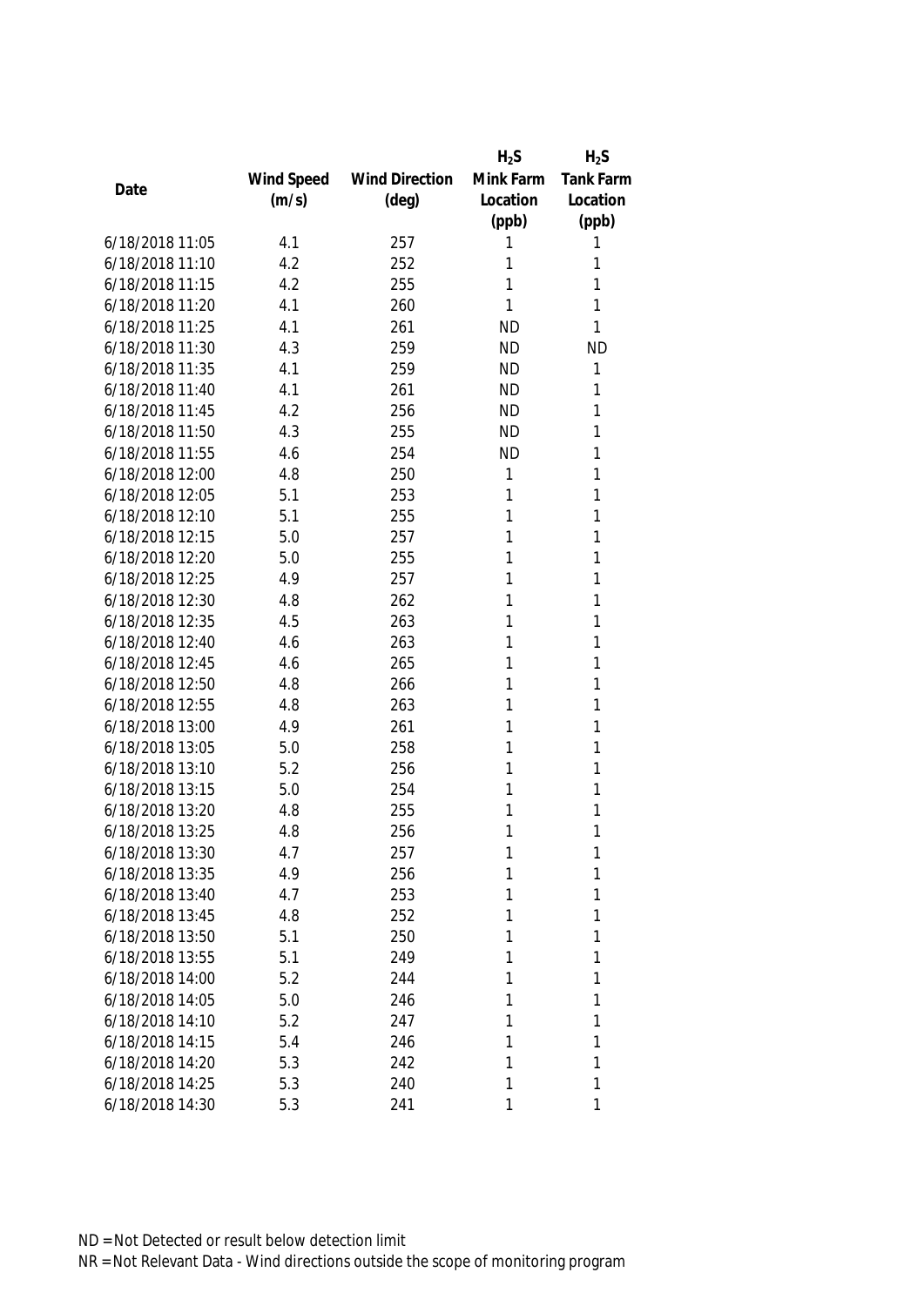| Date | Wind Speed (m/s) | Wind Direction (deg) | $H_2S$ Mink Farm Location (ppb) | $H_2S$ Tank Farm Location (ppb) |
|---|---|---|---|---|
| 6/18/2018 11:05 | 4.1 | 257 | 1 | 1 |
| 6/18/2018 11:10 | 4.2 | 252 | 1 | 1 |
| 6/18/2018 11:15 | 4.2 | 255 | 1 | 1 |
| 6/18/2018 11:20 | 4.1 | 260 | 1 | 1 |
| 6/18/2018 11:25 | 4.1 | 261 | ND | 1 |
| 6/18/2018 11:30 | 4.3 | 259 | ND | ND |
| 6/18/2018 11:35 | 4.1 | 259 | ND | 1 |
| 6/18/2018 11:40 | 4.1 | 261 | ND | 1 |
| 6/18/2018 11:45 | 4.2 | 256 | ND | 1 |
| 6/18/2018 11:50 | 4.3 | 255 | ND | 1 |
| 6/18/2018 11:55 | 4.6 | 254 | ND | 1 |
| 6/18/2018 12:00 | 4.8 | 250 | 1 | 1 |
| 6/18/2018 12:05 | 5.1 | 253 | 1 | 1 |
| 6/18/2018 12:10 | 5.1 | 255 | 1 | 1 |
| 6/18/2018 12:15 | 5.0 | 257 | 1 | 1 |
| 6/18/2018 12:20 | 5.0 | 255 | 1 | 1 |
| 6/18/2018 12:25 | 4.9 | 257 | 1 | 1 |
| 6/18/2018 12:30 | 4.8 | 262 | 1 | 1 |
| 6/18/2018 12:35 | 4.5 | 263 | 1 | 1 |
| 6/18/2018 12:40 | 4.6 | 263 | 1 | 1 |
| 6/18/2018 12:45 | 4.6 | 265 | 1 | 1 |
| 6/18/2018 12:50 | 4.8 | 266 | 1 | 1 |
| 6/18/2018 12:55 | 4.8 | 263 | 1 | 1 |
| 6/18/2018 13:00 | 4.9 | 261 | 1 | 1 |
| 6/18/2018 13:05 | 5.0 | 258 | 1 | 1 |
| 6/18/2018 13:10 | 5.2 | 256 | 1 | 1 |
| 6/18/2018 13:15 | 5.0 | 254 | 1 | 1 |
| 6/18/2018 13:20 | 4.8 | 255 | 1 | 1 |
| 6/18/2018 13:25 | 4.8 | 256 | 1 | 1 |
| 6/18/2018 13:30 | 4.7 | 257 | 1 | 1 |
| 6/18/2018 13:35 | 4.9 | 256 | 1 | 1 |
| 6/18/2018 13:40 | 4.7 | 253 | 1 | 1 |
| 6/18/2018 13:45 | 4.8 | 252 | 1 | 1 |
| 6/18/2018 13:50 | 5.1 | 250 | 1 | 1 |
| 6/18/2018 13:55 | 5.1 | 249 | 1 | 1 |
| 6/18/2018 14:00 | 5.2 | 244 | 1 | 1 |
| 6/18/2018 14:05 | 5.0 | 246 | 1 | 1 |
| 6/18/2018 14:10 | 5.2 | 247 | 1 | 1 |
| 6/18/2018 14:15 | 5.4 | 246 | 1 | 1 |
| 6/18/2018 14:20 | 5.3 | 242 | 1 | 1 |
| 6/18/2018 14:25 | 5.3 | 240 | 1 | 1 |
| 6/18/2018 14:30 | 5.3 | 241 | 1 | 1 |

ND = Not Detected or result below detection limit

NR = Not Relevant Data - Wind directions outside the scope of monitoring program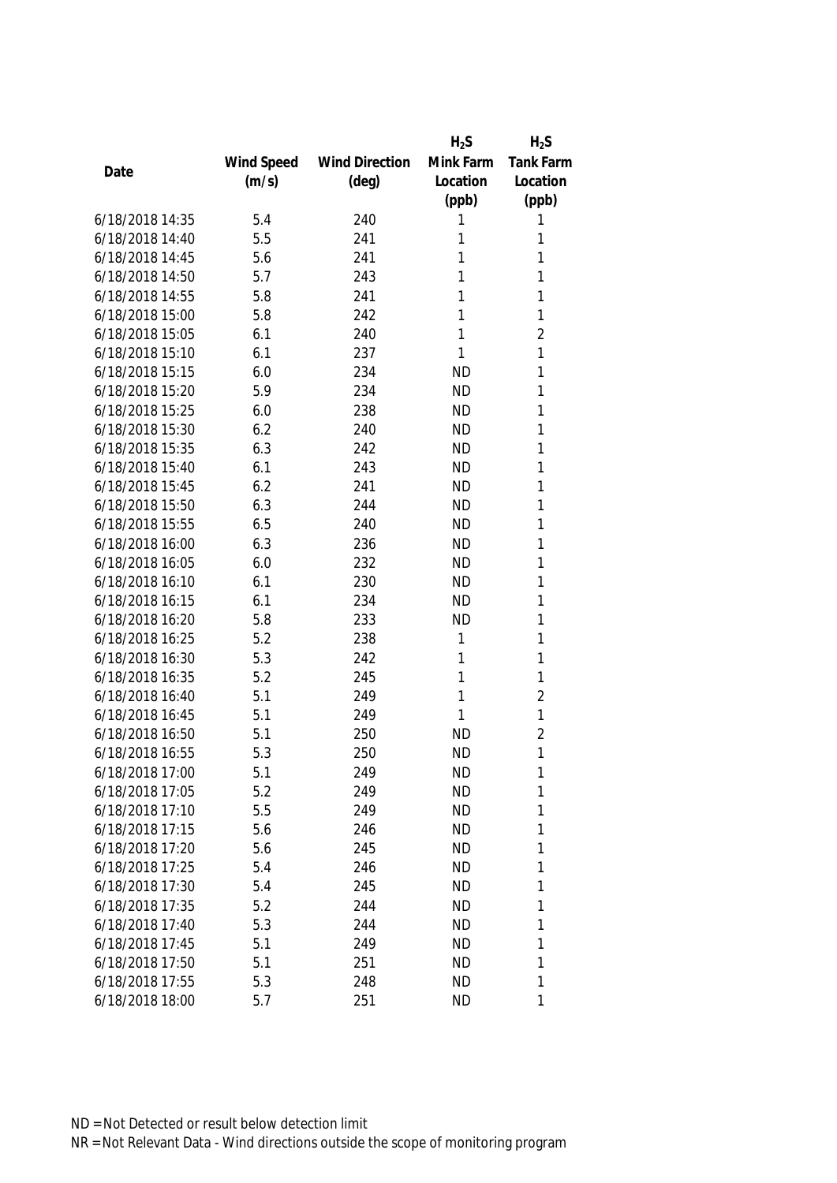| Date | Wind Speed (m/s) | Wind Direction (deg) | $H_2S$ Mink Farm Location (ppb) | $H_2S$ Tank Farm Location (ppb) |
|---|---|---|---|---|
| 6/18/2018 14:35 | 5.4 | 240 | 1 | 1 |
| 6/18/2018 14:40 | 5.5 | 241 | 1 | 1 |
| 6/18/2018 14:45 | 5.6 | 241 | 1 | 1 |
| 6/18/2018 14:50 | 5.7 | 243 | 1 | 1 |
| 6/18/2018 14:55 | 5.8 | 241 | 1 | 1 |
| 6/18/2018 15:00 | 5.8 | 242 | 1 | 1 |
| 6/18/2018 15:05 | 6.1 | 240 | 1 | 2 |
| 6/18/2018 15:10 | 6.1 | 237 | 1 | 1 |
| 6/18/2018 15:15 | 6.0 | 234 | ND | 1 |
| 6/18/2018 15:20 | 5.9 | 234 | ND | 1 |
| 6/18/2018 15:25 | 6.0 | 238 | ND | 1 |
| 6/18/2018 15:30 | 6.2 | 240 | ND | 1 |
| 6/18/2018 15:35 | 6.3 | 242 | ND | 1 |
| 6/18/2018 15:40 | 6.1 | 243 | ND | 1 |
| 6/18/2018 15:45 | 6.2 | 241 | ND | 1 |
| 6/18/2018 15:50 | 6.3 | 244 | ND | 1 |
| 6/18/2018 15:55 | 6.5 | 240 | ND | 1 |
| 6/18/2018 16:00 | 6.3 | 236 | ND | 1 |
| 6/18/2018 16:05 | 6.0 | 232 | ND | 1 |
| 6/18/2018 16:10 | 6.1 | 230 | ND | 1 |
| 6/18/2018 16:15 | 6.1 | 234 | ND | 1 |
| 6/18/2018 16:20 | 5.8 | 233 | ND | 1 |
| 6/18/2018 16:25 | 5.2 | 238 | 1 | 1 |
| 6/18/2018 16:30 | 5.3 | 242 | 1 | 1 |
| 6/18/2018 16:35 | 5.2 | 245 | 1 | 1 |
| 6/18/2018 16:40 | 5.1 | 249 | 1 | 2 |
| 6/18/2018 16:45 | 5.1 | 249 | 1 | 1 |
| 6/18/2018 16:50 | 5.1 | 250 | ND | 2 |
| 6/18/2018 16:55 | 5.3 | 250 | ND | 1 |
| 6/18/2018 17:00 | 5.1 | 249 | ND | 1 |
| 6/18/2018 17:05 | 5.2 | 249 | ND | 1 |
| 6/18/2018 17:10 | 5.5 | 249 | ND | 1 |
| 6/18/2018 17:15 | 5.6 | 246 | ND | 1 |
| 6/18/2018 17:20 | 5.6 | 245 | ND | 1 |
| 6/18/2018 17:25 | 5.4 | 246 | ND | 1 |
| 6/18/2018 17:30 | 5.4 | 245 | ND | 1 |
| 6/18/2018 17:35 | 5.2 | 244 | ND | 1 |
| 6/18/2018 17:40 | 5.3 | 244 | ND | 1 |
| 6/18/2018 17:45 | 5.1 | 249 | ND | 1 |
| 6/18/2018 17:50 | 5.1 | 251 | ND | 1 |
| 6/18/2018 17:55 | 5.3 | 248 | ND | 1 |
| 6/18/2018 18:00 | 5.7 | 251 | ND | 1 |

ND = Not Detected or result below detection limit

NR = Not Relevant Data - Wind directions outside the scope of monitoring program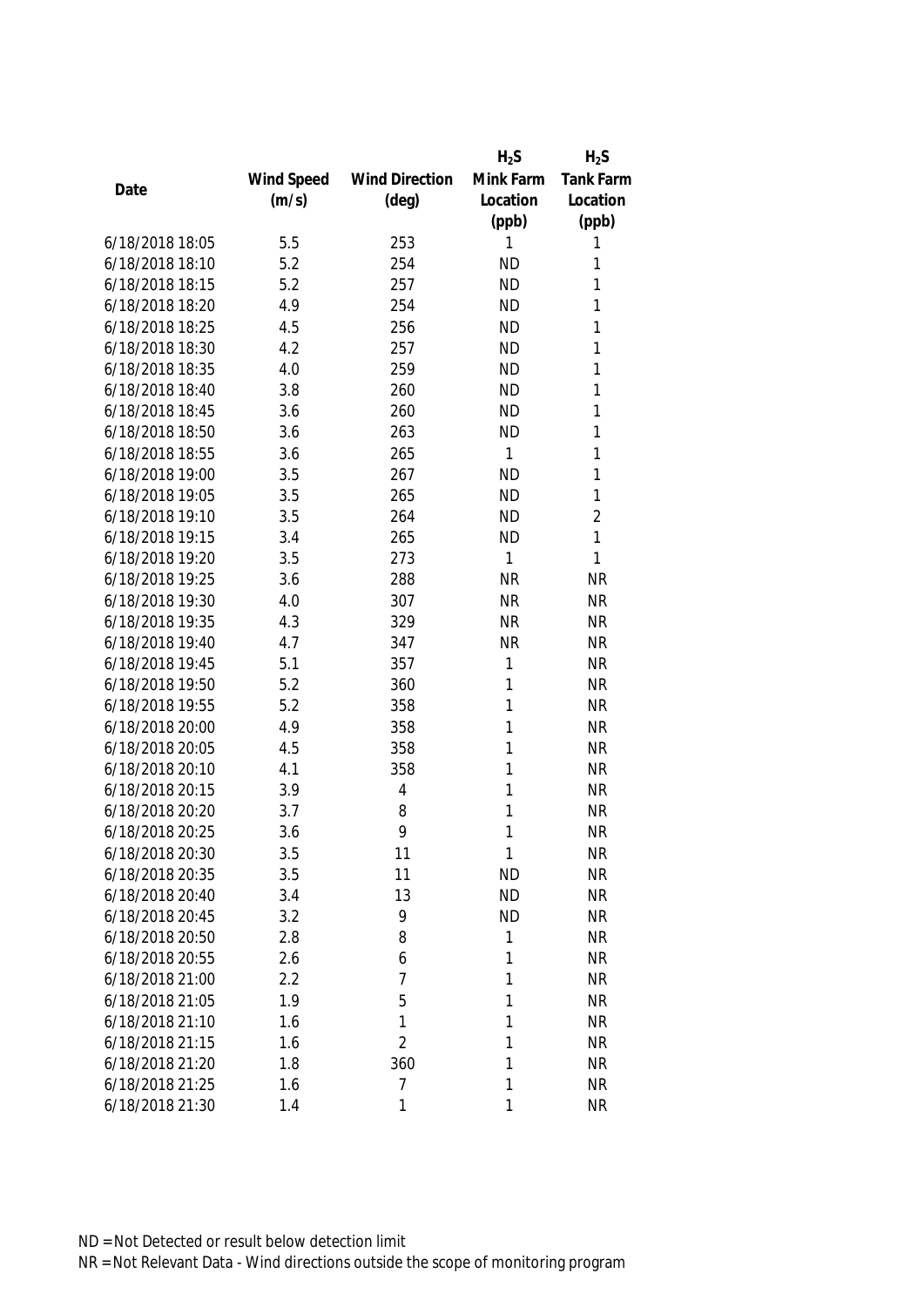| Date | Wind Speed (m/s) | Wind Direction (deg) | $H_2S$ Mink Farm Location (ppb) | $H_2S$ Tank Farm Location (ppb) |
|---|---|---|---|---|
| 6/18/2018 18:05 | 5.5 | 253 | 1 | 1 |
| 6/18/2018 18:10 | 5.2 | 254 | ND | 1 |
| 6/18/2018 18:15 | 5.2 | 257 | ND | 1 |
| 6/18/2018 18:20 | 4.9 | 254 | ND | 1 |
| 6/18/2018 18:25 | 4.5 | 256 | ND | 1 |
| 6/18/2018 18:30 | 4.2 | 257 | ND | 1 |
| 6/18/2018 18:35 | 4.0 | 259 | ND | 1 |
| 6/18/2018 18:40 | 3.8 | 260 | ND | 1 |
| 6/18/2018 18:45 | 3.6 | 260 | ND | 1 |
| 6/18/2018 18:50 | 3.6 | 263 | ND | 1 |
| 6/18/2018 18:55 | 3.6 | 265 | 1 | 1 |
| 6/18/2018 19:00 | 3.5 | 267 | ND | 1 |
| 6/18/2018 19:05 | 3.5 | 265 | ND | 1 |
| 6/18/2018 19:10 | 3.5 | 264 | ND | 2 |
| 6/18/2018 19:15 | 3.4 | 265 | ND | 1 |
| 6/18/2018 19:20 | 3.5 | 273 | 1 | 1 |
| 6/18/2018 19:25 | 3.6 | 288 | NR | NR |
| 6/18/2018 19:30 | 4.0 | 307 | NR | NR |
| 6/18/2018 19:35 | 4.3 | 329 | NR | NR |
| 6/18/2018 19:40 | 4.7 | 347 | NR | NR |
| 6/18/2018 19:45 | 5.1 | 357 | 1 | NR |
| 6/18/2018 19:50 | 5.2 | 360 | 1 | NR |
| 6/18/2018 19:55 | 5.2 | 358 | 1 | NR |
| 6/18/2018 20:00 | 4.9 | 358 | 1 | NR |
| 6/18/2018 20:05 | 4.5 | 358 | 1 | NR |
| 6/18/2018 20:10 | 4.1 | 358 | 1 | NR |
| 6/18/2018 20:15 | 3.9 | 4 | 1 | NR |
| 6/18/2018 20:20 | 3.7 | 8 | 1 | NR |
| 6/18/2018 20:25 | 3.6 | 9 | 1 | NR |
| 6/18/2018 20:30 | 3.5 | 11 | 1 | NR |
| 6/18/2018 20:35 | 3.5 | 11 | ND | NR |
| 6/18/2018 20:40 | 3.4 | 13 | ND | NR |
| 6/18/2018 20:45 | 3.2 | 9 | ND | NR |
| 6/18/2018 20:50 | 2.8 | 8 | 1 | NR |
| 6/18/2018 20:55 | 2.6 | 6 | 1 | NR |
| 6/18/2018 21:00 | 2.2 | 7 | 1 | NR |
| 6/18/2018 21:05 | 1.9 | 5 | 1 | NR |
| 6/18/2018 21:10 | 1.6 | 1 | 1 | NR |
| 6/18/2018 21:15 | 1.6 | 2 | 1 | NR |
| 6/18/2018 21:20 | 1.8 | 360 | 1 | NR |
| 6/18/2018 21:25 | 1.6 | 7 | 1 | NR |
| 6/18/2018 21:30 | 1.4 | 1 | 1 | NR |

ND = Not Detected or result below detection limit

NR = Not Relevant Data - Wind directions outside the scope of monitoring program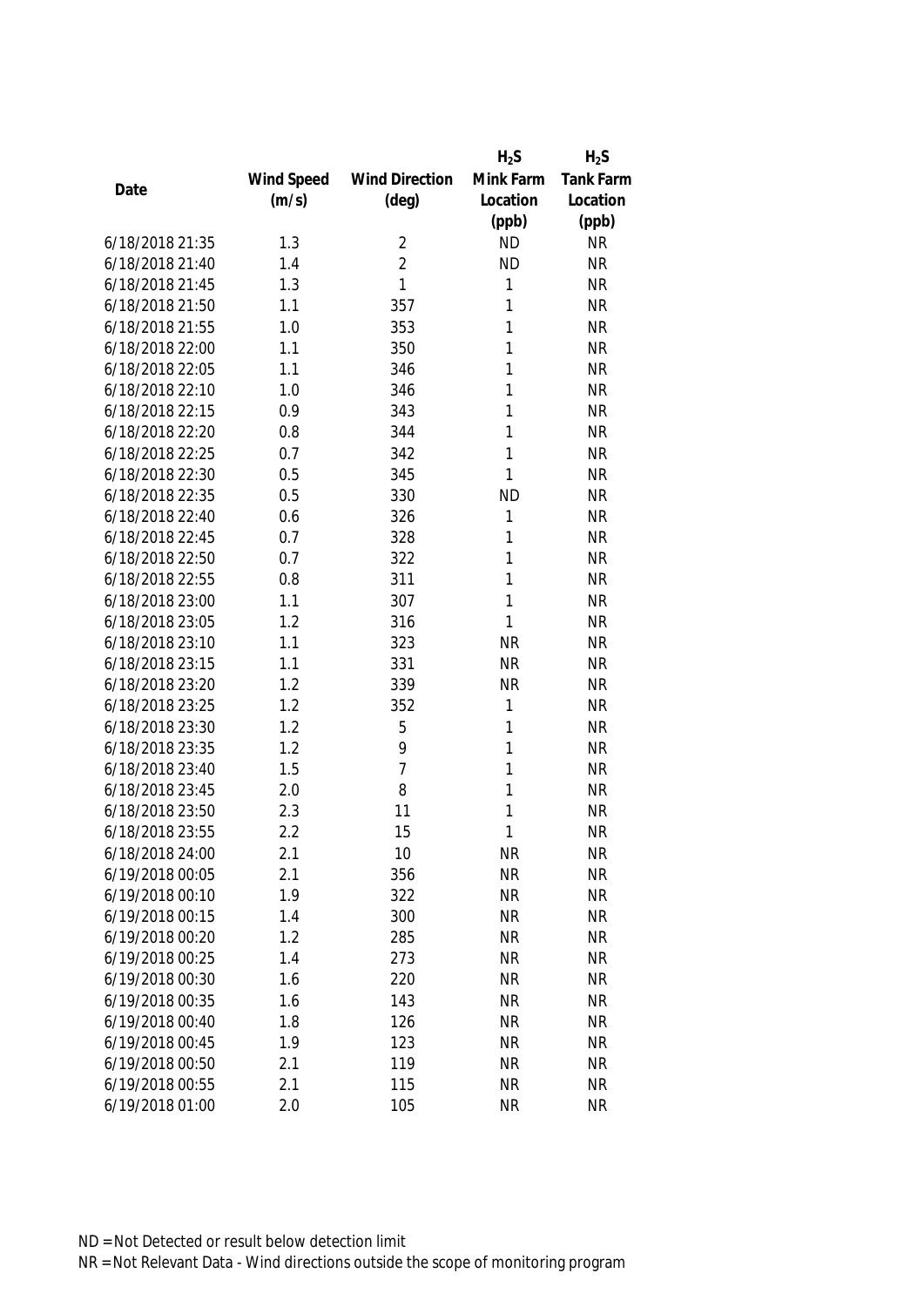| Date | Wind Speed (m/s) | Wind Direction (deg) | $H_2S$ Mink Farm Location (ppb) | $H_2S$ Tank Farm Location (ppb) |
|---|---|---|---|---|
| 6/18/2018 21:35 | 1.3 | 2 | ND | NR |
| 6/18/2018 21:40 | 1.4 | 2 | ND | NR |
| 6/18/2018 21:45 | 1.3 | 1 | 1 | NR |
| 6/18/2018 21:50 | 1.1 | 357 | 1 | NR |
| 6/18/2018 21:55 | 1.0 | 353 | 1 | NR |
| 6/18/2018 22:00 | 1.1 | 350 | 1 | NR |
| 6/18/2018 22:05 | 1.1 | 346 | 1 | NR |
| 6/18/2018 22:10 | 1.0 | 346 | 1 | NR |
| 6/18/2018 22:15 | 0.9 | 343 | 1 | NR |
| 6/18/2018 22:20 | 0.8 | 344 | 1 | NR |
| 6/18/2018 22:25 | 0.7 | 342 | 1 | NR |
| 6/18/2018 22:30 | 0.5 | 345 | 1 | NR |
| 6/18/2018 22:35 | 0.5 | 330 | ND | NR |
| 6/18/2018 22:40 | 0.6 | 326 | 1 | NR |
| 6/18/2018 22:45 | 0.7 | 328 | 1 | NR |
| 6/18/2018 22:50 | 0.7 | 322 | 1 | NR |
| 6/18/2018 22:55 | 0.8 | 311 | 1 | NR |
| 6/18/2018 23:00 | 1.1 | 307 | 1 | NR |
| 6/18/2018 23:05 | 1.2 | 316 | 1 | NR |
| 6/18/2018 23:10 | 1.1 | 323 | NR | NR |
| 6/18/2018 23:15 | 1.1 | 331 | NR | NR |
| 6/18/2018 23:20 | 1.2 | 339 | NR | NR |
| 6/18/2018 23:25 | 1.2 | 352 | 1 | NR |
| 6/18/2018 23:30 | 1.2 | 5 | 1 | NR |
| 6/18/2018 23:35 | 1.2 | 9 | 1 | NR |
| 6/18/2018 23:40 | 1.5 | 7 | 1 | NR |
| 6/18/2018 23:45 | 2.0 | 8 | 1 | NR |
| 6/18/2018 23:50 | 2.3 | 11 | 1 | NR |
| 6/18/2018 23:55 | 2.2 | 15 | 1 | NR |
| 6/18/2018 24:00 | 2.1 | 10 | NR | NR |
| 6/19/2018 00:05 | 2.1 | 356 | NR | NR |
| 6/19/2018 00:10 | 1.9 | 322 | NR | NR |
| 6/19/2018 00:15 | 1.4 | 300 | NR | NR |
| 6/19/2018 00:20 | 1.2 | 285 | NR | NR |
| 6/19/2018 00:25 | 1.4 | 273 | NR | NR |
| 6/19/2018 00:30 | 1.6 | 220 | NR | NR |
| 6/19/2018 00:35 | 1.6 | 143 | NR | NR |
| 6/19/2018 00:40 | 1.8 | 126 | NR | NR |
| 6/19/2018 00:45 | 1.9 | 123 | NR | NR |
| 6/19/2018 00:50 | 2.1 | 119 | NR | NR |
| 6/19/2018 00:55 | 2.1 | 115 | NR | NR |
| 6/19/2018 01:00 | 2.0 | 105 | NR | NR |

ND = Not Detected or result below detection limit

NR = Not Relevant Data - Wind directions outside the scope of monitoring program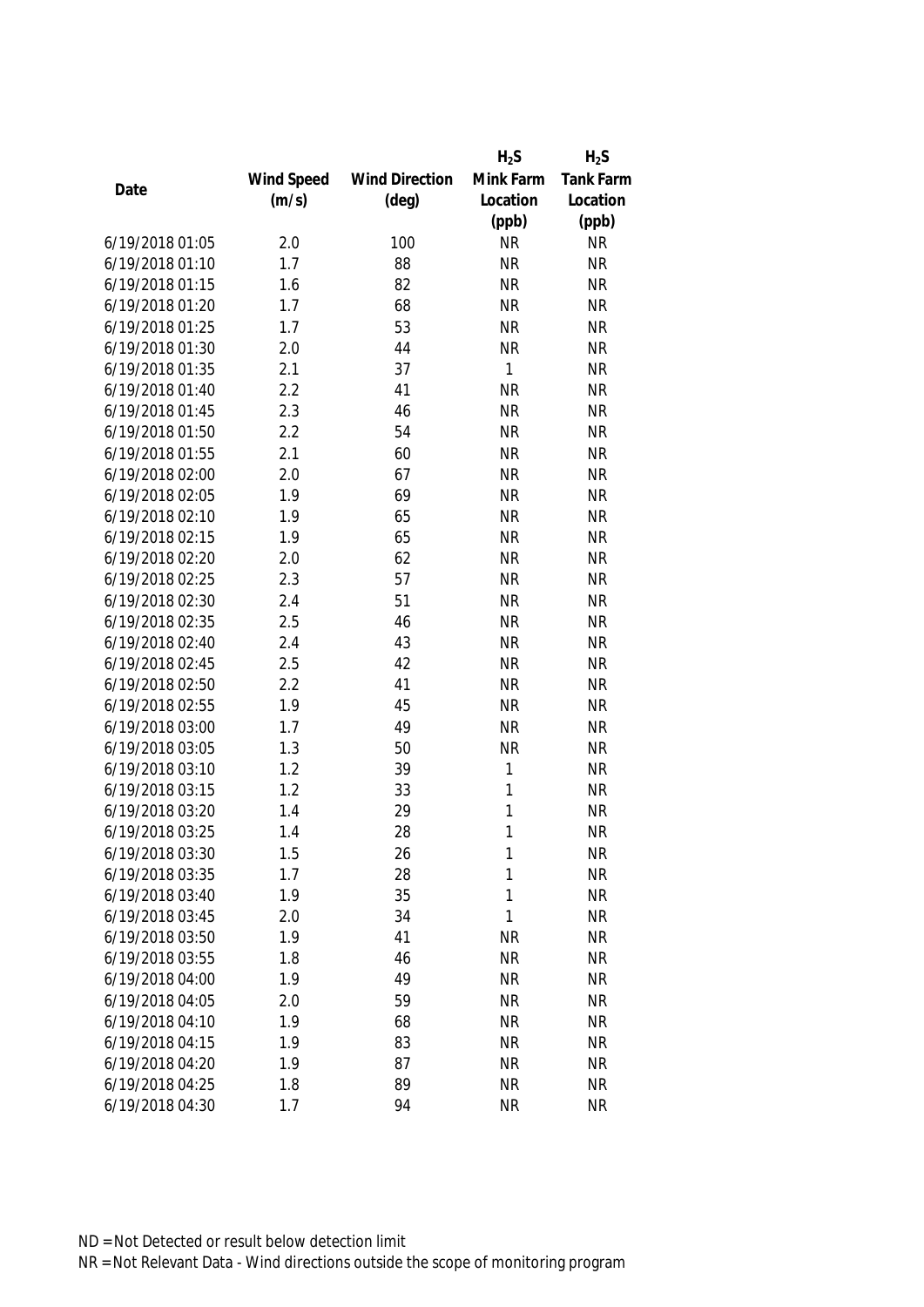| Date | Wind Speed (m/s) | Wind Direction (deg) | $H_2S$ Mink Farm Location (ppb) | $H_2S$ Tank Farm Location (ppb) |
|---|---|---|---|---|
| 6/19/2018 01:05 | 2.0 | 100 | NR | NR |
| 6/19/2018 01:10 | 1.7 | 88 | NR | NR |
| 6/19/2018 01:15 | 1.6 | 82 | NR | NR |
| 6/19/2018 01:20 | 1.7 | 68 | NR | NR |
| 6/19/2018 01:25 | 1.7 | 53 | NR | NR |
| 6/19/2018 01:30 | 2.0 | 44 | NR | NR |
| 6/19/2018 01:35 | 2.1 | 37 | 1 | NR |
| 6/19/2018 01:40 | 2.2 | 41 | NR | NR |
| 6/19/2018 01:45 | 2.3 | 46 | NR | NR |
| 6/19/2018 01:50 | 2.2 | 54 | NR | NR |
| 6/19/2018 01:55 | 2.1 | 60 | NR | NR |
| 6/19/2018 02:00 | 2.0 | 67 | NR | NR |
| 6/19/2018 02:05 | 1.9 | 69 | NR | NR |
| 6/19/2018 02:10 | 1.9 | 65 | NR | NR |
| 6/19/2018 02:15 | 1.9 | 65 | NR | NR |
| 6/19/2018 02:20 | 2.0 | 62 | NR | NR |
| 6/19/2018 02:25 | 2.3 | 57 | NR | NR |
| 6/19/2018 02:30 | 2.4 | 51 | NR | NR |
| 6/19/2018 02:35 | 2.5 | 46 | NR | NR |
| 6/19/2018 02:40 | 2.4 | 43 | NR | NR |
| 6/19/2018 02:45 | 2.5 | 42 | NR | NR |
| 6/19/2018 02:50 | 2.2 | 41 | NR | NR |
| 6/19/2018 02:55 | 1.9 | 45 | NR | NR |
| 6/19/2018 03:00 | 1.7 | 49 | NR | NR |
| 6/19/2018 03:05 | 1.3 | 50 | NR | NR |
| 6/19/2018 03:10 | 1.2 | 39 | 1 | NR |
| 6/19/2018 03:15 | 1.2 | 33 | 1 | NR |
| 6/19/2018 03:20 | 1.4 | 29 | 1 | NR |
| 6/19/2018 03:25 | 1.4 | 28 | 1 | NR |
| 6/19/2018 03:30 | 1.5 | 26 | 1 | NR |
| 6/19/2018 03:35 | 1.7 | 28 | 1 | NR |
| 6/19/2018 03:40 | 1.9 | 35 | 1 | NR |
| 6/19/2018 03:45 | 2.0 | 34 | 1 | NR |
| 6/19/2018 03:50 | 1.9 | 41 | NR | NR |
| 6/19/2018 03:55 | 1.8 | 46 | NR | NR |
| 6/19/2018 04:00 | 1.9 | 49 | NR | NR |
| 6/19/2018 04:05 | 2.0 | 59 | NR | NR |
| 6/19/2018 04:10 | 1.9 | 68 | NR | NR |
| 6/19/2018 04:15 | 1.9 | 83 | NR | NR |
| 6/19/2018 04:20 | 1.9 | 87 | NR | NR |
| 6/19/2018 04:25 | 1.8 | 89 | NR | NR |
| 6/19/2018 04:30 | 1.7 | 94 | NR | NR |

ND = Not Detected or result below detection limit

NR = Not Relevant Data - Wind directions outside the scope of monitoring program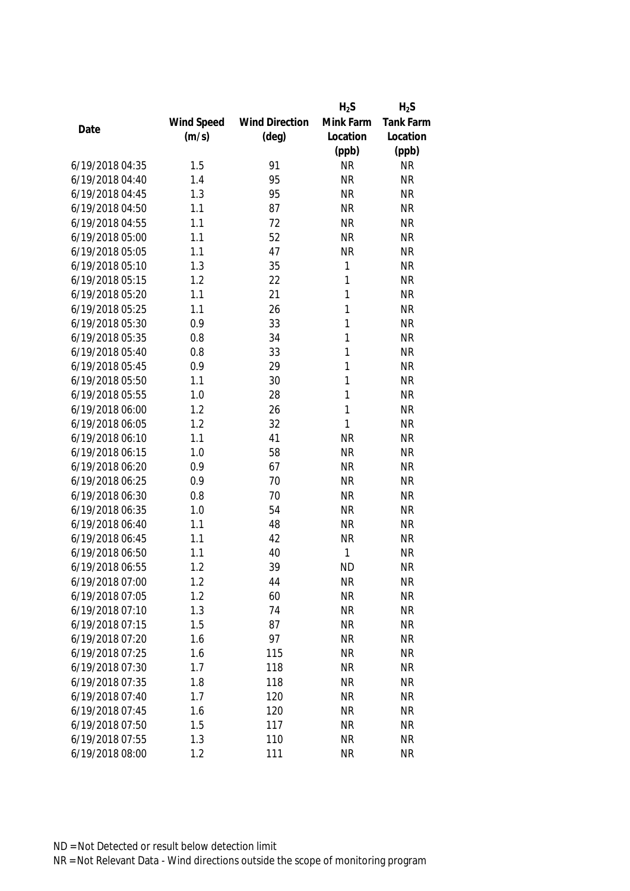| Date | Wind Speed (m/s) | Wind Direction (deg) | $H_2S$ Mink Farm Location (ppb) | $H_2S$ Tank Farm Location (ppb) |
|---|---|---|---|---|
| 6/19/2018 04:35 | 1.5 | 91 | NR | NR |
| 6/19/2018 04:40 | 1.4 | 95 | NR | NR |
| 6/19/2018 04:45 | 1.3 | 95 | NR | NR |
| 6/19/2018 04:50 | 1.1 | 87 | NR | NR |
| 6/19/2018 04:55 | 1.1 | 72 | NR | NR |
| 6/19/2018 05:00 | 1.1 | 52 | NR | NR |
| 6/19/2018 05:05 | 1.1 | 47 | NR | NR |
| 6/19/2018 05:10 | 1.3 | 35 | 1 | NR |
| 6/19/2018 05:15 | 1.2 | 22 | 1 | NR |
| 6/19/2018 05:20 | 1.1 | 21 | 1 | NR |
| 6/19/2018 05:25 | 1.1 | 26 | 1 | NR |
| 6/19/2018 05:30 | 0.9 | 33 | 1 | NR |
| 6/19/2018 05:35 | 0.8 | 34 | 1 | NR |
| 6/19/2018 05:40 | 0.8 | 33 | 1 | NR |
| 6/19/2018 05:45 | 0.9 | 29 | 1 | NR |
| 6/19/2018 05:50 | 1.1 | 30 | 1 | NR |
| 6/19/2018 05:55 | 1.0 | 28 | 1 | NR |
| 6/19/2018 06:00 | 1.2 | 26 | 1 | NR |
| 6/19/2018 06:05 | 1.2 | 32 | 1 | NR |
| 6/19/2018 06:10 | 1.1 | 41 | NR | NR |
| 6/19/2018 06:15 | 1.0 | 58 | NR | NR |
| 6/19/2018 06:20 | 0.9 | 67 | NR | NR |
| 6/19/2018 06:25 | 0.9 | 70 | NR | NR |
| 6/19/2018 06:30 | 0.8 | 70 | NR | NR |
| 6/19/2018 06:35 | 1.0 | 54 | NR | NR |
| 6/19/2018 06:40 | 1.1 | 48 | NR | NR |
| 6/19/2018 06:45 | 1.1 | 42 | NR | NR |
| 6/19/2018 06:50 | 1.1 | 40 | 1 | NR |
| 6/19/2018 06:55 | 1.2 | 39 | ND | NR |
| 6/19/2018 07:00 | 1.2 | 44 | NR | NR |
| 6/19/2018 07:05 | 1.2 | 60 | NR | NR |
| 6/19/2018 07:10 | 1.3 | 74 | NR | NR |
| 6/19/2018 07:15 | 1.5 | 87 | NR | NR |
| 6/19/2018 07:20 | 1.6 | 97 | NR | NR |
| 6/19/2018 07:25 | 1.6 | 115 | NR | NR |
| 6/19/2018 07:30 | 1.7 | 118 | NR | NR |
| 6/19/2018 07:35 | 1.8 | 118 | NR | NR |
| 6/19/2018 07:40 | 1.7 | 120 | NR | NR |
| 6/19/2018 07:45 | 1.6 | 120 | NR | NR |
| 6/19/2018 07:50 | 1.5 | 117 | NR | NR |
| 6/19/2018 07:55 | 1.3 | 110 | NR | NR |
| 6/19/2018 08:00 | 1.2 | 111 | NR | NR |

ND = Not Detected or result below detection limit

NR = Not Relevant Data - Wind directions outside the scope of monitoring program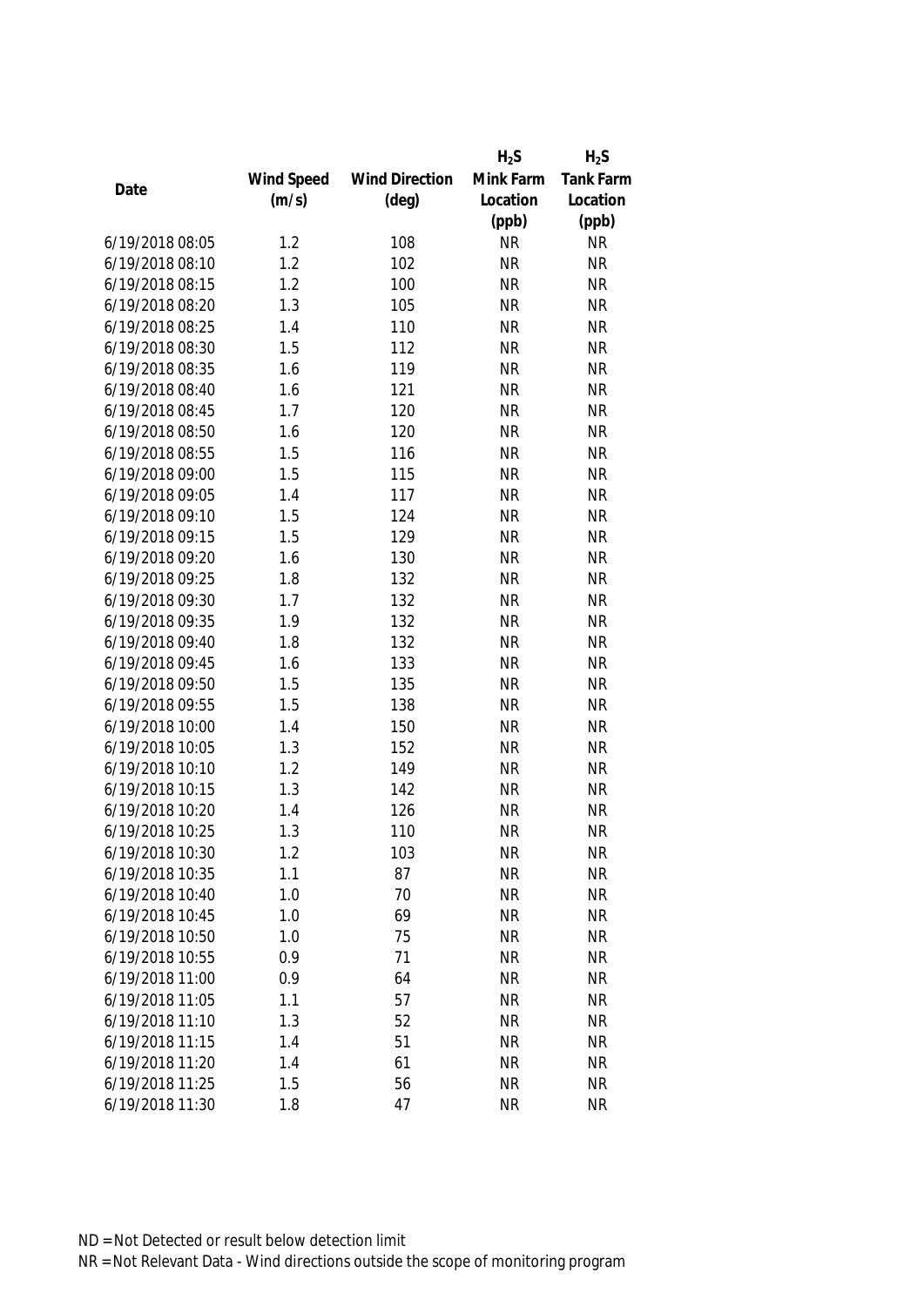| Date | Wind Speed (m/s) | Wind Direction (deg) | $H_2S$ Mink Farm Location (ppb) | $H_2S$ Tank Farm Location (ppb) |
|---|---|---|---|---|
| 6/19/2018 08:05 | 1.2 | 108 | NR | NR |
| 6/19/2018 08:10 | 1.2 | 102 | NR | NR |
| 6/19/2018 08:15 | 1.2 | 100 | NR | NR |
| 6/19/2018 08:20 | 1.3 | 105 | NR | NR |
| 6/19/2018 08:25 | 1.4 | 110 | NR | NR |
| 6/19/2018 08:30 | 1.5 | 112 | NR | NR |
| 6/19/2018 08:35 | 1.6 | 119 | NR | NR |
| 6/19/2018 08:40 | 1.6 | 121 | NR | NR |
| 6/19/2018 08:45 | 1.7 | 120 | NR | NR |
| 6/19/2018 08:50 | 1.6 | 120 | NR | NR |
| 6/19/2018 08:55 | 1.5 | 116 | NR | NR |
| 6/19/2018 09:00 | 1.5 | 115 | NR | NR |
| 6/19/2018 09:05 | 1.4 | 117 | NR | NR |
| 6/19/2018 09:10 | 1.5 | 124 | NR | NR |
| 6/19/2018 09:15 | 1.5 | 129 | NR | NR |
| 6/19/2018 09:20 | 1.6 | 130 | NR | NR |
| 6/19/2018 09:25 | 1.8 | 132 | NR | NR |
| 6/19/2018 09:30 | 1.7 | 132 | NR | NR |
| 6/19/2018 09:35 | 1.9 | 132 | NR | NR |
| 6/19/2018 09:40 | 1.8 | 132 | NR | NR |
| 6/19/2018 09:45 | 1.6 | 133 | NR | NR |
| 6/19/2018 09:50 | 1.5 | 135 | NR | NR |
| 6/19/2018 09:55 | 1.5 | 138 | NR | NR |
| 6/19/2018 10:00 | 1.4 | 150 | NR | NR |
| 6/19/2018 10:05 | 1.3 | 152 | NR | NR |
| 6/19/2018 10:10 | 1.2 | 149 | NR | NR |
| 6/19/2018 10:15 | 1.3 | 142 | NR | NR |
| 6/19/2018 10:20 | 1.4 | 126 | NR | NR |
| 6/19/2018 10:25 | 1.3 | 110 | NR | NR |
| 6/19/2018 10:30 | 1.2 | 103 | NR | NR |
| 6/19/2018 10:35 | 1.1 | 87 | NR | NR |
| 6/19/2018 10:40 | 1.0 | 70 | NR | NR |
| 6/19/2018 10:45 | 1.0 | 69 | NR | NR |
| 6/19/2018 10:50 | 1.0 | 75 | NR | NR |
| 6/19/2018 10:55 | 0.9 | 71 | NR | NR |
| 6/19/2018 11:00 | 0.9 | 64 | NR | NR |
| 6/19/2018 11:05 | 1.1 | 57 | NR | NR |
| 6/19/2018 11:10 | 1.3 | 52 | NR | NR |
| 6/19/2018 11:15 | 1.4 | 51 | NR | NR |
| 6/19/2018 11:20 | 1.4 | 61 | NR | NR |
| 6/19/2018 11:25 | 1.5 | 56 | NR | NR |
| 6/19/2018 11:30 | 1.8 | 47 | NR | NR |

ND = Not Detected or result below detection limit

NR = Not Relevant Data - Wind directions outside the scope of monitoring program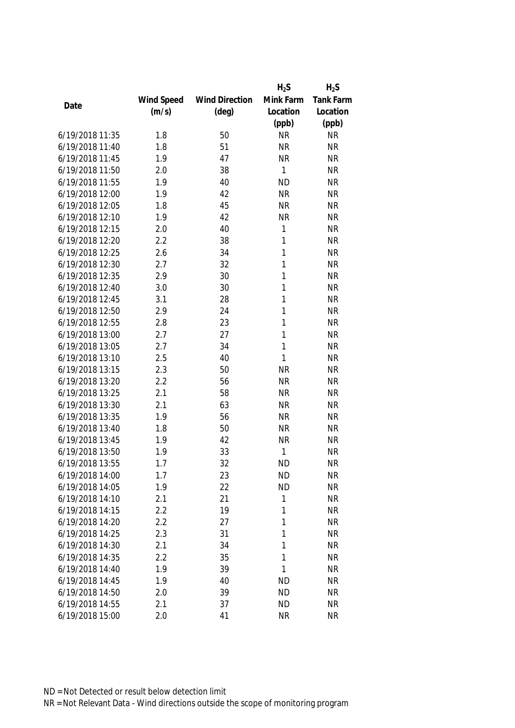| Date | Wind Speed (m/s) | Wind Direction (deg) | $H_2S$ Mink Farm Location (ppb) | $H_2S$ Tank Farm Location (ppb) |
|---|---|---|---|---|
| 6/19/2018 11:35 | 1.8 | 50 | NR | NR |
| 6/19/2018 11:40 | 1.8 | 51 | NR | NR |
| 6/19/2018 11:45 | 1.9 | 47 | NR | NR |
| 6/19/2018 11:50 | 2.0 | 38 | 1 | NR |
| 6/19/2018 11:55 | 1.9 | 40 | ND | NR |
| 6/19/2018 12:00 | 1.9 | 42 | NR | NR |
| 6/19/2018 12:05 | 1.8 | 45 | NR | NR |
| 6/19/2018 12:10 | 1.9 | 42 | NR | NR |
| 6/19/2018 12:15 | 2.0 | 40 | 1 | NR |
| 6/19/2018 12:20 | 2.2 | 38 | 1 | NR |
| 6/19/2018 12:25 | 2.6 | 34 | 1 | NR |
| 6/19/2018 12:30 | 2.7 | 32 | 1 | NR |
| 6/19/2018 12:35 | 2.9 | 30 | 1 | NR |
| 6/19/2018 12:40 | 3.0 | 30 | 1 | NR |
| 6/19/2018 12:45 | 3.1 | 28 | 1 | NR |
| 6/19/2018 12:50 | 2.9 | 24 | 1 | NR |
| 6/19/2018 12:55 | 2.8 | 23 | 1 | NR |
| 6/19/2018 13:00 | 2.7 | 27 | 1 | NR |
| 6/19/2018 13:05 | 2.7 | 34 | 1 | NR |
| 6/19/2018 13:10 | 2.5 | 40 | 1 | NR |
| 6/19/2018 13:15 | 2.3 | 50 | NR | NR |
| 6/19/2018 13:20 | 2.2 | 56 | NR | NR |
| 6/19/2018 13:25 | 2.1 | 58 | NR | NR |
| 6/19/2018 13:30 | 2.1 | 63 | NR | NR |
| 6/19/2018 13:35 | 1.9 | 56 | NR | NR |
| 6/19/2018 13:40 | 1.8 | 50 | NR | NR |
| 6/19/2018 13:45 | 1.9 | 42 | NR | NR |
| 6/19/2018 13:50 | 1.9 | 33 | 1 | NR |
| 6/19/2018 13:55 | 1.7 | 32 | ND | NR |
| 6/19/2018 14:00 | 1.7 | 23 | ND | NR |
| 6/19/2018 14:05 | 1.9 | 22 | ND | NR |
| 6/19/2018 14:10 | 2.1 | 21 | 1 | NR |
| 6/19/2018 14:15 | 2.2 | 19 | 1 | NR |
| 6/19/2018 14:20 | 2.2 | 27 | 1 | NR |
| 6/19/2018 14:25 | 2.3 | 31 | 1 | NR |
| 6/19/2018 14:30 | 2.1 | 34 | 1 | NR |
| 6/19/2018 14:35 | 2.2 | 35 | 1 | NR |
| 6/19/2018 14:40 | 1.9 | 39 | 1 | NR |
| 6/19/2018 14:45 | 1.9 | 40 | ND | NR |
| 6/19/2018 14:50 | 2.0 | 39 | ND | NR |
| 6/19/2018 14:55 | 2.1 | 37 | ND | NR |
| 6/19/2018 15:00 | 2.0 | 41 | NR | NR |

ND = Not Detected or result below detection limit

NR = Not Relevant Data - Wind directions outside the scope of monitoring program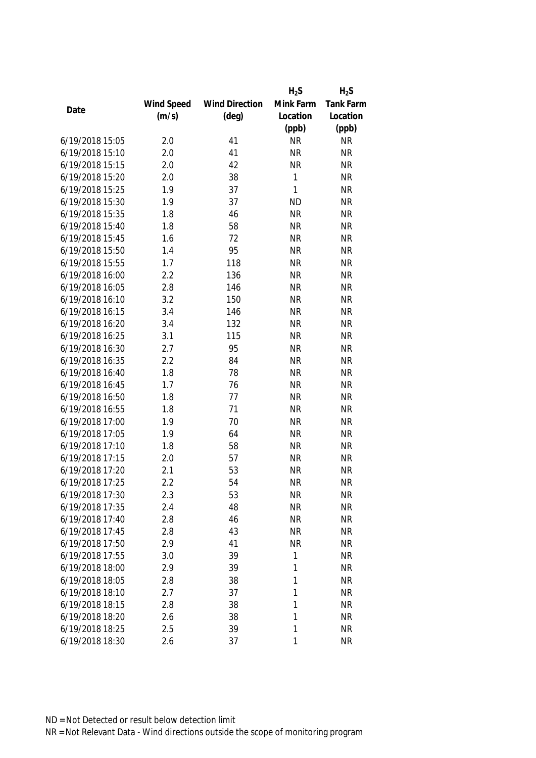| Date | Wind Speed (m/s) | Wind Direction (deg) | $H_2S$ Mink Farm Location (ppb) | $H_2S$ Tank Farm Location (ppb) |
|---|---|---|---|---|
| 6/19/2018 15:05 | 2.0 | 41 | NR | NR |
| 6/19/2018 15:10 | 2.0 | 41 | NR | NR |
| 6/19/2018 15:15 | 2.0 | 42 | NR | NR |
| 6/19/2018 15:20 | 2.0 | 38 | 1 | NR |
| 6/19/2018 15:25 | 1.9 | 37 | 1 | NR |
| 6/19/2018 15:30 | 1.9 | 37 | ND | NR |
| 6/19/2018 15:35 | 1.8 | 46 | NR | NR |
| 6/19/2018 15:40 | 1.8 | 58 | NR | NR |
| 6/19/2018 15:45 | 1.6 | 72 | NR | NR |
| 6/19/2018 15:50 | 1.4 | 95 | NR | NR |
| 6/19/2018 15:55 | 1.7 | 118 | NR | NR |
| 6/19/2018 16:00 | 2.2 | 136 | NR | NR |
| 6/19/2018 16:05 | 2.8 | 146 | NR | NR |
| 6/19/2018 16:10 | 3.2 | 150 | NR | NR |
| 6/19/2018 16:15 | 3.4 | 146 | NR | NR |
| 6/19/2018 16:20 | 3.4 | 132 | NR | NR |
| 6/19/2018 16:25 | 3.1 | 115 | NR | NR |
| 6/19/2018 16:30 | 2.7 | 95 | NR | NR |
| 6/19/2018 16:35 | 2.2 | 84 | NR | NR |
| 6/19/2018 16:40 | 1.8 | 78 | NR | NR |
| 6/19/2018 16:45 | 1.7 | 76 | NR | NR |
| 6/19/2018 16:50 | 1.8 | 77 | NR | NR |
| 6/19/2018 16:55 | 1.8 | 71 | NR | NR |
| 6/19/2018 17:00 | 1.9 | 70 | NR | NR |
| 6/19/2018 17:05 | 1.9 | 64 | NR | NR |
| 6/19/2018 17:10 | 1.8 | 58 | NR | NR |
| 6/19/2018 17:15 | 2.0 | 57 | NR | NR |
| 6/19/2018 17:20 | 2.1 | 53 | NR | NR |
| 6/19/2018 17:25 | 2.2 | 54 | NR | NR |
| 6/19/2018 17:30 | 2.3 | 53 | NR | NR |
| 6/19/2018 17:35 | 2.4 | 48 | NR | NR |
| 6/19/2018 17:40 | 2.8 | 46 | NR | NR |
| 6/19/2018 17:45 | 2.8 | 43 | NR | NR |
| 6/19/2018 17:50 | 2.9 | 41 | NR | NR |
| 6/19/2018 17:55 | 3.0 | 39 | 1 | NR |
| 6/19/2018 18:00 | 2.9 | 39 | 1 | NR |
| 6/19/2018 18:05 | 2.8 | 38 | 1 | NR |
| 6/19/2018 18:10 | 2.7 | 37 | 1 | NR |
| 6/19/2018 18:15 | 2.8 | 38 | 1 | NR |
| 6/19/2018 18:20 | 2.6 | 38 | 1 | NR |
| 6/19/2018 18:25 | 2.5 | 39 | 1 | NR |
| 6/19/2018 18:30 | 2.6 | 37 | 1 | NR |

ND = Not Detected or result below detection limit
NR = Not Relevant Data - Wind directions outside the scope of monitoring program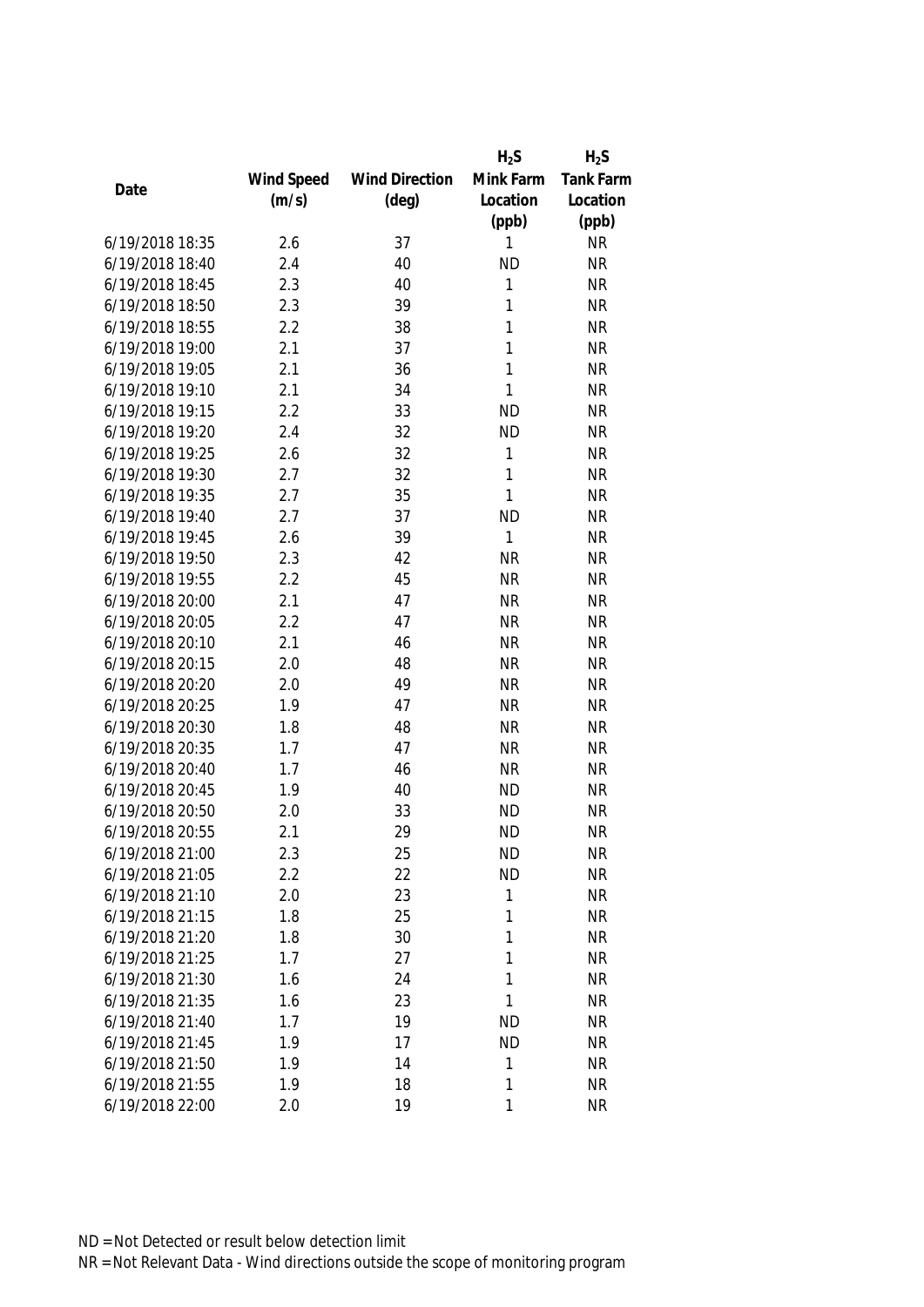| Date | Wind Speed (m/s) | Wind Direction (deg) | $H_2S$ Mink Farm Location (ppb) | $H_2S$ Tank Farm Location (ppb) |
|---|---|---|---|---|
| 6/19/2018 18:35 | 2.6 | 37 | 1 | NR |
| 6/19/2018 18:40 | 2.4 | 40 | ND | NR |
| 6/19/2018 18:45 | 2.3 | 40 | 1 | NR |
| 6/19/2018 18:50 | 2.3 | 39 | 1 | NR |
| 6/19/2018 18:55 | 2.2 | 38 | 1 | NR |
| 6/19/2018 19:00 | 2.1 | 37 | 1 | NR |
| 6/19/2018 19:05 | 2.1 | 36 | 1 | NR |
| 6/19/2018 19:10 | 2.1 | 34 | 1 | NR |
| 6/19/2018 19:15 | 2.2 | 33 | ND | NR |
| 6/19/2018 19:20 | 2.4 | 32 | ND | NR |
| 6/19/2018 19:25 | 2.6 | 32 | 1 | NR |
| 6/19/2018 19:30 | 2.7 | 32 | 1 | NR |
| 6/19/2018 19:35 | 2.7 | 35 | 1 | NR |
| 6/19/2018 19:40 | 2.7 | 37 | ND | NR |
| 6/19/2018 19:45 | 2.6 | 39 | 1 | NR |
| 6/19/2018 19:50 | 2.3 | 42 | NR | NR |
| 6/19/2018 19:55 | 2.2 | 45 | NR | NR |
| 6/19/2018 20:00 | 2.1 | 47 | NR | NR |
| 6/19/2018 20:05 | 2.2 | 47 | NR | NR |
| 6/19/2018 20:10 | 2.1 | 46 | NR | NR |
| 6/19/2018 20:15 | 2.0 | 48 | NR | NR |
| 6/19/2018 20:20 | 2.0 | 49 | NR | NR |
| 6/19/2018 20:25 | 1.9 | 47 | NR | NR |
| 6/19/2018 20:30 | 1.8 | 48 | NR | NR |
| 6/19/2018 20:35 | 1.7 | 47 | NR | NR |
| 6/19/2018 20:40 | 1.7 | 46 | NR | NR |
| 6/19/2018 20:45 | 1.9 | 40 | ND | NR |
| 6/19/2018 20:50 | 2.0 | 33 | ND | NR |
| 6/19/2018 20:55 | 2.1 | 29 | ND | NR |
| 6/19/2018 21:00 | 2.3 | 25 | ND | NR |
| 6/19/2018 21:05 | 2.2 | 22 | ND | NR |
| 6/19/2018 21:10 | 2.0 | 23 | 1 | NR |
| 6/19/2018 21:15 | 1.8 | 25 | 1 | NR |
| 6/19/2018 21:20 | 1.8 | 30 | 1 | NR |
| 6/19/2018 21:25 | 1.7 | 27 | 1 | NR |
| 6/19/2018 21:30 | 1.6 | 24 | 1 | NR |
| 6/19/2018 21:35 | 1.6 | 23 | 1 | NR |
| 6/19/2018 21:40 | 1.7 | 19 | ND | NR |
| 6/19/2018 21:45 | 1.9 | 17 | ND | NR |
| 6/19/2018 21:50 | 1.9 | 14 | 1 | NR |
| 6/19/2018 21:55 | 1.9 | 18 | 1 | NR |
| 6/19/2018 22:00 | 2.0 | 19 | 1 | NR |

ND = Not Detected or result below detection limit

NR = Not Relevant Data - Wind directions outside the scope of monitoring program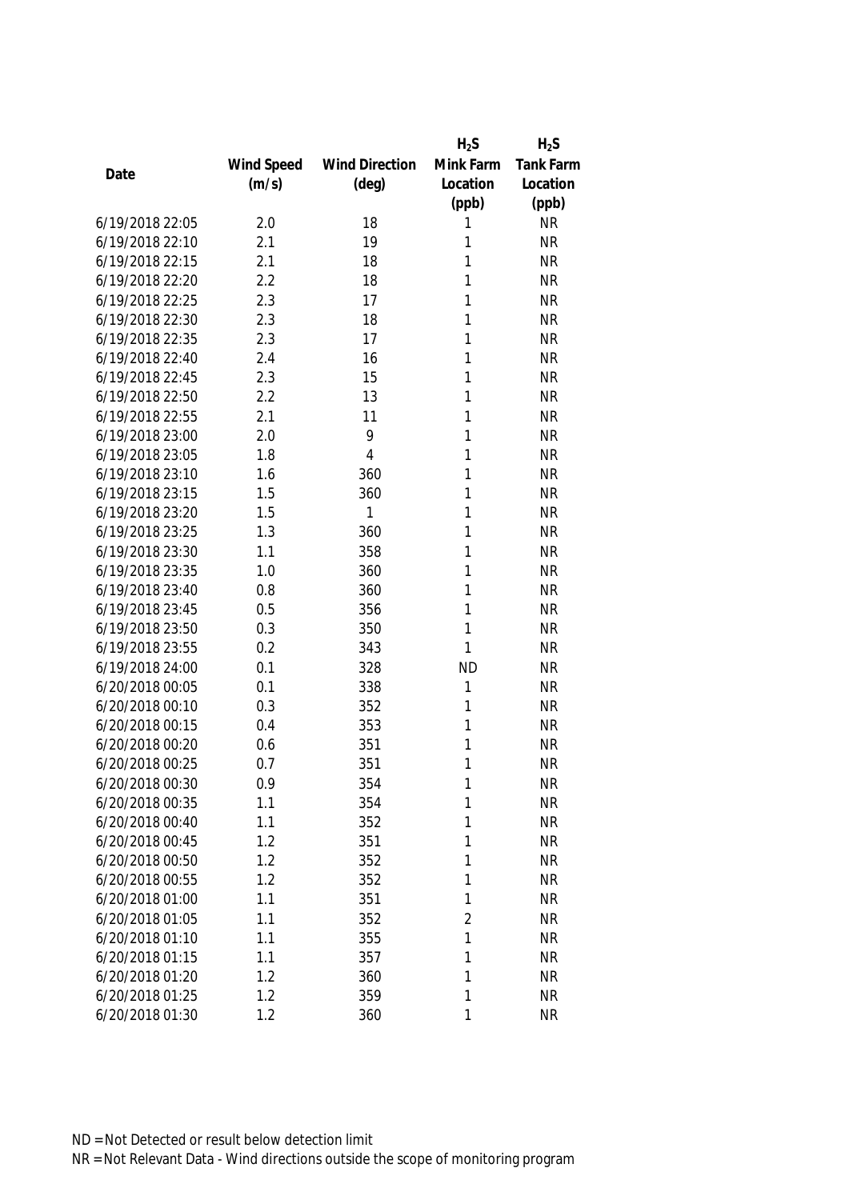| Date | Wind Speed (m/s) | Wind Direction (deg) | $H_2S$ Mink Farm Location (ppb) | $H_2S$ Tank Farm Location (ppb) |
|---|---|---|---|---|
| 6/19/2018 22:05 | 2.0 | 18 | 1 | NR |
| 6/19/2018 22:10 | 2.1 | 19 | 1 | NR |
| 6/19/2018 22:15 | 2.1 | 18 | 1 | NR |
| 6/19/2018 22:20 | 2.2 | 18 | 1 | NR |
| 6/19/2018 22:25 | 2.3 | 17 | 1 | NR |
| 6/19/2018 22:30 | 2.3 | 18 | 1 | NR |
| 6/19/2018 22:35 | 2.3 | 17 | 1 | NR |
| 6/19/2018 22:40 | 2.4 | 16 | 1 | NR |
| 6/19/2018 22:45 | 2.3 | 15 | 1 | NR |
| 6/19/2018 22:50 | 2.2 | 13 | 1 | NR |
| 6/19/2018 22:55 | 2.1 | 11 | 1 | NR |
| 6/19/2018 23:00 | 2.0 | 9 | 1 | NR |
| 6/19/2018 23:05 | 1.8 | 4 | 1 | NR |
| 6/19/2018 23:10 | 1.6 | 360 | 1 | NR |
| 6/19/2018 23:15 | 1.5 | 360 | 1 | NR |
| 6/19/2018 23:20 | 1.5 | 1 | 1 | NR |
| 6/19/2018 23:25 | 1.3 | 360 | 1 | NR |
| 6/19/2018 23:30 | 1.1 | 358 | 1 | NR |
| 6/19/2018 23:35 | 1.0 | 360 | 1 | NR |
| 6/19/2018 23:40 | 0.8 | 360 | 1 | NR |
| 6/19/2018 23:45 | 0.5 | 356 | 1 | NR |
| 6/19/2018 23:50 | 0.3 | 350 | 1 | NR |
| 6/19/2018 23:55 | 0.2 | 343 | 1 | NR |
| 6/19/2018 24:00 | 0.1 | 328 | ND | NR |
| 6/20/2018 00:05 | 0.1 | 338 | 1 | NR |
| 6/20/2018 00:10 | 0.3 | 352 | 1 | NR |
| 6/20/2018 00:15 | 0.4 | 353 | 1 | NR |
| 6/20/2018 00:20 | 0.6 | 351 | 1 | NR |
| 6/20/2018 00:25 | 0.7 | 351 | 1 | NR |
| 6/20/2018 00:30 | 0.9 | 354 | 1 | NR |
| 6/20/2018 00:35 | 1.1 | 354 | 1 | NR |
| 6/20/2018 00:40 | 1.1 | 352 | 1 | NR |
| 6/20/2018 00:45 | 1.2 | 351 | 1 | NR |
| 6/20/2018 00:50 | 1.2 | 352 | 1 | NR |
| 6/20/2018 00:55 | 1.2 | 352 | 1 | NR |
| 6/20/2018 01:00 | 1.1 | 351 | 1 | NR |
| 6/20/2018 01:05 | 1.1 | 352 | 2 | NR |
| 6/20/2018 01:10 | 1.1 | 355 | 1 | NR |
| 6/20/2018 01:15 | 1.1 | 357 | 1 | NR |
| 6/20/2018 01:20 | 1.2 | 360 | 1 | NR |
| 6/20/2018 01:25 | 1.2 | 359 | 1 | NR |
| 6/20/2018 01:30 | 1.2 | 360 | 1 | NR |

ND = Not Detected or result below detection limit

NR = Not Relevant Data - Wind directions outside the scope of monitoring program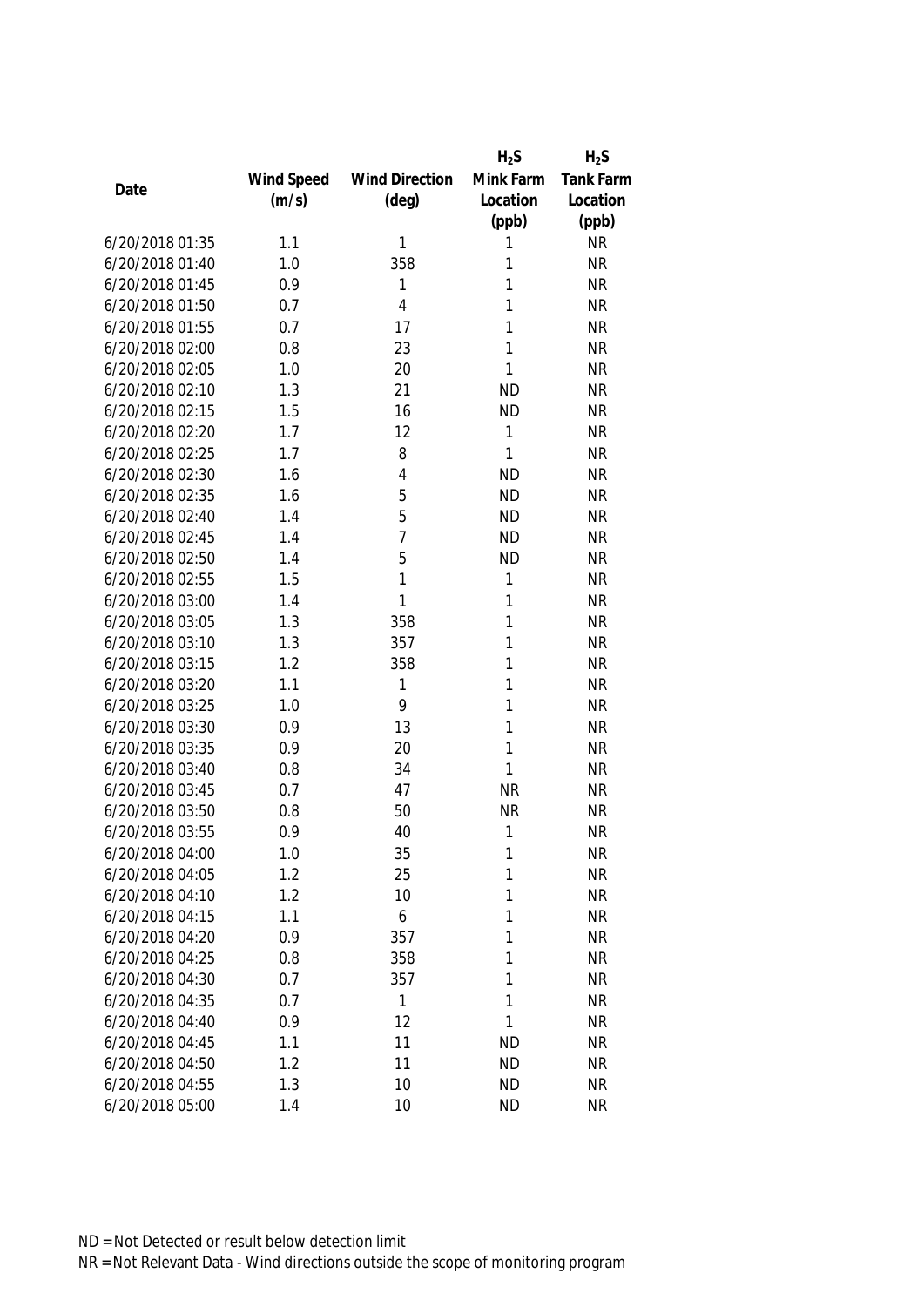| Date | Wind Speed (m/s) | Wind Direction (deg) | $H_2S$ Mink Farm Location (ppb) | $H_2S$ Tank Farm Location (ppb) |
|---|---|---|---|---|
| 6/20/2018 01:35 | 1.1 | 1 | 1 | NR |
| 6/20/2018 01:40 | 1.0 | 358 | 1 | NR |
| 6/20/2018 01:45 | 0.9 | 1 | 1 | NR |
| 6/20/2018 01:50 | 0.7 | 4 | 1 | NR |
| 6/20/2018 01:55 | 0.7 | 17 | 1 | NR |
| 6/20/2018 02:00 | 0.8 | 23 | 1 | NR |
| 6/20/2018 02:05 | 1.0 | 20 | 1 | NR |
| 6/20/2018 02:10 | 1.3 | 21 | ND | NR |
| 6/20/2018 02:15 | 1.5 | 16 | ND | NR |
| 6/20/2018 02:20 | 1.7 | 12 | 1 | NR |
| 6/20/2018 02:25 | 1.7 | 8 | 1 | NR |
| 6/20/2018 02:30 | 1.6 | 4 | ND | NR |
| 6/20/2018 02:35 | 1.6 | 5 | ND | NR |
| 6/20/2018 02:40 | 1.4 | 5 | ND | NR |
| 6/20/2018 02:45 | 1.4 | 7 | ND | NR |
| 6/20/2018 02:50 | 1.4 | 5 | ND | NR |
| 6/20/2018 02:55 | 1.5 | 1 | 1 | NR |
| 6/20/2018 03:00 | 1.4 | 1 | 1 | NR |
| 6/20/2018 03:05 | 1.3 | 358 | 1 | NR |
| 6/20/2018 03:10 | 1.3 | 357 | 1 | NR |
| 6/20/2018 03:15 | 1.2 | 358 | 1 | NR |
| 6/20/2018 03:20 | 1.1 | 1 | 1 | NR |
| 6/20/2018 03:25 | 1.0 | 9 | 1 | NR |
| 6/20/2018 03:30 | 0.9 | 13 | 1 | NR |
| 6/20/2018 03:35 | 0.9 | 20 | 1 | NR |
| 6/20/2018 03:40 | 0.8 | 34 | 1 | NR |
| 6/20/2018 03:45 | 0.7 | 47 | NR | NR |
| 6/20/2018 03:50 | 0.8 | 50 | NR | NR |
| 6/20/2018 03:55 | 0.9 | 40 | 1 | NR |
| 6/20/2018 04:00 | 1.0 | 35 | 1 | NR |
| 6/20/2018 04:05 | 1.2 | 25 | 1 | NR |
| 6/20/2018 04:10 | 1.2 | 10 | 1 | NR |
| 6/20/2018 04:15 | 1.1 | 6 | 1 | NR |
| 6/20/2018 04:20 | 0.9 | 357 | 1 | NR |
| 6/20/2018 04:25 | 0.8 | 358 | 1 | NR |
| 6/20/2018 04:30 | 0.7 | 357 | 1 | NR |
| 6/20/2018 04:35 | 0.7 | 1 | 1 | NR |
| 6/20/2018 04:40 | 0.9 | 12 | 1 | NR |
| 6/20/2018 04:45 | 1.1 | 11 | ND | NR |
| 6/20/2018 04:50 | 1.2 | 11 | ND | NR |
| 6/20/2018 04:55 | 1.3 | 10 | ND | NR |
| 6/20/2018 05:00 | 1.4 | 10 | ND | NR |

ND = Not Detected or result below detection limit

NR = Not Relevant Data - Wind directions outside the scope of monitoring program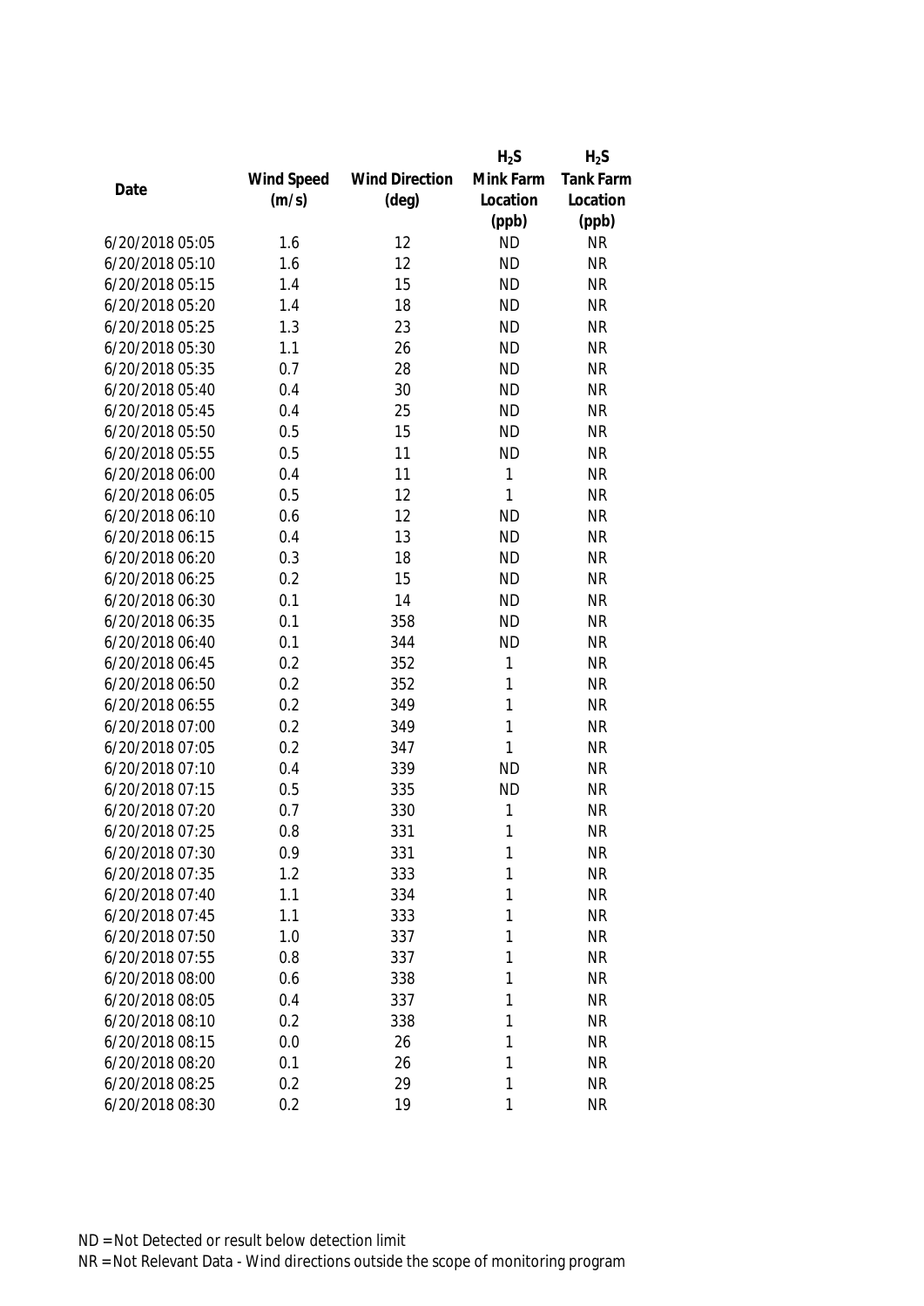| Date | Wind Speed (m/s) | Wind Direction (deg) | $H_2S$ Mink Farm Location (ppb) | $H_2S$ Tank Farm Location (ppb) |
|---|---|---|---|---|
| 6/20/2018 05:05 | 1.6 | 12 | ND | NR |
| 6/20/2018 05:10 | 1.6 | 12 | ND | NR |
| 6/20/2018 05:15 | 1.4 | 15 | ND | NR |
| 6/20/2018 05:20 | 1.4 | 18 | ND | NR |
| 6/20/2018 05:25 | 1.3 | 23 | ND | NR |
| 6/20/2018 05:30 | 1.1 | 26 | ND | NR |
| 6/20/2018 05:35 | 0.7 | 28 | ND | NR |
| 6/20/2018 05:40 | 0.4 | 30 | ND | NR |
| 6/20/2018 05:45 | 0.4 | 25 | ND | NR |
| 6/20/2018 05:50 | 0.5 | 15 | ND | NR |
| 6/20/2018 05:55 | 0.5 | 11 | ND | NR |
| 6/20/2018 06:00 | 0.4 | 11 | 1 | NR |
| 6/20/2018 06:05 | 0.5 | 12 | 1 | NR |
| 6/20/2018 06:10 | 0.6 | 12 | ND | NR |
| 6/20/2018 06:15 | 0.4 | 13 | ND | NR |
| 6/20/2018 06:20 | 0.3 | 18 | ND | NR |
| 6/20/2018 06:25 | 0.2 | 15 | ND | NR |
| 6/20/2018 06:30 | 0.1 | 14 | ND | NR |
| 6/20/2018 06:35 | 0.1 | 358 | ND | NR |
| 6/20/2018 06:40 | 0.1 | 344 | ND | NR |
| 6/20/2018 06:45 | 0.2 | 352 | 1 | NR |
| 6/20/2018 06:50 | 0.2 | 352 | 1 | NR |
| 6/20/2018 06:55 | 0.2 | 349 | 1 | NR |
| 6/20/2018 07:00 | 0.2 | 349 | 1 | NR |
| 6/20/2018 07:05 | 0.2 | 347 | 1 | NR |
| 6/20/2018 07:10 | 0.4 | 339 | ND | NR |
| 6/20/2018 07:15 | 0.5 | 335 | ND | NR |
| 6/20/2018 07:20 | 0.7 | 330 | 1 | NR |
| 6/20/2018 07:25 | 0.8 | 331 | 1 | NR |
| 6/20/2018 07:30 | 0.9 | 331 | 1 | NR |
| 6/20/2018 07:35 | 1.2 | 333 | 1 | NR |
| 6/20/2018 07:40 | 1.1 | 334 | 1 | NR |
| 6/20/2018 07:45 | 1.1 | 333 | 1 | NR |
| 6/20/2018 07:50 | 1.0 | 337 | 1 | NR |
| 6/20/2018 07:55 | 0.8 | 337 | 1 | NR |
| 6/20/2018 08:00 | 0.6 | 338 | 1 | NR |
| 6/20/2018 08:05 | 0.4 | 337 | 1 | NR |
| 6/20/2018 08:10 | 0.2 | 338 | 1 | NR |
| 6/20/2018 08:15 | 0.0 | 26 | 1 | NR |
| 6/20/2018 08:20 | 0.1 | 26 | 1 | NR |
| 6/20/2018 08:25 | 0.2 | 29 | 1 | NR |
| 6/20/2018 08:30 | 0.2 | 19 | 1 | NR |

ND = Not Detected or result below detection limit

NR = Not Relevant Data - Wind directions outside the scope of monitoring program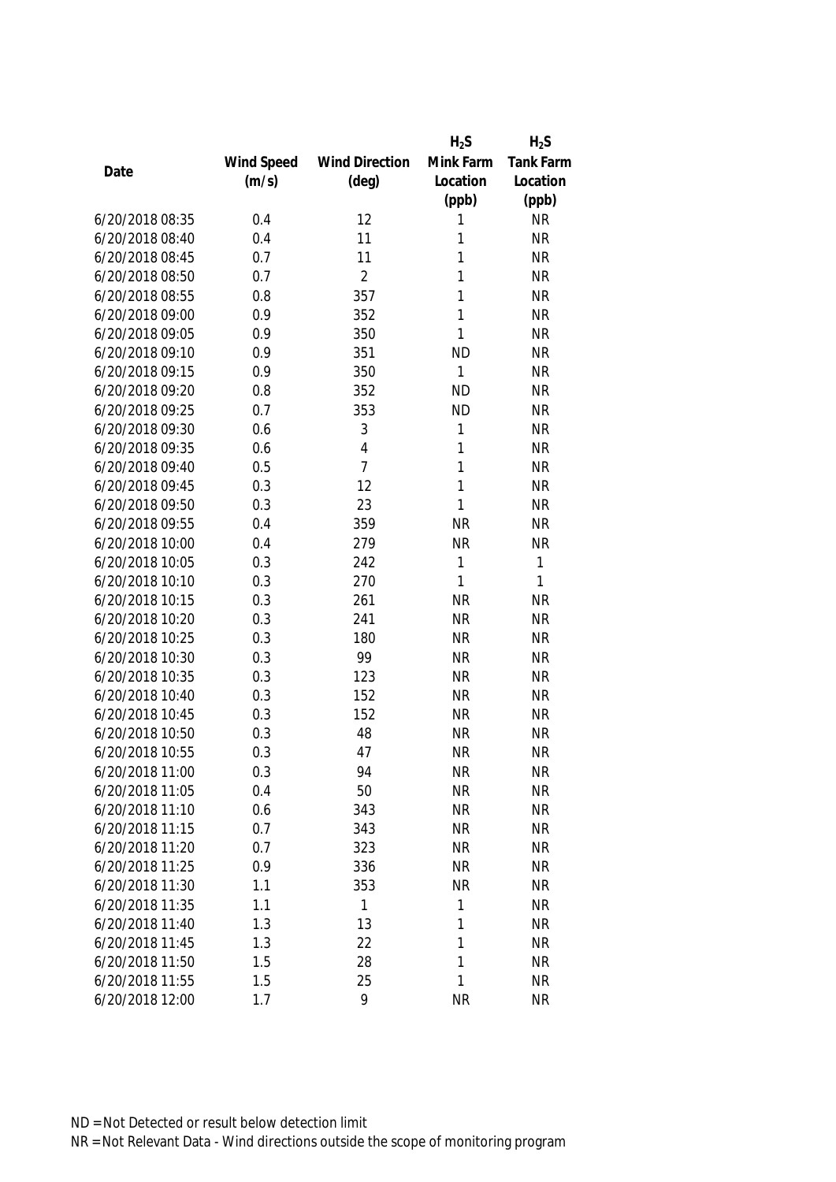| Date | Wind Speed (m/s) | Wind Direction (deg) | $H_2S$ Mink Farm Location (ppb) | $H_2S$ Tank Farm Location (ppb) |
|---|---|---|---|---|
| 6/20/2018 08:35 | 0.4 | 12 | 1 | NR |
| 6/20/2018 08:40 | 0.4 | 11 | 1 | NR |
| 6/20/2018 08:45 | 0.7 | 11 | 1 | NR |
| 6/20/2018 08:50 | 0.7 | 2 | 1 | NR |
| 6/20/2018 08:55 | 0.8 | 357 | 1 | NR |
| 6/20/2018 09:00 | 0.9 | 352 | 1 | NR |
| 6/20/2018 09:05 | 0.9 | 350 | 1 | NR |
| 6/20/2018 09:10 | 0.9 | 351 | ND | NR |
| 6/20/2018 09:15 | 0.9 | 350 | 1 | NR |
| 6/20/2018 09:20 | 0.8 | 352 | ND | NR |
| 6/20/2018 09:25 | 0.7 | 353 | ND | NR |
| 6/20/2018 09:30 | 0.6 | 3 | 1 | NR |
| 6/20/2018 09:35 | 0.6 | 4 | 1 | NR |
| 6/20/2018 09:40 | 0.5 | 7 | 1 | NR |
| 6/20/2018 09:45 | 0.3 | 12 | 1 | NR |
| 6/20/2018 09:50 | 0.3 | 23 | 1 | NR |
| 6/20/2018 09:55 | 0.4 | 359 | NR | NR |
| 6/20/2018 10:00 | 0.4 | 279 | NR | NR |
| 6/20/2018 10:05 | 0.3 | 242 | 1 | 1 |
| 6/20/2018 10:10 | 0.3 | 270 | 1 | 1 |
| 6/20/2018 10:15 | 0.3 | 261 | NR | NR |
| 6/20/2018 10:20 | 0.3 | 241 | NR | NR |
| 6/20/2018 10:25 | 0.3 | 180 | NR | NR |
| 6/20/2018 10:30 | 0.3 | 99 | NR | NR |
| 6/20/2018 10:35 | 0.3 | 123 | NR | NR |
| 6/20/2018 10:40 | 0.3 | 152 | NR | NR |
| 6/20/2018 10:45 | 0.3 | 152 | NR | NR |
| 6/20/2018 10:50 | 0.3 | 48 | NR | NR |
| 6/20/2018 10:55 | 0.3 | 47 | NR | NR |
| 6/20/2018 11:00 | 0.3 | 94 | NR | NR |
| 6/20/2018 11:05 | 0.4 | 50 | NR | NR |
| 6/20/2018 11:10 | 0.6 | 343 | NR | NR |
| 6/20/2018 11:15 | 0.7 | 343 | NR | NR |
| 6/20/2018 11:20 | 0.7 | 323 | NR | NR |
| 6/20/2018 11:25 | 0.9 | 336 | NR | NR |
| 6/20/2018 11:30 | 1.1 | 353 | NR | NR |
| 6/20/2018 11:35 | 1.1 | 1 | 1 | NR |
| 6/20/2018 11:40 | 1.3 | 13 | 1 | NR |
| 6/20/2018 11:45 | 1.3 | 22 | 1 | NR |
| 6/20/2018 11:50 | 1.5 | 28 | 1 | NR |
| 6/20/2018 11:55 | 1.5 | 25 | 1 | NR |
| 6/20/2018 12:00 | 1.7 | 9 | NR | NR |

ND = Not Detected or result below detection limit

NR = Not Relevant Data - Wind directions outside the scope of monitoring program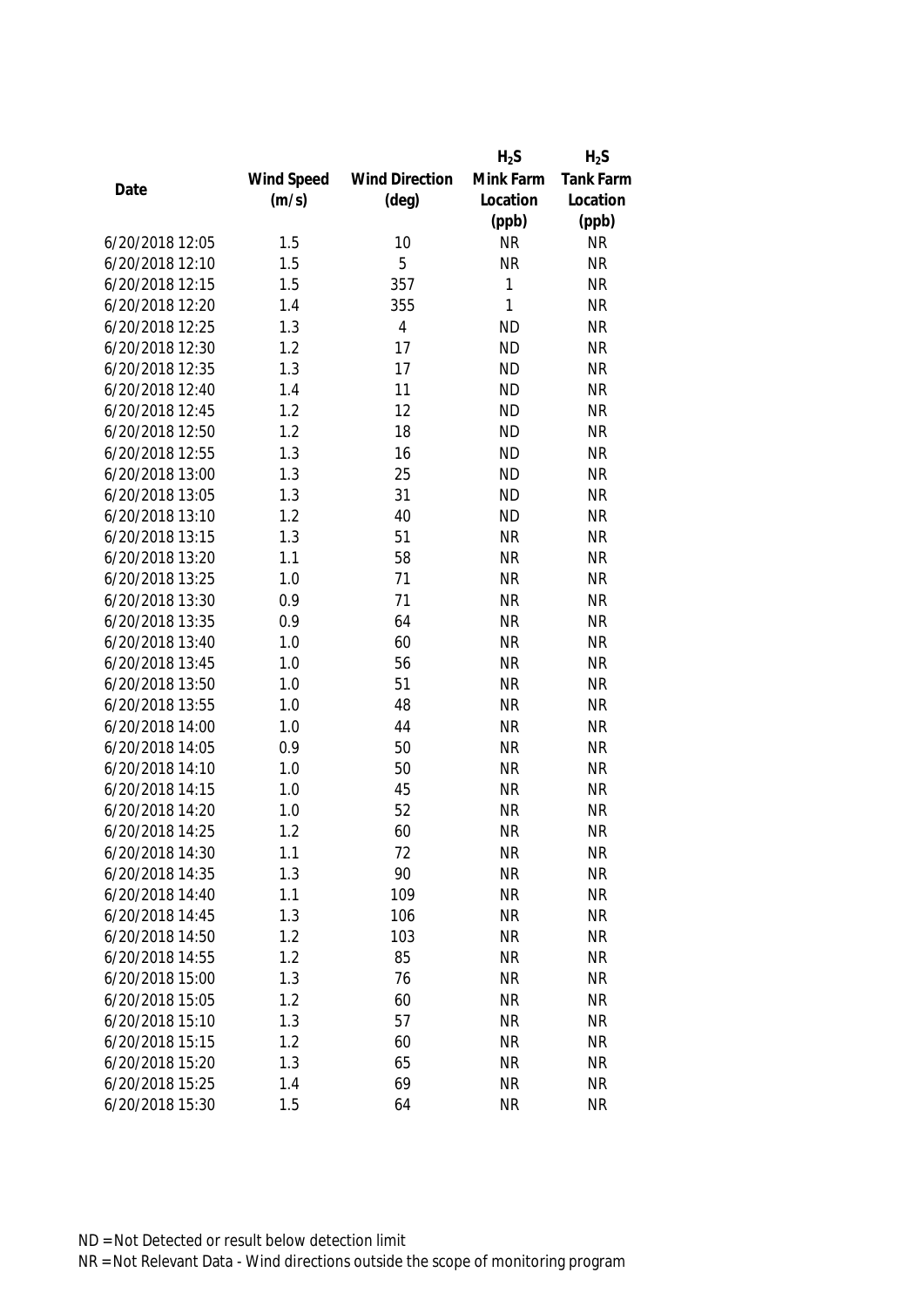| Date | Wind Speed (m/s) | Wind Direction (deg) | $H_2S$ Mink Farm Location (ppb) | $H_2S$ Tank Farm Location (ppb) |
|---|---|---|---|---|
| 6/20/2018 12:05 | 1.5 | 10 | NR | NR |
| 6/20/2018 12:10 | 1.5 | 5 | NR | NR |
| 6/20/2018 12:15 | 1.5 | 357 | 1 | NR |
| 6/20/2018 12:20 | 1.4 | 355 | 1 | NR |
| 6/20/2018 12:25 | 1.3 | 4 | ND | NR |
| 6/20/2018 12:30 | 1.2 | 17 | ND | NR |
| 6/20/2018 12:35 | 1.3 | 17 | ND | NR |
| 6/20/2018 12:40 | 1.4 | 11 | ND | NR |
| 6/20/2018 12:45 | 1.2 | 12 | ND | NR |
| 6/20/2018 12:50 | 1.2 | 18 | ND | NR |
| 6/20/2018 12:55 | 1.3 | 16 | ND | NR |
| 6/20/2018 13:00 | 1.3 | 25 | ND | NR |
| 6/20/2018 13:05 | 1.3 | 31 | ND | NR |
| 6/20/2018 13:10 | 1.2 | 40 | ND | NR |
| 6/20/2018 13:15 | 1.3 | 51 | NR | NR |
| 6/20/2018 13:20 | 1.1 | 58 | NR | NR |
| 6/20/2018 13:25 | 1.0 | 71 | NR | NR |
| 6/20/2018 13:30 | 0.9 | 71 | NR | NR |
| 6/20/2018 13:35 | 0.9 | 64 | NR | NR |
| 6/20/2018 13:40 | 1.0 | 60 | NR | NR |
| 6/20/2018 13:45 | 1.0 | 56 | NR | NR |
| 6/20/2018 13:50 | 1.0 | 51 | NR | NR |
| 6/20/2018 13:55 | 1.0 | 48 | NR | NR |
| 6/20/2018 14:00 | 1.0 | 44 | NR | NR |
| 6/20/2018 14:05 | 0.9 | 50 | NR | NR |
| 6/20/2018 14:10 | 1.0 | 50 | NR | NR |
| 6/20/2018 14:15 | 1.0 | 45 | NR | NR |
| 6/20/2018 14:20 | 1.0 | 52 | NR | NR |
| 6/20/2018 14:25 | 1.2 | 60 | NR | NR |
| 6/20/2018 14:30 | 1.1 | 72 | NR | NR |
| 6/20/2018 14:35 | 1.3 | 90 | NR | NR |
| 6/20/2018 14:40 | 1.1 | 109 | NR | NR |
| 6/20/2018 14:45 | 1.3 | 106 | NR | NR |
| 6/20/2018 14:50 | 1.2 | 103 | NR | NR |
| 6/20/2018 14:55 | 1.2 | 85 | NR | NR |
| 6/20/2018 15:00 | 1.3 | 76 | NR | NR |
| 6/20/2018 15:05 | 1.2 | 60 | NR | NR |
| 6/20/2018 15:10 | 1.3 | 57 | NR | NR |
| 6/20/2018 15:15 | 1.2 | 60 | NR | NR |
| 6/20/2018 15:20 | 1.3 | 65 | NR | NR |
| 6/20/2018 15:25 | 1.4 | 69 | NR | NR |
| 6/20/2018 15:30 | 1.5 | 64 | NR | NR |

ND = Not Detected or result below detection limit

NR = Not Relevant Data - Wind directions outside the scope of monitoring program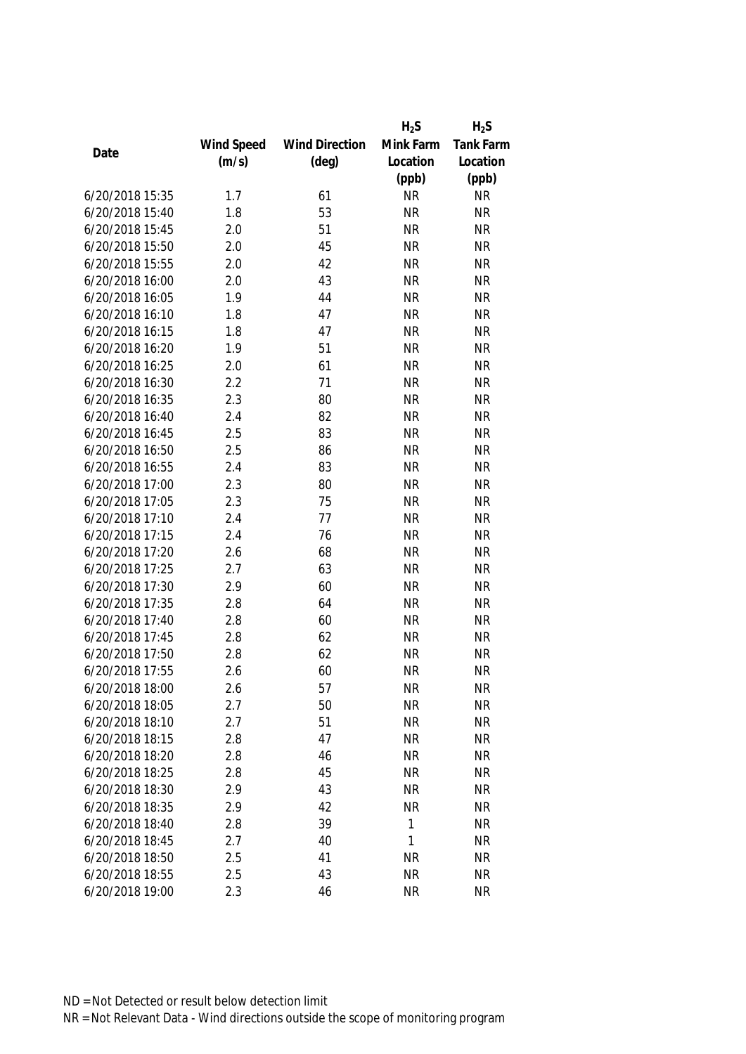| Date | Wind Speed (m/s) | Wind Direction (deg) | $H_2S$ Mink Farm Location (ppb) | $H_2S$ Tank Farm Location (ppb) |
|---|---|---|---|---|
| 6/20/2018 15:35 | 1.7 | 61 | NR | NR |
| 6/20/2018 15:40 | 1.8 | 53 | NR | NR |
| 6/20/2018 15:45 | 2.0 | 51 | NR | NR |
| 6/20/2018 15:50 | 2.0 | 45 | NR | NR |
| 6/20/2018 15:55 | 2.0 | 42 | NR | NR |
| 6/20/2018 16:00 | 2.0 | 43 | NR | NR |
| 6/20/2018 16:05 | 1.9 | 44 | NR | NR |
| 6/20/2018 16:10 | 1.8 | 47 | NR | NR |
| 6/20/2018 16:15 | 1.8 | 47 | NR | NR |
| 6/20/2018 16:20 | 1.9 | 51 | NR | NR |
| 6/20/2018 16:25 | 2.0 | 61 | NR | NR |
| 6/20/2018 16:30 | 2.2 | 71 | NR | NR |
| 6/20/2018 16:35 | 2.3 | 80 | NR | NR |
| 6/20/2018 16:40 | 2.4 | 82 | NR | NR |
| 6/20/2018 16:45 | 2.5 | 83 | NR | NR |
| 6/20/2018 16:50 | 2.5 | 86 | NR | NR |
| 6/20/2018 16:55 | 2.4 | 83 | NR | NR |
| 6/20/2018 17:00 | 2.3 | 80 | NR | NR |
| 6/20/2018 17:05 | 2.3 | 75 | NR | NR |
| 6/20/2018 17:10 | 2.4 | 77 | NR | NR |
| 6/20/2018 17:15 | 2.4 | 76 | NR | NR |
| 6/20/2018 17:20 | 2.6 | 68 | NR | NR |
| 6/20/2018 17:25 | 2.7 | 63 | NR | NR |
| 6/20/2018 17:30 | 2.9 | 60 | NR | NR |
| 6/20/2018 17:35 | 2.8 | 64 | NR | NR |
| 6/20/2018 17:40 | 2.8 | 60 | NR | NR |
| 6/20/2018 17:45 | 2.8 | 62 | NR | NR |
| 6/20/2018 17:50 | 2.8 | 62 | NR | NR |
| 6/20/2018 17:55 | 2.6 | 60 | NR | NR |
| 6/20/2018 18:00 | 2.6 | 57 | NR | NR |
| 6/20/2018 18:05 | 2.7 | 50 | NR | NR |
| 6/20/2018 18:10 | 2.7 | 51 | NR | NR |
| 6/20/2018 18:15 | 2.8 | 47 | NR | NR |
| 6/20/2018 18:20 | 2.8 | 46 | NR | NR |
| 6/20/2018 18:25 | 2.8 | 45 | NR | NR |
| 6/20/2018 18:30 | 2.9 | 43 | NR | NR |
| 6/20/2018 18:35 | 2.9 | 42 | NR | NR |
| 6/20/2018 18:40 | 2.8 | 39 | 1 | NR |
| 6/20/2018 18:45 | 2.7 | 40 | 1 | NR |
| 6/20/2018 18:50 | 2.5 | 41 | NR | NR |
| 6/20/2018 18:55 | 2.5 | 43 | NR | NR |
| 6/20/2018 19:00 | 2.3 | 46 | NR | NR |

ND = Not Detected or result below detection limit

NR = Not Relevant Data - Wind directions outside the scope of monitoring program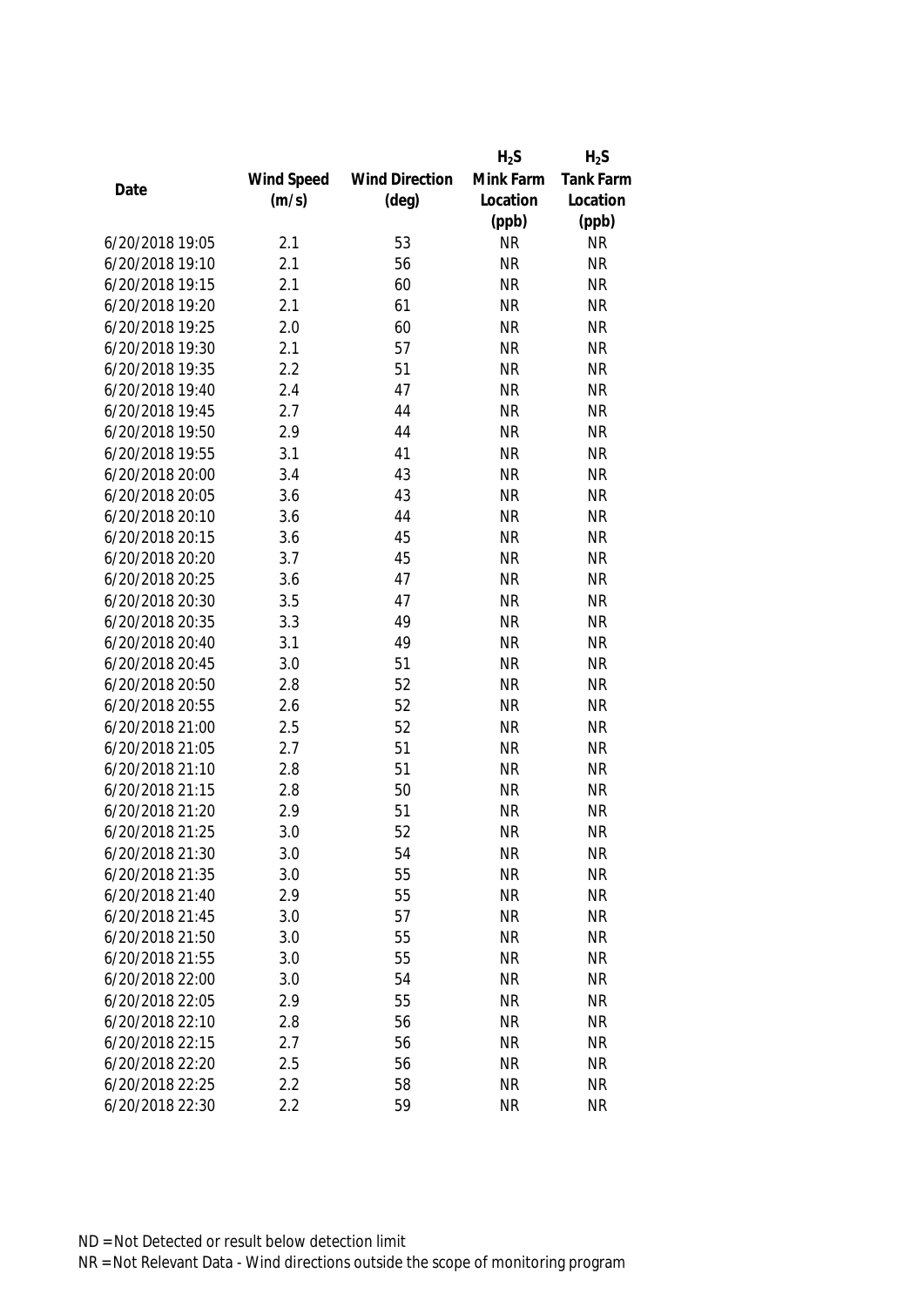| Date | Wind Speed (m/s) | Wind Direction (deg) | $H_2S$ Mink Farm Location (ppb) | $H_2S$ Tank Farm Location (ppb) |
|---|---|---|---|---|
| 6/20/2018 19:05 | 2.1 | 53 | NR | NR |
| 6/20/2018 19:10 | 2.1 | 56 | NR | NR |
| 6/20/2018 19:15 | 2.1 | 60 | NR | NR |
| 6/20/2018 19:20 | 2.1 | 61 | NR | NR |
| 6/20/2018 19:25 | 2.0 | 60 | NR | NR |
| 6/20/2018 19:30 | 2.1 | 57 | NR | NR |
| 6/20/2018 19:35 | 2.2 | 51 | NR | NR |
| 6/20/2018 19:40 | 2.4 | 47 | NR | NR |
| 6/20/2018 19:45 | 2.7 | 44 | NR | NR |
| 6/20/2018 19:50 | 2.9 | 44 | NR | NR |
| 6/20/2018 19:55 | 3.1 | 41 | NR | NR |
| 6/20/2018 20:00 | 3.4 | 43 | NR | NR |
| 6/20/2018 20:05 | 3.6 | 43 | NR | NR |
| 6/20/2018 20:10 | 3.6 | 44 | NR | NR |
| 6/20/2018 20:15 | 3.6 | 45 | NR | NR |
| 6/20/2018 20:20 | 3.7 | 45 | NR | NR |
| 6/20/2018 20:25 | 3.6 | 47 | NR | NR |
| 6/20/2018 20:30 | 3.5 | 47 | NR | NR |
| 6/20/2018 20:35 | 3.3 | 49 | NR | NR |
| 6/20/2018 20:40 | 3.1 | 49 | NR | NR |
| 6/20/2018 20:45 | 3.0 | 51 | NR | NR |
| 6/20/2018 20:50 | 2.8 | 52 | NR | NR |
| 6/20/2018 20:55 | 2.6 | 52 | NR | NR |
| 6/20/2018 21:00 | 2.5 | 52 | NR | NR |
| 6/20/2018 21:05 | 2.7 | 51 | NR | NR |
| 6/20/2018 21:10 | 2.8 | 51 | NR | NR |
| 6/20/2018 21:15 | 2.8 | 50 | NR | NR |
| 6/20/2018 21:20 | 2.9 | 51 | NR | NR |
| 6/20/2018 21:25 | 3.0 | 52 | NR | NR |
| 6/20/2018 21:30 | 3.0 | 54 | NR | NR |
| 6/20/2018 21:35 | 3.0 | 55 | NR | NR |
| 6/20/2018 21:40 | 2.9 | 55 | NR | NR |
| 6/20/2018 21:45 | 3.0 | 57 | NR | NR |
| 6/20/2018 21:50 | 3.0 | 55 | NR | NR |
| 6/20/2018 21:55 | 3.0 | 55 | NR | NR |
| 6/20/2018 22:00 | 3.0 | 54 | NR | NR |
| 6/20/2018 22:05 | 2.9 | 55 | NR | NR |
| 6/20/2018 22:10 | 2.8 | 56 | NR | NR |
| 6/20/2018 22:15 | 2.7 | 56 | NR | NR |
| 6/20/2018 22:20 | 2.5 | 56 | NR | NR |
| 6/20/2018 22:25 | 2.2 | 58 | NR | NR |
| 6/20/2018 22:30 | 2.2 | 59 | NR | NR |

ND = Not Detected or result below detection limit
NR = Not Relevant Data - Wind directions outside the scope of monitoring program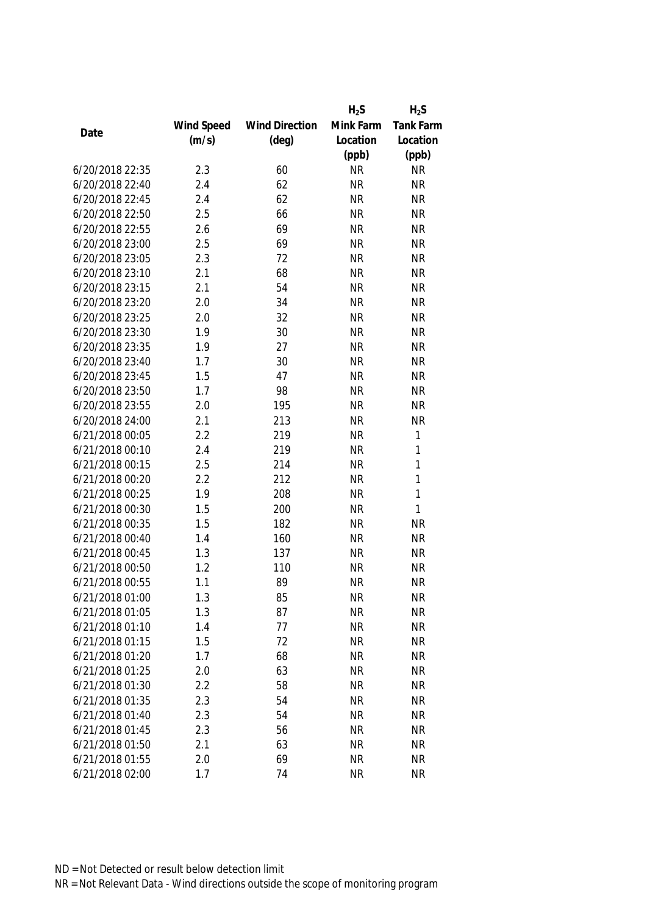| Date | Wind Speed (m/s) | Wind Direction (deg) | $H_2S$ Mink Farm Location (ppb) | $H_2S$ Tank Farm Location (ppb) |
|---|---|---|---|---|
| 6/20/2018 22:35 | 2.3 | 60 | NR | NR |
| 6/20/2018 22:40 | 2.4 | 62 | NR | NR |
| 6/20/2018 22:45 | 2.4 | 62 | NR | NR |
| 6/20/2018 22:50 | 2.5 | 66 | NR | NR |
| 6/20/2018 22:55 | 2.6 | 69 | NR | NR |
| 6/20/2018 23:00 | 2.5 | 69 | NR | NR |
| 6/20/2018 23:05 | 2.3 | 72 | NR | NR |
| 6/20/2018 23:10 | 2.1 | 68 | NR | NR |
| 6/20/2018 23:15 | 2.1 | 54 | NR | NR |
| 6/20/2018 23:20 | 2.0 | 34 | NR | NR |
| 6/20/2018 23:25 | 2.0 | 32 | NR | NR |
| 6/20/2018 23:30 | 1.9 | 30 | NR | NR |
| 6/20/2018 23:35 | 1.9 | 27 | NR | NR |
| 6/20/2018 23:40 | 1.7 | 30 | NR | NR |
| 6/20/2018 23:45 | 1.5 | 47 | NR | NR |
| 6/20/2018 23:50 | 1.7 | 98 | NR | NR |
| 6/20/2018 23:55 | 2.0 | 195 | NR | NR |
| 6/20/2018 24:00 | 2.1 | 213 | NR | NR |
| 6/21/2018 00:05 | 2.2 | 219 | NR | 1 |
| 6/21/2018 00:10 | 2.4 | 219 | NR | 1 |
| 6/21/2018 00:15 | 2.5 | 214 | NR | 1 |
| 6/21/2018 00:20 | 2.2 | 212 | NR | 1 |
| 6/21/2018 00:25 | 1.9 | 208 | NR | 1 |
| 6/21/2018 00:30 | 1.5 | 200 | NR | 1 |
| 6/21/2018 00:35 | 1.5 | 182 | NR | NR |
| 6/21/2018 00:40 | 1.4 | 160 | NR | NR |
| 6/21/2018 00:45 | 1.3 | 137 | NR | NR |
| 6/21/2018 00:50 | 1.2 | 110 | NR | NR |
| 6/21/2018 00:55 | 1.1 | 89 | NR | NR |
| 6/21/2018 01:00 | 1.3 | 85 | NR | NR |
| 6/21/2018 01:05 | 1.3 | 87 | NR | NR |
| 6/21/2018 01:10 | 1.4 | 77 | NR | NR |
| 6/21/2018 01:15 | 1.5 | 72 | NR | NR |
| 6/21/2018 01:20 | 1.7 | 68 | NR | NR |
| 6/21/2018 01:25 | 2.0 | 63 | NR | NR |
| 6/21/2018 01:30 | 2.2 | 58 | NR | NR |
| 6/21/2018 01:35 | 2.3 | 54 | NR | NR |
| 6/21/2018 01:40 | 2.3 | 54 | NR | NR |
| 6/21/2018 01:45 | 2.3 | 56 | NR | NR |
| 6/21/2018 01:50 | 2.1 | 63 | NR | NR |
| 6/21/2018 01:55 | 2.0 | 69 | NR | NR |
| 6/21/2018 02:00 | 1.7 | 74 | NR | NR |

ND = Not Detected or result below detection limit
NR = Not Relevant Data - Wind directions outside the scope of monitoring program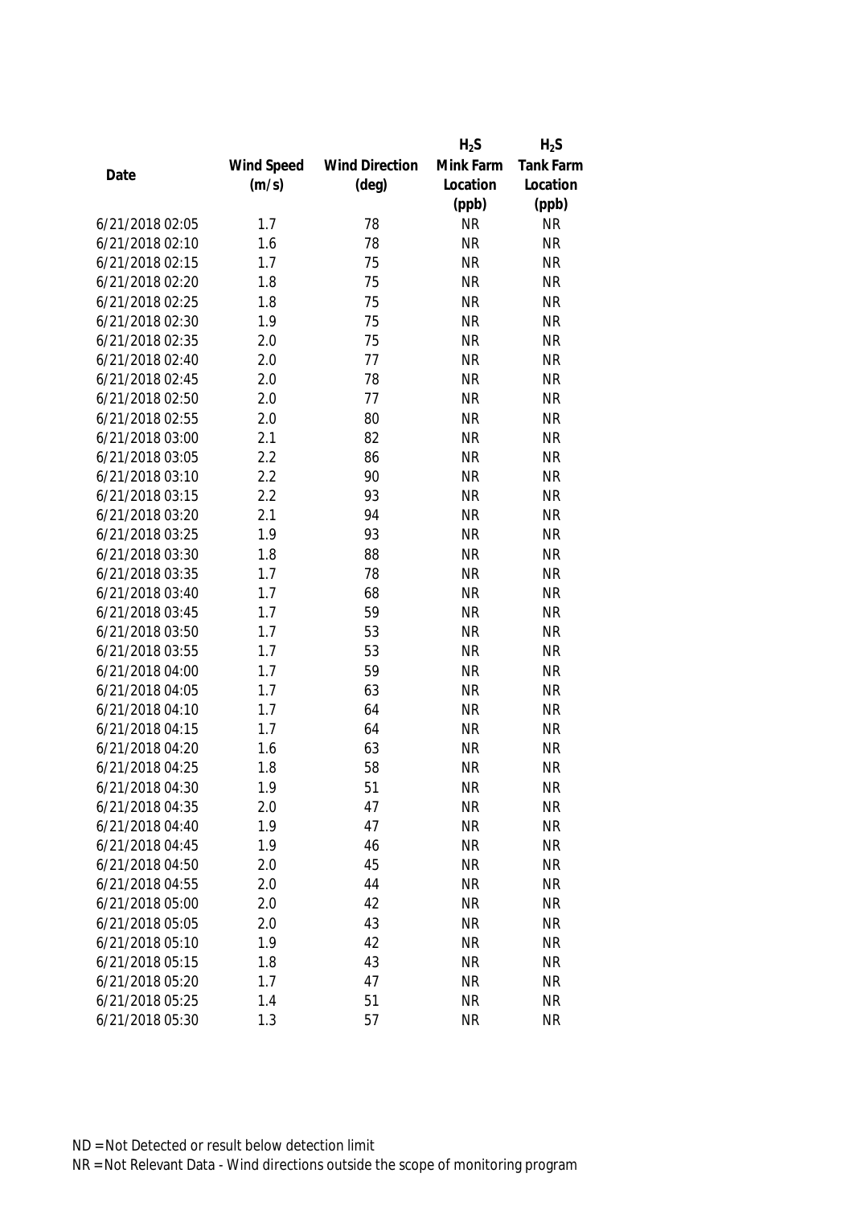| Date | Wind Speed (m/s) | Wind Direction (deg) | $H_2S$ Mink Farm Location (ppb) | $H_2S$ Tank Farm Location (ppb) |
|---|---|---|---|---|
| 6/21/2018 02:05 | 1.7 | 78 | NR | NR |
| 6/21/2018 02:10 | 1.6 | 78 | NR | NR |
| 6/21/2018 02:15 | 1.7 | 75 | NR | NR |
| 6/21/2018 02:20 | 1.8 | 75 | NR | NR |
| 6/21/2018 02:25 | 1.8 | 75 | NR | NR |
| 6/21/2018 02:30 | 1.9 | 75 | NR | NR |
| 6/21/2018 02:35 | 2.0 | 75 | NR | NR |
| 6/21/2018 02:40 | 2.0 | 77 | NR | NR |
| 6/21/2018 02:45 | 2.0 | 78 | NR | NR |
| 6/21/2018 02:50 | 2.0 | 77 | NR | NR |
| 6/21/2018 02:55 | 2.0 | 80 | NR | NR |
| 6/21/2018 03:00 | 2.1 | 82 | NR | NR |
| 6/21/2018 03:05 | 2.2 | 86 | NR | NR |
| 6/21/2018 03:10 | 2.2 | 90 | NR | NR |
| 6/21/2018 03:15 | 2.2 | 93 | NR | NR |
| 6/21/2018 03:20 | 2.1 | 94 | NR | NR |
| 6/21/2018 03:25 | 1.9 | 93 | NR | NR |
| 6/21/2018 03:30 | 1.8 | 88 | NR | NR |
| 6/21/2018 03:35 | 1.7 | 78 | NR | NR |
| 6/21/2018 03:40 | 1.7 | 68 | NR | NR |
| 6/21/2018 03:45 | 1.7 | 59 | NR | NR |
| 6/21/2018 03:50 | 1.7 | 53 | NR | NR |
| 6/21/2018 03:55 | 1.7 | 53 | NR | NR |
| 6/21/2018 04:00 | 1.7 | 59 | NR | NR |
| 6/21/2018 04:05 | 1.7 | 63 | NR | NR |
| 6/21/2018 04:10 | 1.7 | 64 | NR | NR |
| 6/21/2018 04:15 | 1.7 | 64 | NR | NR |
| 6/21/2018 04:20 | 1.6 | 63 | NR | NR |
| 6/21/2018 04:25 | 1.8 | 58 | NR | NR |
| 6/21/2018 04:30 | 1.9 | 51 | NR | NR |
| 6/21/2018 04:35 | 2.0 | 47 | NR | NR |
| 6/21/2018 04:40 | 1.9 | 47 | NR | NR |
| 6/21/2018 04:45 | 1.9 | 46 | NR | NR |
| 6/21/2018 04:50 | 2.0 | 45 | NR | NR |
| 6/21/2018 04:55 | 2.0 | 44 | NR | NR |
| 6/21/2018 05:00 | 2.0 | 42 | NR | NR |
| 6/21/2018 05:05 | 2.0 | 43 | NR | NR |
| 6/21/2018 05:10 | 1.9 | 42 | NR | NR |
| 6/21/2018 05:15 | 1.8 | 43 | NR | NR |
| 6/21/2018 05:20 | 1.7 | 47 | NR | NR |
| 6/21/2018 05:25 | 1.4 | 51 | NR | NR |
| 6/21/2018 05:30 | 1.3 | 57 | NR | NR |

ND = Not Detected or result below detection limit

NR = Not Relevant Data - Wind directions outside the scope of monitoring program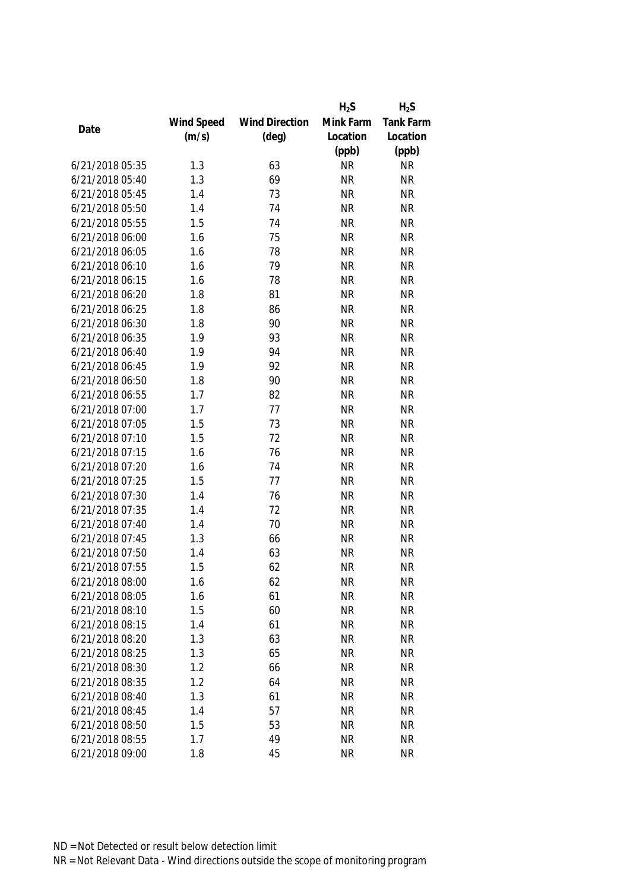| Date | Wind Speed (m/s) | Wind Direction (deg) | $H_2S$ Mink Farm Location (ppb) | $H_2S$ Tank Farm Location (ppb) |
|---|---|---|---|---|
| 6/21/2018 05:35 | 1.3 | 63 | NR | NR |
| 6/21/2018 05:40 | 1.3 | 69 | NR | NR |
| 6/21/2018 05:45 | 1.4 | 73 | NR | NR |
| 6/21/2018 05:50 | 1.4 | 74 | NR | NR |
| 6/21/2018 05:55 | 1.5 | 74 | NR | NR |
| 6/21/2018 06:00 | 1.6 | 75 | NR | NR |
| 6/21/2018 06:05 | 1.6 | 78 | NR | NR |
| 6/21/2018 06:10 | 1.6 | 79 | NR | NR |
| 6/21/2018 06:15 | 1.6 | 78 | NR | NR |
| 6/21/2018 06:20 | 1.8 | 81 | NR | NR |
| 6/21/2018 06:25 | 1.8 | 86 | NR | NR |
| 6/21/2018 06:30 | 1.8 | 90 | NR | NR |
| 6/21/2018 06:35 | 1.9 | 93 | NR | NR |
| 6/21/2018 06:40 | 1.9 | 94 | NR | NR |
| 6/21/2018 06:45 | 1.9 | 92 | NR | NR |
| 6/21/2018 06:50 | 1.8 | 90 | NR | NR |
| 6/21/2018 06:55 | 1.7 | 82 | NR | NR |
| 6/21/2018 07:00 | 1.7 | 77 | NR | NR |
| 6/21/2018 07:05 | 1.5 | 73 | NR | NR |
| 6/21/2018 07:10 | 1.5 | 72 | NR | NR |
| 6/21/2018 07:15 | 1.6 | 76 | NR | NR |
| 6/21/2018 07:20 | 1.6 | 74 | NR | NR |
| 6/21/2018 07:25 | 1.5 | 77 | NR | NR |
| 6/21/2018 07:30 | 1.4 | 76 | NR | NR |
| 6/21/2018 07:35 | 1.4 | 72 | NR | NR |
| 6/21/2018 07:40 | 1.4 | 70 | NR | NR |
| 6/21/2018 07:45 | 1.3 | 66 | NR | NR |
| 6/21/2018 07:50 | 1.4 | 63 | NR | NR |
| 6/21/2018 07:55 | 1.5 | 62 | NR | NR |
| 6/21/2018 08:00 | 1.6 | 62 | NR | NR |
| 6/21/2018 08:05 | 1.6 | 61 | NR | NR |
| 6/21/2018 08:10 | 1.5 | 60 | NR | NR |
| 6/21/2018 08:15 | 1.4 | 61 | NR | NR |
| 6/21/2018 08:20 | 1.3 | 63 | NR | NR |
| 6/21/2018 08:25 | 1.3 | 65 | NR | NR |
| 6/21/2018 08:30 | 1.2 | 66 | NR | NR |
| 6/21/2018 08:35 | 1.2 | 64 | NR | NR |
| 6/21/2018 08:40 | 1.3 | 61 | NR | NR |
| 6/21/2018 08:45 | 1.4 | 57 | NR | NR |
| 6/21/2018 08:50 | 1.5 | 53 | NR | NR |
| 6/21/2018 08:55 | 1.7 | 49 | NR | NR |
| 6/21/2018 09:00 | 1.8 | 45 | NR | NR |

ND = Not Detected or result below detection limit

NR = Not Relevant Data - Wind directions outside the scope of monitoring program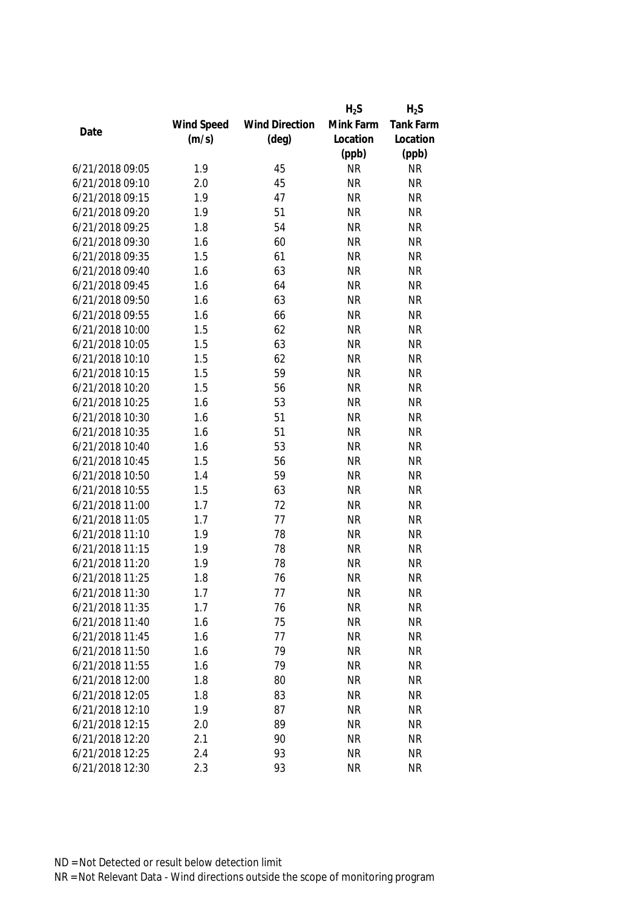| Date | Wind Speed (m/s) | Wind Direction (deg) | $H_2S$ Mink Farm Location (ppb) | $H_2S$ Tank Farm Location (ppb) |
|---|---|---|---|---|
| 6/21/2018 09:05 | 1.9 | 45 | NR | NR |
| 6/21/2018 09:10 | 2.0 | 45 | NR | NR |
| 6/21/2018 09:15 | 1.9 | 47 | NR | NR |
| 6/21/2018 09:20 | 1.9 | 51 | NR | NR |
| 6/21/2018 09:25 | 1.8 | 54 | NR | NR |
| 6/21/2018 09:30 | 1.6 | 60 | NR | NR |
| 6/21/2018 09:35 | 1.5 | 61 | NR | NR |
| 6/21/2018 09:40 | 1.6 | 63 | NR | NR |
| 6/21/2018 09:45 | 1.6 | 64 | NR | NR |
| 6/21/2018 09:50 | 1.6 | 63 | NR | NR |
| 6/21/2018 09:55 | 1.6 | 66 | NR | NR |
| 6/21/2018 10:00 | 1.5 | 62 | NR | NR |
| 6/21/2018 10:05 | 1.5 | 63 | NR | NR |
| 6/21/2018 10:10 | 1.5 | 62 | NR | NR |
| 6/21/2018 10:15 | 1.5 | 59 | NR | NR |
| 6/21/2018 10:20 | 1.5 | 56 | NR | NR |
| 6/21/2018 10:25 | 1.6 | 53 | NR | NR |
| 6/21/2018 10:30 | 1.6 | 51 | NR | NR |
| 6/21/2018 10:35 | 1.6 | 51 | NR | NR |
| 6/21/2018 10:40 | 1.6 | 53 | NR | NR |
| 6/21/2018 10:45 | 1.5 | 56 | NR | NR |
| 6/21/2018 10:50 | 1.4 | 59 | NR | NR |
| 6/21/2018 10:55 | 1.5 | 63 | NR | NR |
| 6/21/2018 11:00 | 1.7 | 72 | NR | NR |
| 6/21/2018 11:05 | 1.7 | 77 | NR | NR |
| 6/21/2018 11:10 | 1.9 | 78 | NR | NR |
| 6/21/2018 11:15 | 1.9 | 78 | NR | NR |
| 6/21/2018 11:20 | 1.9 | 78 | NR | NR |
| 6/21/2018 11:25 | 1.8 | 76 | NR | NR |
| 6/21/2018 11:30 | 1.7 | 77 | NR | NR |
| 6/21/2018 11:35 | 1.7 | 76 | NR | NR |
| 6/21/2018 11:40 | 1.6 | 75 | NR | NR |
| 6/21/2018 11:45 | 1.6 | 77 | NR | NR |
| 6/21/2018 11:50 | 1.6 | 79 | NR | NR |
| 6/21/2018 11:55 | 1.6 | 79 | NR | NR |
| 6/21/2018 12:00 | 1.8 | 80 | NR | NR |
| 6/21/2018 12:05 | 1.8 | 83 | NR | NR |
| 6/21/2018 12:10 | 1.9 | 87 | NR | NR |
| 6/21/2018 12:15 | 2.0 | 89 | NR | NR |
| 6/21/2018 12:20 | 2.1 | 90 | NR | NR |
| 6/21/2018 12:25 | 2.4 | 93 | NR | NR |
| 6/21/2018 12:30 | 2.3 | 93 | NR | NR |

ND = Not Detected or result below detection limit

NR = Not Relevant Data - Wind directions outside the scope of monitoring program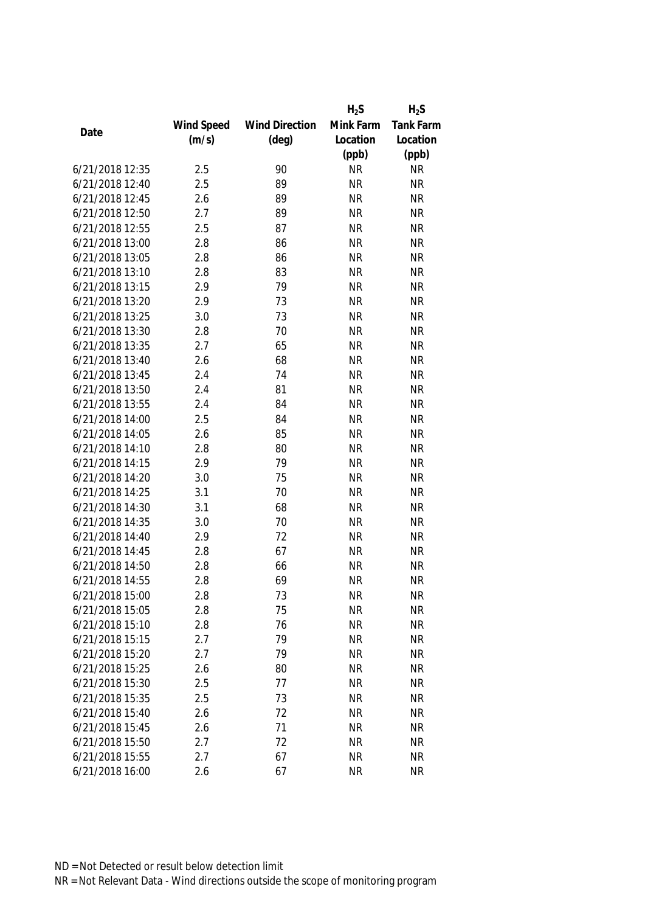| Date | Wind Speed (m/s) | Wind Direction (deg) | $H_2S$ Mink Farm Location (ppb) | $H_2S$ Tank Farm Location (ppb) |
|---|---|---|---|---|
| 6/21/2018 12:35 | 2.5 | 90 | NR | NR |
| 6/21/2018 12:40 | 2.5 | 89 | NR | NR |
| 6/21/2018 12:45 | 2.6 | 89 | NR | NR |
| 6/21/2018 12:50 | 2.7 | 89 | NR | NR |
| 6/21/2018 12:55 | 2.5 | 87 | NR | NR |
| 6/21/2018 13:00 | 2.8 | 86 | NR | NR |
| 6/21/2018 13:05 | 2.8 | 86 | NR | NR |
| 6/21/2018 13:10 | 2.8 | 83 | NR | NR |
| 6/21/2018 13:15 | 2.9 | 79 | NR | NR |
| 6/21/2018 13:20 | 2.9 | 73 | NR | NR |
| 6/21/2018 13:25 | 3.0 | 73 | NR | NR |
| 6/21/2018 13:30 | 2.8 | 70 | NR | NR |
| 6/21/2018 13:35 | 2.7 | 65 | NR | NR |
| 6/21/2018 13:40 | 2.6 | 68 | NR | NR |
| 6/21/2018 13:45 | 2.4 | 74 | NR | NR |
| 6/21/2018 13:50 | 2.4 | 81 | NR | NR |
| 6/21/2018 13:55 | 2.4 | 84 | NR | NR |
| 6/21/2018 14:00 | 2.5 | 84 | NR | NR |
| 6/21/2018 14:05 | 2.6 | 85 | NR | NR |
| 6/21/2018 14:10 | 2.8 | 80 | NR | NR |
| 6/21/2018 14:15 | 2.9 | 79 | NR | NR |
| 6/21/2018 14:20 | 3.0 | 75 | NR | NR |
| 6/21/2018 14:25 | 3.1 | 70 | NR | NR |
| 6/21/2018 14:30 | 3.1 | 68 | NR | NR |
| 6/21/2018 14:35 | 3.0 | 70 | NR | NR |
| 6/21/2018 14:40 | 2.9 | 72 | NR | NR |
| 6/21/2018 14:45 | 2.8 | 67 | NR | NR |
| 6/21/2018 14:50 | 2.8 | 66 | NR | NR |
| 6/21/2018 14:55 | 2.8 | 69 | NR | NR |
| 6/21/2018 15:00 | 2.8 | 73 | NR | NR |
| 6/21/2018 15:05 | 2.8 | 75 | NR | NR |
| 6/21/2018 15:10 | 2.8 | 76 | NR | NR |
| 6/21/2018 15:15 | 2.7 | 79 | NR | NR |
| 6/21/2018 15:20 | 2.7 | 79 | NR | NR |
| 6/21/2018 15:25 | 2.6 | 80 | NR | NR |
| 6/21/2018 15:30 | 2.5 | 77 | NR | NR |
| 6/21/2018 15:35 | 2.5 | 73 | NR | NR |
| 6/21/2018 15:40 | 2.6 | 72 | NR | NR |
| 6/21/2018 15:45 | 2.6 | 71 | NR | NR |
| 6/21/2018 15:50 | 2.7 | 72 | NR | NR |
| 6/21/2018 15:55 | 2.7 | 67 | NR | NR |
| 6/21/2018 16:00 | 2.6 | 67 | NR | NR |

ND = Not Detected or result below detection limit

NR = Not Relevant Data - Wind directions outside the scope of monitoring program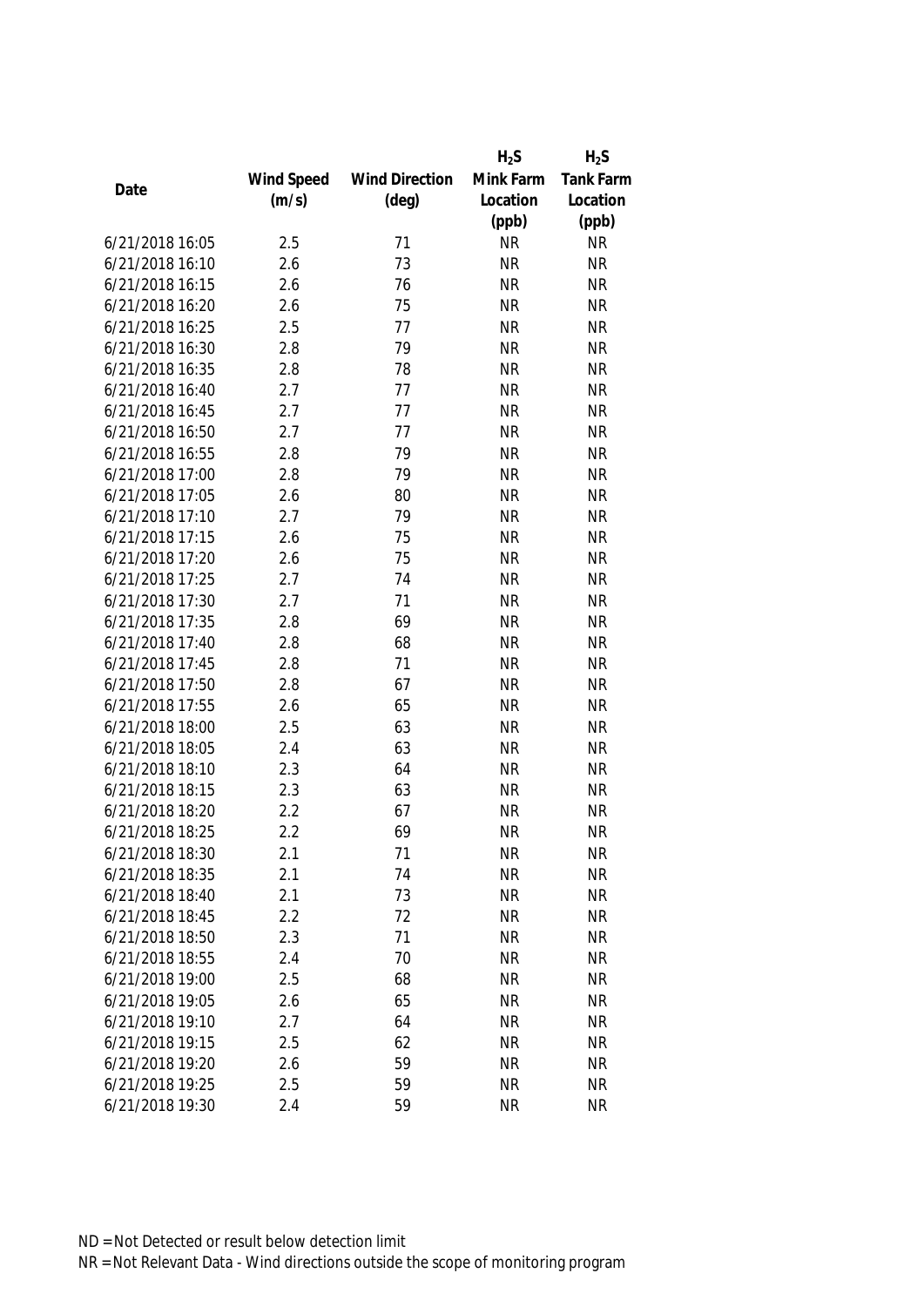| Date | Wind Speed (m/s) | Wind Direction (deg) | $H_2S$ Mink Farm Location (ppb) | $H_2S$ Tank Farm Location (ppb) |
|---|---|---|---|---|
| 6/21/2018 16:05 | 2.5 | 71 | NR | NR |
| 6/21/2018 16:10 | 2.6 | 73 | NR | NR |
| 6/21/2018 16:15 | 2.6 | 76 | NR | NR |
| 6/21/2018 16:20 | 2.6 | 75 | NR | NR |
| 6/21/2018 16:25 | 2.5 | 77 | NR | NR |
| 6/21/2018 16:30 | 2.8 | 79 | NR | NR |
| 6/21/2018 16:35 | 2.8 | 78 | NR | NR |
| 6/21/2018 16:40 | 2.7 | 77 | NR | NR |
| 6/21/2018 16:45 | 2.7 | 77 | NR | NR |
| 6/21/2018 16:50 | 2.7 | 77 | NR | NR |
| 6/21/2018 16:55 | 2.8 | 79 | NR | NR |
| 6/21/2018 17:00 | 2.8 | 79 | NR | NR |
| 6/21/2018 17:05 | 2.6 | 80 | NR | NR |
| 6/21/2018 17:10 | 2.7 | 79 | NR | NR |
| 6/21/2018 17:15 | 2.6 | 75 | NR | NR |
| 6/21/2018 17:20 | 2.6 | 75 | NR | NR |
| 6/21/2018 17:25 | 2.7 | 74 | NR | NR |
| 6/21/2018 17:30 | 2.7 | 71 | NR | NR |
| 6/21/2018 17:35 | 2.8 | 69 | NR | NR |
| 6/21/2018 17:40 | 2.8 | 68 | NR | NR |
| 6/21/2018 17:45 | 2.8 | 71 | NR | NR |
| 6/21/2018 17:50 | 2.8 | 67 | NR | NR |
| 6/21/2018 17:55 | 2.6 | 65 | NR | NR |
| 6/21/2018 18:00 | 2.5 | 63 | NR | NR |
| 6/21/2018 18:05 | 2.4 | 63 | NR | NR |
| 6/21/2018 18:10 | 2.3 | 64 | NR | NR |
| 6/21/2018 18:15 | 2.3 | 63 | NR | NR |
| 6/21/2018 18:20 | 2.2 | 67 | NR | NR |
| 6/21/2018 18:25 | 2.2 | 69 | NR | NR |
| 6/21/2018 18:30 | 2.1 | 71 | NR | NR |
| 6/21/2018 18:35 | 2.1 | 74 | NR | NR |
| 6/21/2018 18:40 | 2.1 | 73 | NR | NR |
| 6/21/2018 18:45 | 2.2 | 72 | NR | NR |
| 6/21/2018 18:50 | 2.3 | 71 | NR | NR |
| 6/21/2018 18:55 | 2.4 | 70 | NR | NR |
| 6/21/2018 19:00 | 2.5 | 68 | NR | NR |
| 6/21/2018 19:05 | 2.6 | 65 | NR | NR |
| 6/21/2018 19:10 | 2.7 | 64 | NR | NR |
| 6/21/2018 19:15 | 2.5 | 62 | NR | NR |
| 6/21/2018 19:20 | 2.6 | 59 | NR | NR |
| 6/21/2018 19:25 | 2.5 | 59 | NR | NR |
| 6/21/2018 19:30 | 2.4 | 59 | NR | NR |

ND = Not Detected or result below detection limit

NR = Not Relevant Data - Wind directions outside the scope of monitoring program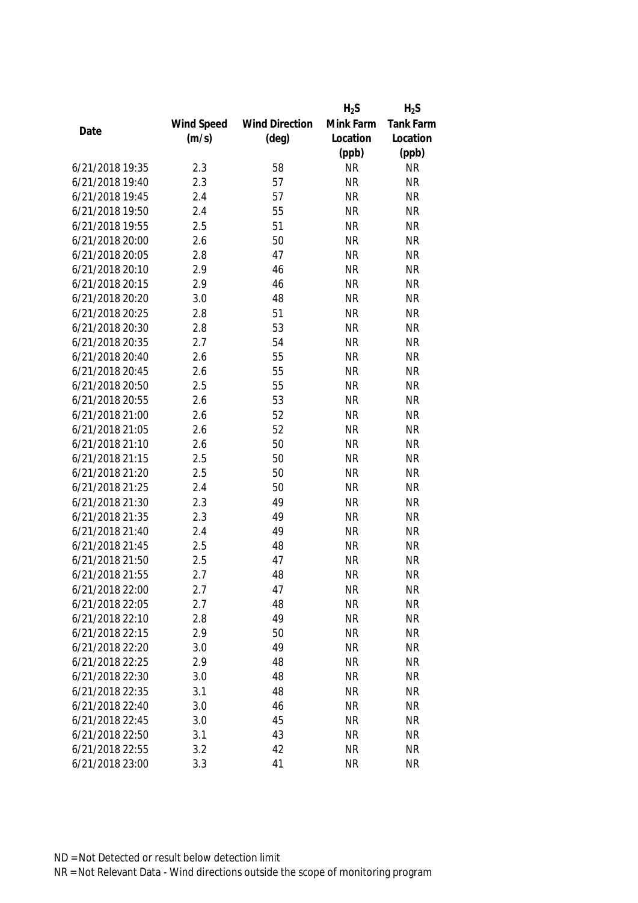| Date | Wind Speed (m/s) | Wind Direction (deg) | $H_2S$ Mink Farm Location (ppb) | $H_2S$ Tank Farm Location (ppb) |
|---|---|---|---|---|
| 6/21/2018 19:35 | 2.3 | 58 | NR | NR |
| 6/21/2018 19:40 | 2.3 | 57 | NR | NR |
| 6/21/2018 19:45 | 2.4 | 57 | NR | NR |
| 6/21/2018 19:50 | 2.4 | 55 | NR | NR |
| 6/21/2018 19:55 | 2.5 | 51 | NR | NR |
| 6/21/2018 20:00 | 2.6 | 50 | NR | NR |
| 6/21/2018 20:05 | 2.8 | 47 | NR | NR |
| 6/21/2018 20:10 | 2.9 | 46 | NR | NR |
| 6/21/2018 20:15 | 2.9 | 46 | NR | NR |
| 6/21/2018 20:20 | 3.0 | 48 | NR | NR |
| 6/21/2018 20:25 | 2.8 | 51 | NR | NR |
| 6/21/2018 20:30 | 2.8 | 53 | NR | NR |
| 6/21/2018 20:35 | 2.7 | 54 | NR | NR |
| 6/21/2018 20:40 | 2.6 | 55 | NR | NR |
| 6/21/2018 20:45 | 2.6 | 55 | NR | NR |
| 6/21/2018 20:50 | 2.5 | 55 | NR | NR |
| 6/21/2018 20:55 | 2.6 | 53 | NR | NR |
| 6/21/2018 21:00 | 2.6 | 52 | NR | NR |
| 6/21/2018 21:05 | 2.6 | 52 | NR | NR |
| 6/21/2018 21:10 | 2.6 | 50 | NR | NR |
| 6/21/2018 21:15 | 2.5 | 50 | NR | NR |
| 6/21/2018 21:20 | 2.5 | 50 | NR | NR |
| 6/21/2018 21:25 | 2.4 | 50 | NR | NR |
| 6/21/2018 21:30 | 2.3 | 49 | NR | NR |
| 6/21/2018 21:35 | 2.3 | 49 | NR | NR |
| 6/21/2018 21:40 | 2.4 | 49 | NR | NR |
| 6/21/2018 21:45 | 2.5 | 48 | NR | NR |
| 6/21/2018 21:50 | 2.5 | 47 | NR | NR |
| 6/21/2018 21:55 | 2.7 | 48 | NR | NR |
| 6/21/2018 22:00 | 2.7 | 47 | NR | NR |
| 6/21/2018 22:05 | 2.7 | 48 | NR | NR |
| 6/21/2018 22:10 | 2.8 | 49 | NR | NR |
| 6/21/2018 22:15 | 2.9 | 50 | NR | NR |
| 6/21/2018 22:20 | 3.0 | 49 | NR | NR |
| 6/21/2018 22:25 | 2.9 | 48 | NR | NR |
| 6/21/2018 22:30 | 3.0 | 48 | NR | NR |
| 6/21/2018 22:35 | 3.1 | 48 | NR | NR |
| 6/21/2018 22:40 | 3.0 | 46 | NR | NR |
| 6/21/2018 22:45 | 3.0 | 45 | NR | NR |
| 6/21/2018 22:50 | 3.1 | 43 | NR | NR |
| 6/21/2018 22:55 | 3.2 | 42 | NR | NR |
| 6/21/2018 23:00 | 3.3 | 41 | NR | NR |

ND = Not Detected or result below detection limit

NR = Not Relevant Data - Wind directions outside the scope of monitoring program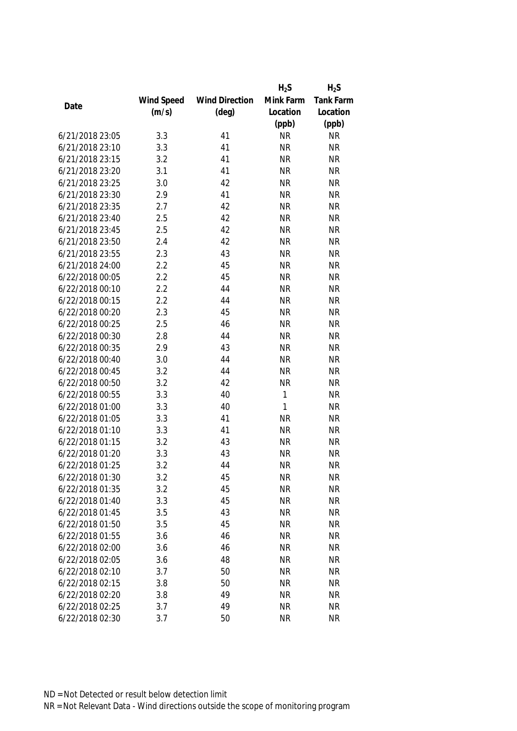| Date | Wind Speed (m/s) | Wind Direction (deg) | $H_2S$ Mink Farm Location (ppb) | $H_2S$ Tank Farm Location (ppb) |
|---|---|---|---|---|
| 6/21/2018 23:05 | 3.3 | 41 | NR | NR |
| 6/21/2018 23:10 | 3.3 | 41 | NR | NR |
| 6/21/2018 23:15 | 3.2 | 41 | NR | NR |
| 6/21/2018 23:20 | 3.1 | 41 | NR | NR |
| 6/21/2018 23:25 | 3.0 | 42 | NR | NR |
| 6/21/2018 23:30 | 2.9 | 41 | NR | NR |
| 6/21/2018 23:35 | 2.7 | 42 | NR | NR |
| 6/21/2018 23:40 | 2.5 | 42 | NR | NR |
| 6/21/2018 23:45 | 2.5 | 42 | NR | NR |
| 6/21/2018 23:50 | 2.4 | 42 | NR | NR |
| 6/21/2018 23:55 | 2.3 | 43 | NR | NR |
| 6/21/2018 24:00 | 2.2 | 45 | NR | NR |
| 6/22/2018 00:05 | 2.2 | 45 | NR | NR |
| 6/22/2018 00:10 | 2.2 | 44 | NR | NR |
| 6/22/2018 00:15 | 2.2 | 44 | NR | NR |
| 6/22/2018 00:20 | 2.3 | 45 | NR | NR |
| 6/22/2018 00:25 | 2.5 | 46 | NR | NR |
| 6/22/2018 00:30 | 2.8 | 44 | NR | NR |
| 6/22/2018 00:35 | 2.9 | 43 | NR | NR |
| 6/22/2018 00:40 | 3.0 | 44 | NR | NR |
| 6/22/2018 00:45 | 3.2 | 44 | NR | NR |
| 6/22/2018 00:50 | 3.2 | 42 | NR | NR |
| 6/22/2018 00:55 | 3.3 | 40 | 1 | NR |
| 6/22/2018 01:00 | 3.3 | 40 | 1 | NR |
| 6/22/2018 01:05 | 3.3 | 41 | NR | NR |
| 6/22/2018 01:10 | 3.3 | 41 | NR | NR |
| 6/22/2018 01:15 | 3.2 | 43 | NR | NR |
| 6/22/2018 01:20 | 3.3 | 43 | NR | NR |
| 6/22/2018 01:25 | 3.2 | 44 | NR | NR |
| 6/22/2018 01:30 | 3.2 | 45 | NR | NR |
| 6/22/2018 01:35 | 3.2 | 45 | NR | NR |
| 6/22/2018 01:40 | 3.3 | 45 | NR | NR |
| 6/22/2018 01:45 | 3.5 | 43 | NR | NR |
| 6/22/2018 01:50 | 3.5 | 45 | NR | NR |
| 6/22/2018 01:55 | 3.6 | 46 | NR | NR |
| 6/22/2018 02:00 | 3.6 | 46 | NR | NR |
| 6/22/2018 02:05 | 3.6 | 48 | NR | NR |
| 6/22/2018 02:10 | 3.7 | 50 | NR | NR |
| 6/22/2018 02:15 | 3.8 | 50 | NR | NR |
| 6/22/2018 02:20 | 3.8 | 49 | NR | NR |
| 6/22/2018 02:25 | 3.7 | 49 | NR | NR |
| 6/22/2018 02:30 | 3.7 | 50 | NR | NR |

ND = Not Detected or result below detection limit

NR = Not Relevant Data - Wind directions outside the scope of monitoring program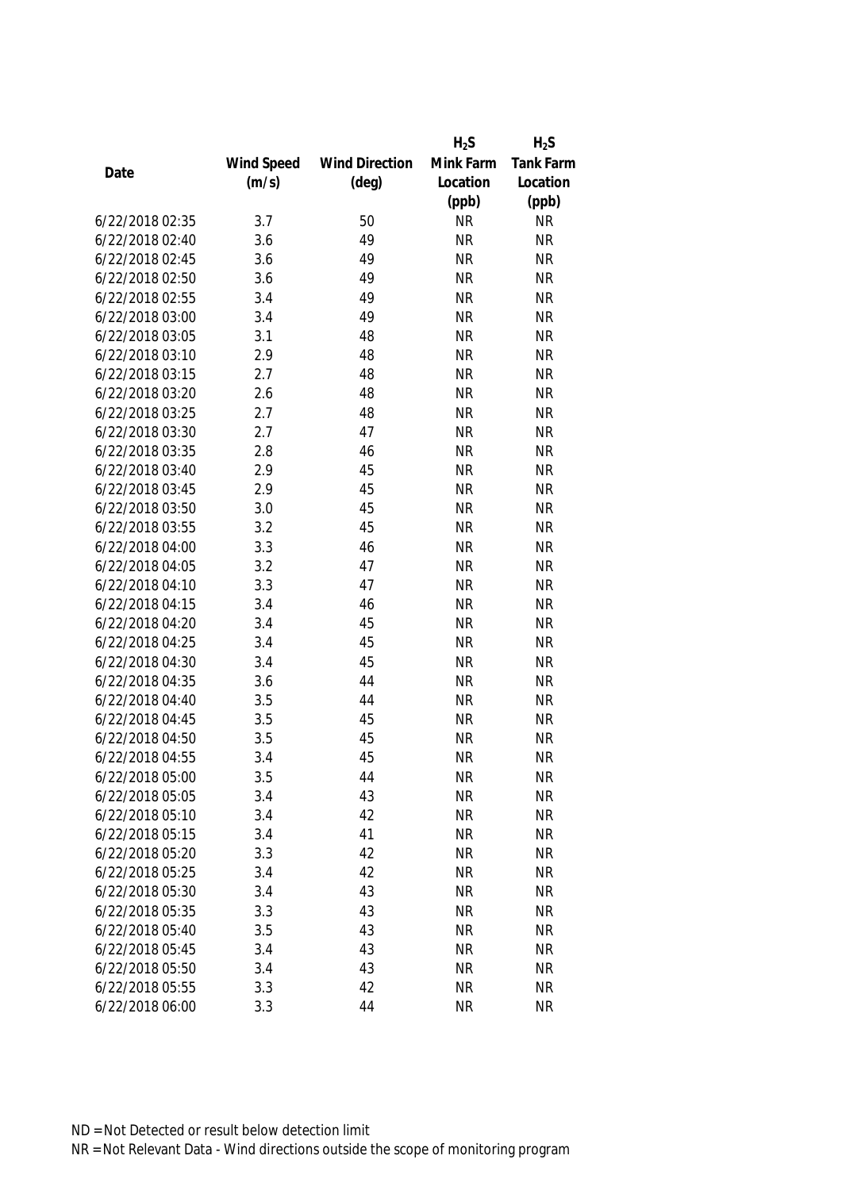| Date | Wind Speed (m/s) | Wind Direction (deg) | $H_2S$ Mink Farm Location (ppb) | $H_2S$ Tank Farm Location (ppb) |
|---|---|---|---|---|
| 6/22/2018 02:35 | 3.7 | 50 | NR | NR |
| 6/22/2018 02:40 | 3.6 | 49 | NR | NR |
| 6/22/2018 02:45 | 3.6 | 49 | NR | NR |
| 6/22/2018 02:50 | 3.6 | 49 | NR | NR |
| 6/22/2018 02:55 | 3.4 | 49 | NR | NR |
| 6/22/2018 03:00 | 3.4 | 49 | NR | NR |
| 6/22/2018 03:05 | 3.1 | 48 | NR | NR |
| 6/22/2018 03:10 | 2.9 | 48 | NR | NR |
| 6/22/2018 03:15 | 2.7 | 48 | NR | NR |
| 6/22/2018 03:20 | 2.6 | 48 | NR | NR |
| 6/22/2018 03:25 | 2.7 | 48 | NR | NR |
| 6/22/2018 03:30 | 2.7 | 47 | NR | NR |
| 6/22/2018 03:35 | 2.8 | 46 | NR | NR |
| 6/22/2018 03:40 | 2.9 | 45 | NR | NR |
| 6/22/2018 03:45 | 2.9 | 45 | NR | NR |
| 6/22/2018 03:50 | 3.0 | 45 | NR | NR |
| 6/22/2018 03:55 | 3.2 | 45 | NR | NR |
| 6/22/2018 04:00 | 3.3 | 46 | NR | NR |
| 6/22/2018 04:05 | 3.2 | 47 | NR | NR |
| 6/22/2018 04:10 | 3.3 | 47 | NR | NR |
| 6/22/2018 04:15 | 3.4 | 46 | NR | NR |
| 6/22/2018 04:20 | 3.4 | 45 | NR | NR |
| 6/22/2018 04:25 | 3.4 | 45 | NR | NR |
| 6/22/2018 04:30 | 3.4 | 45 | NR | NR |
| 6/22/2018 04:35 | 3.6 | 44 | NR | NR |
| 6/22/2018 04:40 | 3.5 | 44 | NR | NR |
| 6/22/2018 04:45 | 3.5 | 45 | NR | NR |
| 6/22/2018 04:50 | 3.5 | 45 | NR | NR |
| 6/22/2018 04:55 | 3.4 | 45 | NR | NR |
| 6/22/2018 05:00 | 3.5 | 44 | NR | NR |
| 6/22/2018 05:05 | 3.4 | 43 | NR | NR |
| 6/22/2018 05:10 | 3.4 | 42 | NR | NR |
| 6/22/2018 05:15 | 3.4 | 41 | NR | NR |
| 6/22/2018 05:20 | 3.3 | 42 | NR | NR |
| 6/22/2018 05:25 | 3.4 | 42 | NR | NR |
| 6/22/2018 05:30 | 3.4 | 43 | NR | NR |
| 6/22/2018 05:35 | 3.3 | 43 | NR | NR |
| 6/22/2018 05:40 | 3.5 | 43 | NR | NR |
| 6/22/2018 05:45 | 3.4 | 43 | NR | NR |
| 6/22/2018 05:50 | 3.4 | 43 | NR | NR |
| 6/22/2018 05:55 | 3.3 | 42 | NR | NR |
| 6/22/2018 06:00 | 3.3 | 44 | NR | NR |

ND = Not Detected or result below detection limit

NR = Not Relevant Data - Wind directions outside the scope of monitoring program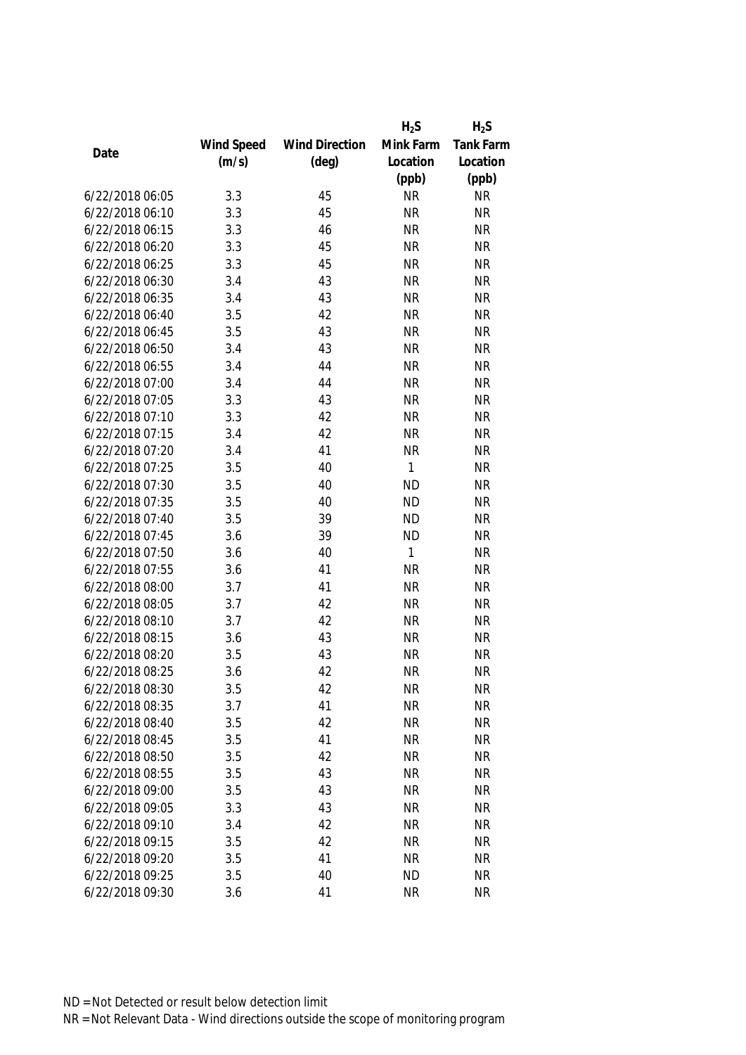| Date | Wind Speed (m/s) | Wind Direction (deg) | $H_2S$ Mink Farm Location (ppb) | $H_2S$ Tank Farm Location (ppb) |
|---|---|---|---|---|
| 6/22/2018 06:05 | 3.3 | 45 | NR | NR |
| 6/22/2018 06:10 | 3.3 | 45 | NR | NR |
| 6/22/2018 06:15 | 3.3 | 46 | NR | NR |
| 6/22/2018 06:20 | 3.3 | 45 | NR | NR |
| 6/22/2018 06:25 | 3.3 | 45 | NR | NR |
| 6/22/2018 06:30 | 3.4 | 43 | NR | NR |
| 6/22/2018 06:35 | 3.4 | 43 | NR | NR |
| 6/22/2018 06:40 | 3.5 | 42 | NR | NR |
| 6/22/2018 06:45 | 3.5 | 43 | NR | NR |
| 6/22/2018 06:50 | 3.4 | 43 | NR | NR |
| 6/22/2018 06:55 | 3.4 | 44 | NR | NR |
| 6/22/2018 07:00 | 3.4 | 44 | NR | NR |
| 6/22/2018 07:05 | 3.3 | 43 | NR | NR |
| 6/22/2018 07:10 | 3.3 | 42 | NR | NR |
| 6/22/2018 07:15 | 3.4 | 42 | NR | NR |
| 6/22/2018 07:20 | 3.4 | 41 | NR | NR |
| 6/22/2018 07:25 | 3.5 | 40 | 1 | NR |
| 6/22/2018 07:30 | 3.5 | 40 | ND | NR |
| 6/22/2018 07:35 | 3.5 | 40 | ND | NR |
| 6/22/2018 07:40 | 3.5 | 39 | ND | NR |
| 6/22/2018 07:45 | 3.6 | 39 | ND | NR |
| 6/22/2018 07:50 | 3.6 | 40 | 1 | NR |
| 6/22/2018 07:55 | 3.6 | 41 | NR | NR |
| 6/22/2018 08:00 | 3.7 | 41 | NR | NR |
| 6/22/2018 08:05 | 3.7 | 42 | NR | NR |
| 6/22/2018 08:10 | 3.7 | 42 | NR | NR |
| 6/22/2018 08:15 | 3.6 | 43 | NR | NR |
| 6/22/2018 08:20 | 3.5 | 43 | NR | NR |
| 6/22/2018 08:25 | 3.6 | 42 | NR | NR |
| 6/22/2018 08:30 | 3.5 | 42 | NR | NR |
| 6/22/2018 08:35 | 3.7 | 41 | NR | NR |
| 6/22/2018 08:40 | 3.5 | 42 | NR | NR |
| 6/22/2018 08:45 | 3.5 | 41 | NR | NR |
| 6/22/2018 08:50 | 3.5 | 42 | NR | NR |
| 6/22/2018 08:55 | 3.5 | 43 | NR | NR |
| 6/22/2018 09:00 | 3.5 | 43 | NR | NR |
| 6/22/2018 09:05 | 3.3 | 43 | NR | NR |
| 6/22/2018 09:10 | 3.4 | 42 | NR | NR |
| 6/22/2018 09:15 | 3.5 | 42 | NR | NR |
| 6/22/2018 09:20 | 3.5 | 41 | NR | NR |
| 6/22/2018 09:25 | 3.5 | 40 | ND | NR |
| 6/22/2018 09:30 | 3.6 | 41 | NR | NR |

ND = Not Detected or result below detection limit

NR = Not Relevant Data - Wind directions outside the scope of monitoring program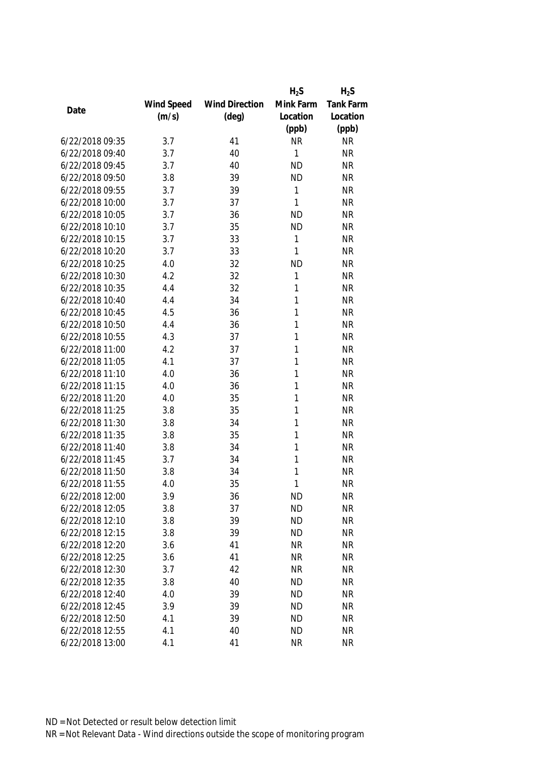| Date | Wind Speed (m/s) | Wind Direction (deg) | $H_2S$ Mink Farm Location (ppb) | $H_2S$ Tank Farm Location (ppb) |
|---|---|---|---|---|
| 6/22/2018 09:35 | 3.7 | 41 | NR | NR |
| 6/22/2018 09:40 | 3.7 | 40 | 1 | NR |
| 6/22/2018 09:45 | 3.7 | 40 | ND | NR |
| 6/22/2018 09:50 | 3.8 | 39 | ND | NR |
| 6/22/2018 09:55 | 3.7 | 39 | 1 | NR |
| 6/22/2018 10:00 | 3.7 | 37 | 1 | NR |
| 6/22/2018 10:05 | 3.7 | 36 | ND | NR |
| 6/22/2018 10:10 | 3.7 | 35 | ND | NR |
| 6/22/2018 10:15 | 3.7 | 33 | 1 | NR |
| 6/22/2018 10:20 | 3.7 | 33 | 1 | NR |
| 6/22/2018 10:25 | 4.0 | 32 | ND | NR |
| 6/22/2018 10:30 | 4.2 | 32 | 1 | NR |
| 6/22/2018 10:35 | 4.4 | 32 | 1 | NR |
| 6/22/2018 10:40 | 4.4 | 34 | 1 | NR |
| 6/22/2018 10:45 | 4.5 | 36 | 1 | NR |
| 6/22/2018 10:50 | 4.4 | 36 | 1 | NR |
| 6/22/2018 10:55 | 4.3 | 37 | 1 | NR |
| 6/22/2018 11:00 | 4.2 | 37 | 1 | NR |
| 6/22/2018 11:05 | 4.1 | 37 | 1 | NR |
| 6/22/2018 11:10 | 4.0 | 36 | 1 | NR |
| 6/22/2018 11:15 | 4.0 | 36 | 1 | NR |
| 6/22/2018 11:20 | 4.0 | 35 | 1 | NR |
| 6/22/2018 11:25 | 3.8 | 35 | 1 | NR |
| 6/22/2018 11:30 | 3.8 | 34 | 1 | NR |
| 6/22/2018 11:35 | 3.8 | 35 | 1 | NR |
| 6/22/2018 11:40 | 3.8 | 34 | 1 | NR |
| 6/22/2018 11:45 | 3.7 | 34 | 1 | NR |
| 6/22/2018 11:50 | 3.8 | 34 | 1 | NR |
| 6/22/2018 11:55 | 4.0 | 35 | 1 | NR |
| 6/22/2018 12:00 | 3.9 | 36 | ND | NR |
| 6/22/2018 12:05 | 3.8 | 37 | ND | NR |
| 6/22/2018 12:10 | 3.8 | 39 | ND | NR |
| 6/22/2018 12:15 | 3.8 | 39 | ND | NR |
| 6/22/2018 12:20 | 3.6 | 41 | NR | NR |
| 6/22/2018 12:25 | 3.6 | 41 | NR | NR |
| 6/22/2018 12:30 | 3.7 | 42 | NR | NR |
| 6/22/2018 12:35 | 3.8 | 40 | ND | NR |
| 6/22/2018 12:40 | 4.0 | 39 | ND | NR |
| 6/22/2018 12:45 | 3.9 | 39 | ND | NR |
| 6/22/2018 12:50 | 4.1 | 39 | ND | NR |
| 6/22/2018 12:55 | 4.1 | 40 | ND | NR |
| 6/22/2018 13:00 | 4.1 | 41 | NR | NR |

ND = Not Detected or result below detection limit

NR = Not Relevant Data - Wind directions outside the scope of monitoring program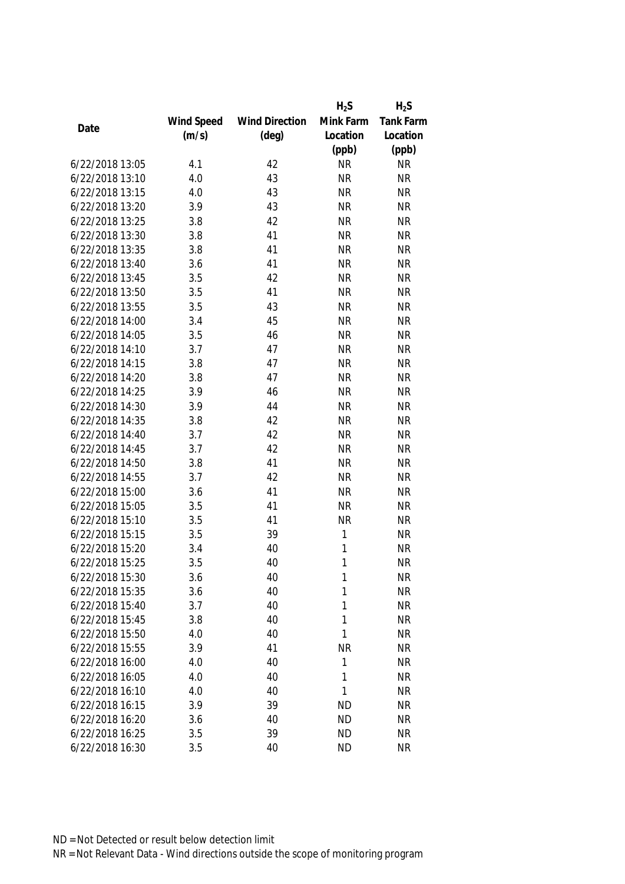| Date | Wind Speed (m/s) | Wind Direction (deg) | $H_2S$ Mink Farm Location (ppb) | $H_2S$ Tank Farm Location (ppb) |
|---|---|---|---|---|
| 6/22/2018 13:05 | 4.1 | 42 | NR | NR |
| 6/22/2018 13:10 | 4.0 | 43 | NR | NR |
| 6/22/2018 13:15 | 4.0 | 43 | NR | NR |
| 6/22/2018 13:20 | 3.9 | 43 | NR | NR |
| 6/22/2018 13:25 | 3.8 | 42 | NR | NR |
| 6/22/2018 13:30 | 3.8 | 41 | NR | NR |
| 6/22/2018 13:35 | 3.8 | 41 | NR | NR |
| 6/22/2018 13:40 | 3.6 | 41 | NR | NR |
| 6/22/2018 13:45 | 3.5 | 42 | NR | NR |
| 6/22/2018 13:50 | 3.5 | 41 | NR | NR |
| 6/22/2018 13:55 | 3.5 | 43 | NR | NR |
| 6/22/2018 14:00 | 3.4 | 45 | NR | NR |
| 6/22/2018 14:05 | 3.5 | 46 | NR | NR |
| 6/22/2018 14:10 | 3.7 | 47 | NR | NR |
| 6/22/2018 14:15 | 3.8 | 47 | NR | NR |
| 6/22/2018 14:20 | 3.8 | 47 | NR | NR |
| 6/22/2018 14:25 | 3.9 | 46 | NR | NR |
| 6/22/2018 14:30 | 3.9 | 44 | NR | NR |
| 6/22/2018 14:35 | 3.8 | 42 | NR | NR |
| 6/22/2018 14:40 | 3.7 | 42 | NR | NR |
| 6/22/2018 14:45 | 3.7 | 42 | NR | NR |
| 6/22/2018 14:50 | 3.8 | 41 | NR | NR |
| 6/22/2018 14:55 | 3.7 | 42 | NR | NR |
| 6/22/2018 15:00 | 3.6 | 41 | NR | NR |
| 6/22/2018 15:05 | 3.5 | 41 | NR | NR |
| 6/22/2018 15:10 | 3.5 | 41 | NR | NR |
| 6/22/2018 15:15 | 3.5 | 39 | 1 | NR |
| 6/22/2018 15:20 | 3.4 | 40 | 1 | NR |
| 6/22/2018 15:25 | 3.5 | 40 | 1 | NR |
| 6/22/2018 15:30 | 3.6 | 40 | 1 | NR |
| 6/22/2018 15:35 | 3.6 | 40 | 1 | NR |
| 6/22/2018 15:40 | 3.7 | 40 | 1 | NR |
| 6/22/2018 15:45 | 3.8 | 40 | 1 | NR |
| 6/22/2018 15:50 | 4.0 | 40 | 1 | NR |
| 6/22/2018 15:55 | 3.9 | 41 | NR | NR |
| 6/22/2018 16:00 | 4.0 | 40 | 1 | NR |
| 6/22/2018 16:05 | 4.0 | 40 | 1 | NR |
| 6/22/2018 16:10 | 4.0 | 40 | 1 | NR |
| 6/22/2018 16:15 | 3.9 | 39 | ND | NR |
| 6/22/2018 16:20 | 3.6 | 40 | ND | NR |
| 6/22/2018 16:25 | 3.5 | 39 | ND | NR |
| 6/22/2018 16:30 | 3.5 | 40 | ND | NR |

ND = Not Detected or result below detection limit

NR = Not Relevant Data - Wind directions outside the scope of monitoring program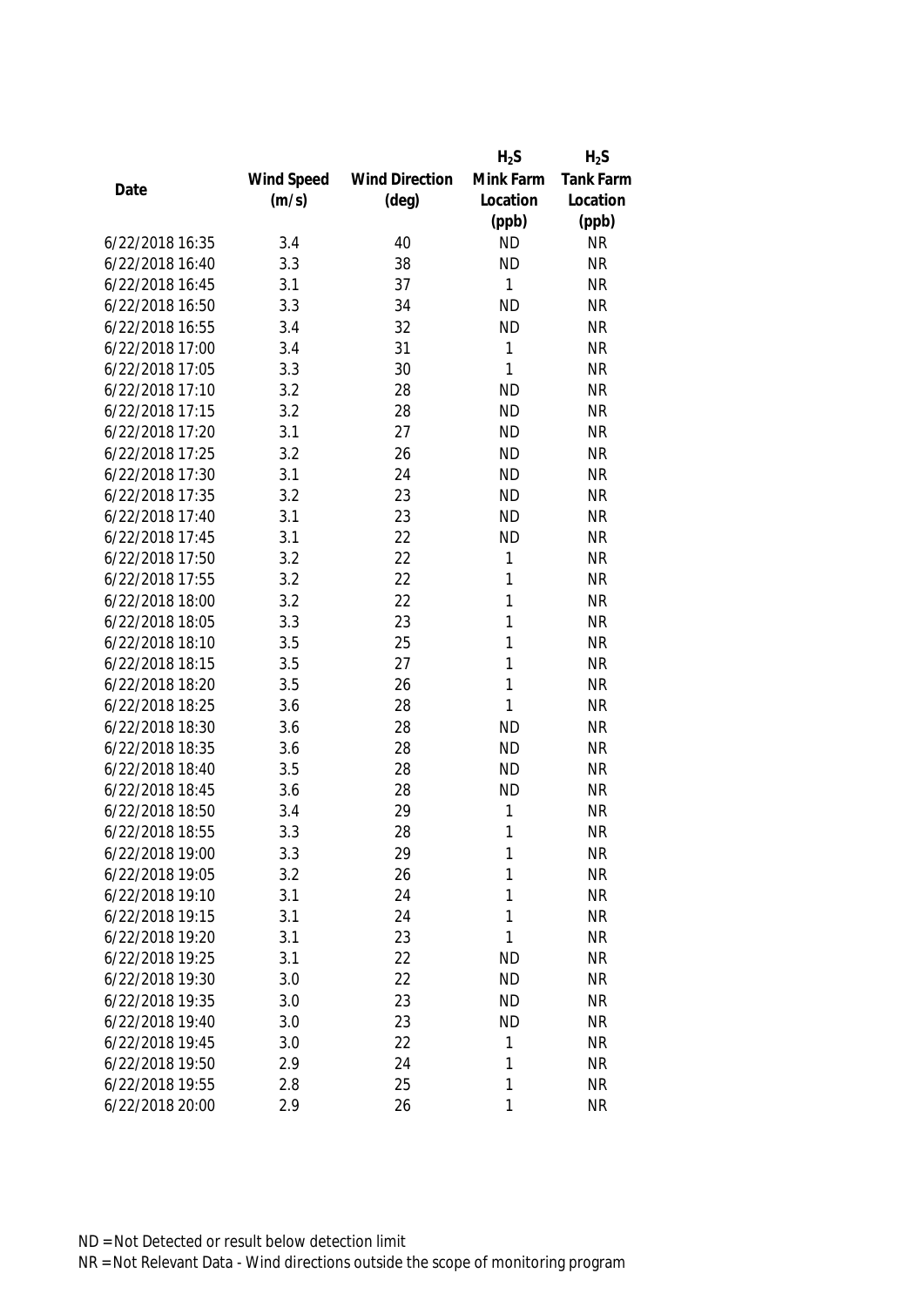| Date | Wind Speed (m/s) | Wind Direction (deg) | $H_2S$ Mink Farm Location (ppb) | $H_2S$ Tank Farm Location (ppb) |
|---|---|---|---|---|
| 6/22/2018 16:35 | 3.4 | 40 | ND | NR |
| 6/22/2018 16:40 | 3.3 | 38 | ND | NR |
| 6/22/2018 16:45 | 3.1 | 37 | 1 | NR |
| 6/22/2018 16:50 | 3.3 | 34 | ND | NR |
| 6/22/2018 16:55 | 3.4 | 32 | ND | NR |
| 6/22/2018 17:00 | 3.4 | 31 | 1 | NR |
| 6/22/2018 17:05 | 3.3 | 30 | 1 | NR |
| 6/22/2018 17:10 | 3.2 | 28 | ND | NR |
| 6/22/2018 17:15 | 3.2 | 28 | ND | NR |
| 6/22/2018 17:20 | 3.1 | 27 | ND | NR |
| 6/22/2018 17:25 | 3.2 | 26 | ND | NR |
| 6/22/2018 17:30 | 3.1 | 24 | ND | NR |
| 6/22/2018 17:35 | 3.2 | 23 | ND | NR |
| 6/22/2018 17:40 | 3.1 | 23 | ND | NR |
| 6/22/2018 17:45 | 3.1 | 22 | ND | NR |
| 6/22/2018 17:50 | 3.2 | 22 | 1 | NR |
| 6/22/2018 17:55 | 3.2 | 22 | 1 | NR |
| 6/22/2018 18:00 | 3.2 | 22 | 1 | NR |
| 6/22/2018 18:05 | 3.3 | 23 | 1 | NR |
| 6/22/2018 18:10 | 3.5 | 25 | 1 | NR |
| 6/22/2018 18:15 | 3.5 | 27 | 1 | NR |
| 6/22/2018 18:20 | 3.5 | 26 | 1 | NR |
| 6/22/2018 18:25 | 3.6 | 28 | 1 | NR |
| 6/22/2018 18:30 | 3.6 | 28 | ND | NR |
| 6/22/2018 18:35 | 3.6 | 28 | ND | NR |
| 6/22/2018 18:40 | 3.5 | 28 | ND | NR |
| 6/22/2018 18:45 | 3.6 | 28 | ND | NR |
| 6/22/2018 18:50 | 3.4 | 29 | 1 | NR |
| 6/22/2018 18:55 | 3.3 | 28 | 1 | NR |
| 6/22/2018 19:00 | 3.3 | 29 | 1 | NR |
| 6/22/2018 19:05 | 3.2 | 26 | 1 | NR |
| 6/22/2018 19:10 | 3.1 | 24 | 1 | NR |
| 6/22/2018 19:15 | 3.1 | 24 | 1 | NR |
| 6/22/2018 19:20 | 3.1 | 23 | 1 | NR |
| 6/22/2018 19:25 | 3.1 | 22 | ND | NR |
| 6/22/2018 19:30 | 3.0 | 22 | ND | NR |
| 6/22/2018 19:35 | 3.0 | 23 | ND | NR |
| 6/22/2018 19:40 | 3.0 | 23 | ND | NR |
| 6/22/2018 19:45 | 3.0 | 22 | 1 | NR |
| 6/22/2018 19:50 | 2.9 | 24 | 1 | NR |
| 6/22/2018 19:55 | 2.8 | 25 | 1 | NR |
| 6/22/2018 20:00 | 2.9 | 26 | 1 | NR |

ND = Not Detected or result below detection limit
NR = Not Relevant Data - Wind directions outside the scope of monitoring program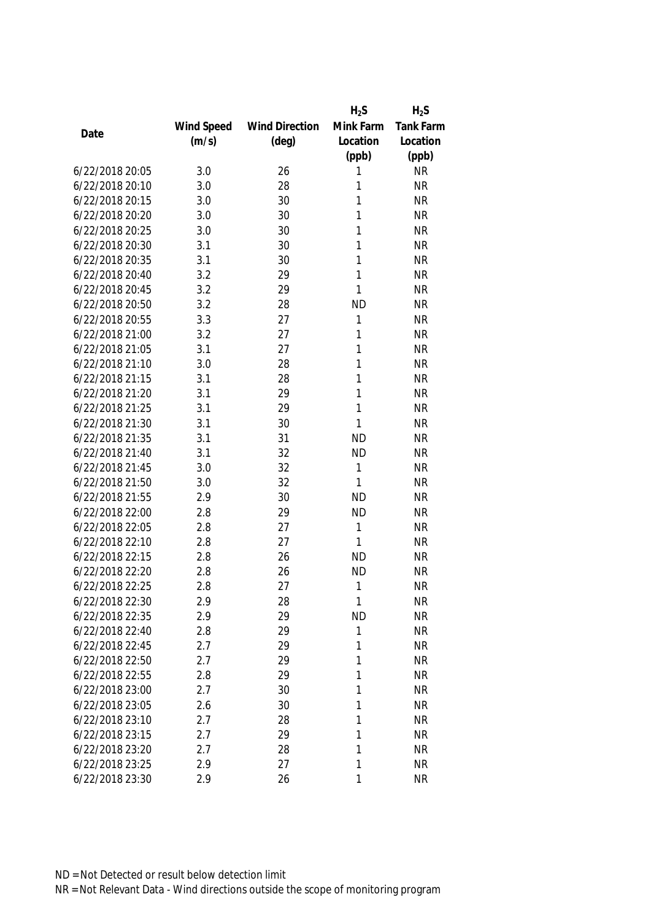| Date | Wind Speed (m/s) | Wind Direction (deg) | $H_2S$ Mink Farm Location (ppb) | $H_2S$ Tank Farm Location (ppb) |
|---|---|---|---|---|
| 6/22/2018 20:05 | 3.0 | 26 | 1 | NR |
| 6/22/2018 20:10 | 3.0 | 28 | 1 | NR |
| 6/22/2018 20:15 | 3.0 | 30 | 1 | NR |
| 6/22/2018 20:20 | 3.0 | 30 | 1 | NR |
| 6/22/2018 20:25 | 3.0 | 30 | 1 | NR |
| 6/22/2018 20:30 | 3.1 | 30 | 1 | NR |
| 6/22/2018 20:35 | 3.1 | 30 | 1 | NR |
| 6/22/2018 20:40 | 3.2 | 29 | 1 | NR |
| 6/22/2018 20:45 | 3.2 | 29 | 1 | NR |
| 6/22/2018 20:50 | 3.2 | 28 | ND | NR |
| 6/22/2018 20:55 | 3.3 | 27 | 1 | NR |
| 6/22/2018 21:00 | 3.2 | 27 | 1 | NR |
| 6/22/2018 21:05 | 3.1 | 27 | 1 | NR |
| 6/22/2018 21:10 | 3.0 | 28 | 1 | NR |
| 6/22/2018 21:15 | 3.1 | 28 | 1 | NR |
| 6/22/2018 21:20 | 3.1 | 29 | 1 | NR |
| 6/22/2018 21:25 | 3.1 | 29 | 1 | NR |
| 6/22/2018 21:30 | 3.1 | 30 | 1 | NR |
| 6/22/2018 21:35 | 3.1 | 31 | ND | NR |
| 6/22/2018 21:40 | 3.1 | 32 | ND | NR |
| 6/22/2018 21:45 | 3.0 | 32 | 1 | NR |
| 6/22/2018 21:50 | 3.0 | 32 | 1 | NR |
| 6/22/2018 21:55 | 2.9 | 30 | ND | NR |
| 6/22/2018 22:00 | 2.8 | 29 | ND | NR |
| 6/22/2018 22:05 | 2.8 | 27 | 1 | NR |
| 6/22/2018 22:10 | 2.8 | 27 | 1 | NR |
| 6/22/2018 22:15 | 2.8 | 26 | ND | NR |
| 6/22/2018 22:20 | 2.8 | 26 | ND | NR |
| 6/22/2018 22:25 | 2.8 | 27 | 1 | NR |
| 6/22/2018 22:30 | 2.9 | 28 | 1 | NR |
| 6/22/2018 22:35 | 2.9 | 29 | ND | NR |
| 6/22/2018 22:40 | 2.8 | 29 | 1 | NR |
| 6/22/2018 22:45 | 2.7 | 29 | 1 | NR |
| 6/22/2018 22:50 | 2.7 | 29 | 1 | NR |
| 6/22/2018 22:55 | 2.8 | 29 | 1 | NR |
| 6/22/2018 23:00 | 2.7 | 30 | 1 | NR |
| 6/22/2018 23:05 | 2.6 | 30 | 1 | NR |
| 6/22/2018 23:10 | 2.7 | 28 | 1 | NR |
| 6/22/2018 23:15 | 2.7 | 29 | 1 | NR |
| 6/22/2018 23:20 | 2.7 | 28 | 1 | NR |
| 6/22/2018 23:25 | 2.9 | 27 | 1 | NR |
| 6/22/2018 23:30 | 2.9 | 26 | 1 | NR |

ND = Not Detected or result below detection limit

NR = Not Relevant Data - Wind directions outside the scope of monitoring program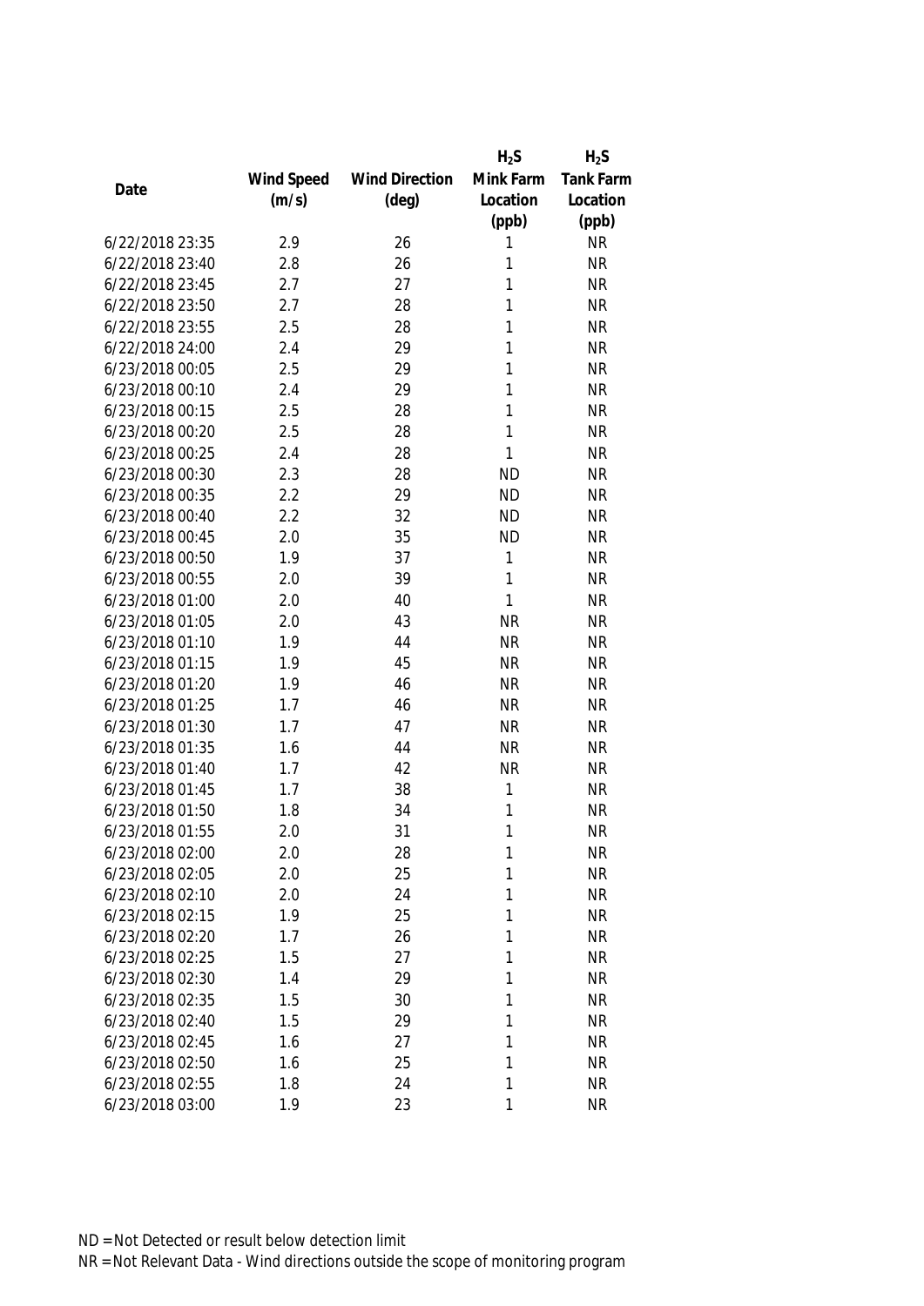| Date | Wind Speed (m/s) | Wind Direction (deg) | $H_2S$ Mink Farm Location (ppb) | $H_2S$ Tank Farm Location (ppb) |
|---|---|---|---|---|
| 6/22/2018 23:35 | 2.9 | 26 | 1 | NR |
| 6/22/2018 23:40 | 2.8 | 26 | 1 | NR |
| 6/22/2018 23:45 | 2.7 | 27 | 1 | NR |
| 6/22/2018 23:50 | 2.7 | 28 | 1 | NR |
| 6/22/2018 23:55 | 2.5 | 28 | 1 | NR |
| 6/22/2018 24:00 | 2.4 | 29 | 1 | NR |
| 6/23/2018 00:05 | 2.5 | 29 | 1 | NR |
| 6/23/2018 00:10 | 2.4 | 29 | 1 | NR |
| 6/23/2018 00:15 | 2.5 | 28 | 1 | NR |
| 6/23/2018 00:20 | 2.5 | 28 | 1 | NR |
| 6/23/2018 00:25 | 2.4 | 28 | 1 | NR |
| 6/23/2018 00:30 | 2.3 | 28 | ND | NR |
| 6/23/2018 00:35 | 2.2 | 29 | ND | NR |
| 6/23/2018 00:40 | 2.2 | 32 | ND | NR |
| 6/23/2018 00:45 | 2.0 | 35 | ND | NR |
| 6/23/2018 00:50 | 1.9 | 37 | 1 | NR |
| 6/23/2018 00:55 | 2.0 | 39 | 1 | NR |
| 6/23/2018 01:00 | 2.0 | 40 | 1 | NR |
| 6/23/2018 01:05 | 2.0 | 43 | NR | NR |
| 6/23/2018 01:10 | 1.9 | 44 | NR | NR |
| 6/23/2018 01:15 | 1.9 | 45 | NR | NR |
| 6/23/2018 01:20 | 1.9 | 46 | NR | NR |
| 6/23/2018 01:25 | 1.7 | 46 | NR | NR |
| 6/23/2018 01:30 | 1.7 | 47 | NR | NR |
| 6/23/2018 01:35 | 1.6 | 44 | NR | NR |
| 6/23/2018 01:40 | 1.7 | 42 | NR | NR |
| 6/23/2018 01:45 | 1.7 | 38 | 1 | NR |
| 6/23/2018 01:50 | 1.8 | 34 | 1 | NR |
| 6/23/2018 01:55 | 2.0 | 31 | 1 | NR |
| 6/23/2018 02:00 | 2.0 | 28 | 1 | NR |
| 6/23/2018 02:05 | 2.0 | 25 | 1 | NR |
| 6/23/2018 02:10 | 2.0 | 24 | 1 | NR |
| 6/23/2018 02:15 | 1.9 | 25 | 1 | NR |
| 6/23/2018 02:20 | 1.7 | 26 | 1 | NR |
| 6/23/2018 02:25 | 1.5 | 27 | 1 | NR |
| 6/23/2018 02:30 | 1.4 | 29 | 1 | NR |
| 6/23/2018 02:35 | 1.5 | 30 | 1 | NR |
| 6/23/2018 02:40 | 1.5 | 29 | 1 | NR |
| 6/23/2018 02:45 | 1.6 | 27 | 1 | NR |
| 6/23/2018 02:50 | 1.6 | 25 | 1 | NR |
| 6/23/2018 02:55 | 1.8 | 24 | 1 | NR |
| 6/23/2018 03:00 | 1.9 | 23 | 1 | NR |

ND = Not Detected or result below detection limit
NR = Not Relevant Data - Wind directions outside the scope of monitoring program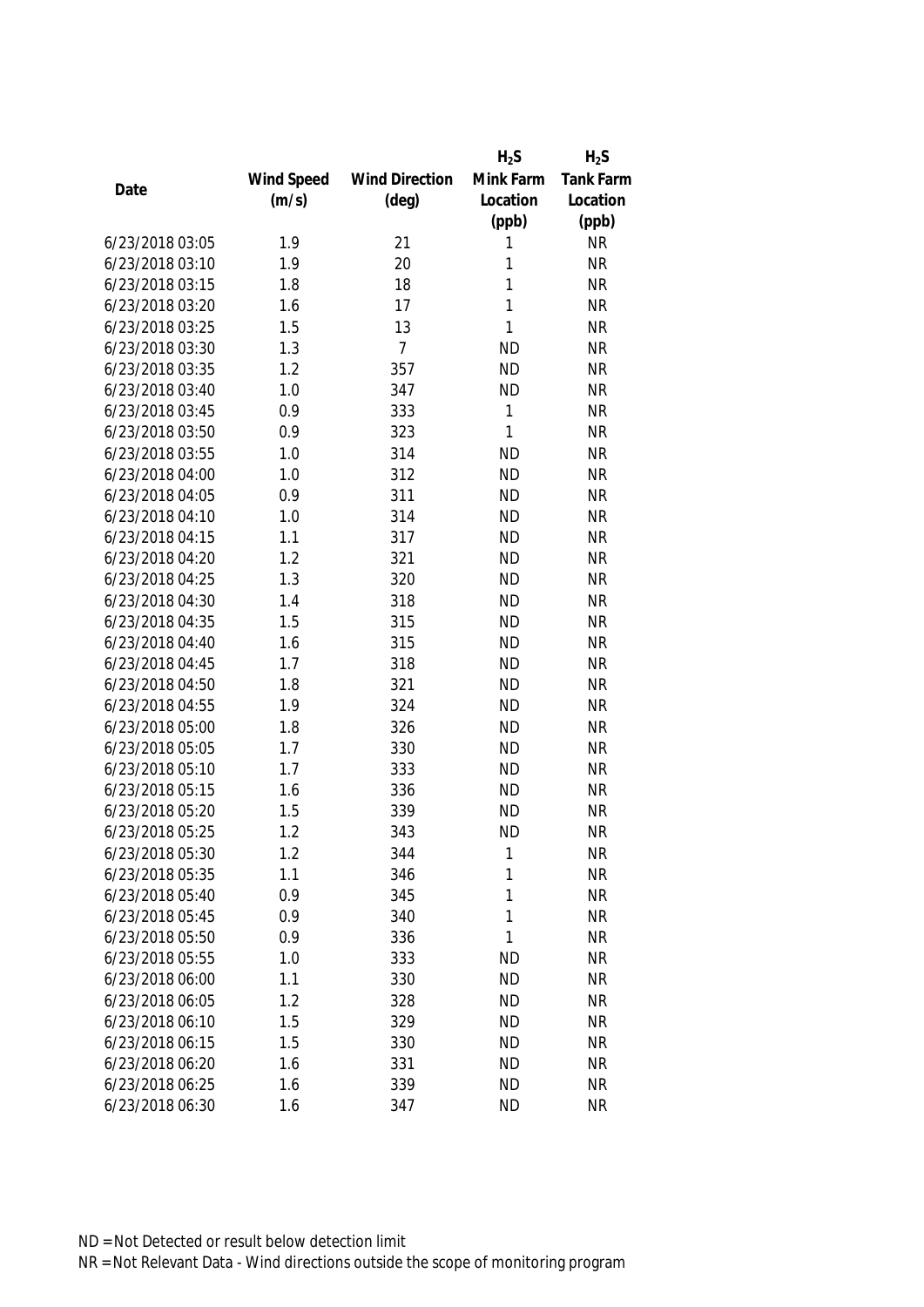| Date | Wind Speed (m/s) | Wind Direction (deg) | $H_2S$ Mink Farm Location (ppb) | $H_2S$ Tank Farm Location (ppb) |
|---|---|---|---|---|
| 6/23/2018 03:05 | 1.9 | 21 | 1 | NR |
| 6/23/2018 03:10 | 1.9 | 20 | 1 | NR |
| 6/23/2018 03:15 | 1.8 | 18 | 1 | NR |
| 6/23/2018 03:20 | 1.6 | 17 | 1 | NR |
| 6/23/2018 03:25 | 1.5 | 13 | 1 | NR |
| 6/23/2018 03:30 | 1.3 | 7 | ND | NR |
| 6/23/2018 03:35 | 1.2 | 357 | ND | NR |
| 6/23/2018 03:40 | 1.0 | 347 | ND | NR |
| 6/23/2018 03:45 | 0.9 | 333 | 1 | NR |
| 6/23/2018 03:50 | 0.9 | 323 | 1 | NR |
| 6/23/2018 03:55 | 1.0 | 314 | ND | NR |
| 6/23/2018 04:00 | 1.0 | 312 | ND | NR |
| 6/23/2018 04:05 | 0.9 | 311 | ND | NR |
| 6/23/2018 04:10 | 1.0 | 314 | ND | NR |
| 6/23/2018 04:15 | 1.1 | 317 | ND | NR |
| 6/23/2018 04:20 | 1.2 | 321 | ND | NR |
| 6/23/2018 04:25 | 1.3 | 320 | ND | NR |
| 6/23/2018 04:30 | 1.4 | 318 | ND | NR |
| 6/23/2018 04:35 | 1.5 | 315 | ND | NR |
| 6/23/2018 04:40 | 1.6 | 315 | ND | NR |
| 6/23/2018 04:45 | 1.7 | 318 | ND | NR |
| 6/23/2018 04:50 | 1.8 | 321 | ND | NR |
| 6/23/2018 04:55 | 1.9 | 324 | ND | NR |
| 6/23/2018 05:00 | 1.8 | 326 | ND | NR |
| 6/23/2018 05:05 | 1.7 | 330 | ND | NR |
| 6/23/2018 05:10 | 1.7 | 333 | ND | NR |
| 6/23/2018 05:15 | 1.6 | 336 | ND | NR |
| 6/23/2018 05:20 | 1.5 | 339 | ND | NR |
| 6/23/2018 05:25 | 1.2 | 343 | ND | NR |
| 6/23/2018 05:30 | 1.2 | 344 | 1 | NR |
| 6/23/2018 05:35 | 1.1 | 346 | 1 | NR |
| 6/23/2018 05:40 | 0.9 | 345 | 1 | NR |
| 6/23/2018 05:45 | 0.9 | 340 | 1 | NR |
| 6/23/2018 05:50 | 0.9 | 336 | 1 | NR |
| 6/23/2018 05:55 | 1.0 | 333 | ND | NR |
| 6/23/2018 06:00 | 1.1 | 330 | ND | NR |
| 6/23/2018 06:05 | 1.2 | 328 | ND | NR |
| 6/23/2018 06:10 | 1.5 | 329 | ND | NR |
| 6/23/2018 06:15 | 1.5 | 330 | ND | NR |
| 6/23/2018 06:20 | 1.6 | 331 | ND | NR |
| 6/23/2018 06:25 | 1.6 | 339 | ND | NR |
| 6/23/2018 06:30 | 1.6 | 347 | ND | NR |

ND = Not Detected or result below detection limit

NR = Not Relevant Data - Wind directions outside the scope of monitoring program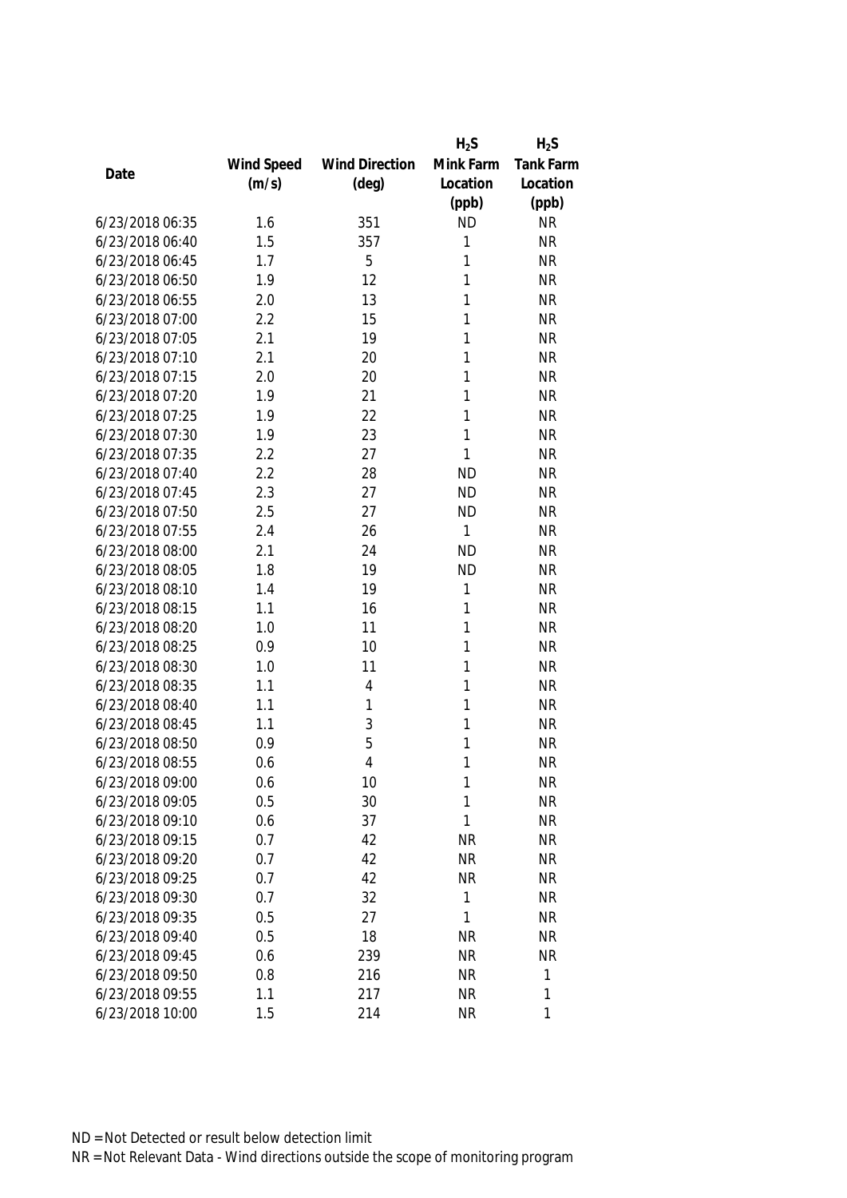| Date | Wind Speed (m/s) | Wind Direction (deg) | $H_2S$ Mink Farm Location (ppb) | $H_2S$ Tank Farm Location (ppb) |
|---|---|---|---|---|
| 6/23/2018 06:35 | 1.6 | 351 | ND | NR |
| 6/23/2018 06:40 | 1.5 | 357 | 1 | NR |
| 6/23/2018 06:45 | 1.7 | 5 | 1 | NR |
| 6/23/2018 06:50 | 1.9 | 12 | 1 | NR |
| 6/23/2018 06:55 | 2.0 | 13 | 1 | NR |
| 6/23/2018 07:00 | 2.2 | 15 | 1 | NR |
| 6/23/2018 07:05 | 2.1 | 19 | 1 | NR |
| 6/23/2018 07:10 | 2.1 | 20 | 1 | NR |
| 6/23/2018 07:15 | 2.0 | 20 | 1 | NR |
| 6/23/2018 07:20 | 1.9 | 21 | 1 | NR |
| 6/23/2018 07:25 | 1.9 | 22 | 1 | NR |
| 6/23/2018 07:30 | 1.9 | 23 | 1 | NR |
| 6/23/2018 07:35 | 2.2 | 27 | 1 | NR |
| 6/23/2018 07:40 | 2.2 | 28 | ND | NR |
| 6/23/2018 07:45 | 2.3 | 27 | ND | NR |
| 6/23/2018 07:50 | 2.5 | 27 | ND | NR |
| 6/23/2018 07:55 | 2.4 | 26 | 1 | NR |
| 6/23/2018 08:00 | 2.1 | 24 | ND | NR |
| 6/23/2018 08:05 | 1.8 | 19 | ND | NR |
| 6/23/2018 08:10 | 1.4 | 19 | 1 | NR |
| 6/23/2018 08:15 | 1.1 | 16 | 1 | NR |
| 6/23/2018 08:20 | 1.0 | 11 | 1 | NR |
| 6/23/2018 08:25 | 0.9 | 10 | 1 | NR |
| 6/23/2018 08:30 | 1.0 | 11 | 1 | NR |
| 6/23/2018 08:35 | 1.1 | 4 | 1 | NR |
| 6/23/2018 08:40 | 1.1 | 1 | 1 | NR |
| 6/23/2018 08:45 | 1.1 | 3 | 1 | NR |
| 6/23/2018 08:50 | 0.9 | 5 | 1 | NR |
| 6/23/2018 08:55 | 0.6 | 4 | 1 | NR |
| 6/23/2018 09:00 | 0.6 | 10 | 1 | NR |
| 6/23/2018 09:05 | 0.5 | 30 | 1 | NR |
| 6/23/2018 09:10 | 0.6 | 37 | 1 | NR |
| 6/23/2018 09:15 | 0.7 | 42 | NR | NR |
| 6/23/2018 09:20 | 0.7 | 42 | NR | NR |
| 6/23/2018 09:25 | 0.7 | 42 | NR | NR |
| 6/23/2018 09:30 | 0.7 | 32 | 1 | NR |
| 6/23/2018 09:35 | 0.5 | 27 | 1 | NR |
| 6/23/2018 09:40 | 0.5 | 18 | NR | NR |
| 6/23/2018 09:45 | 0.6 | 239 | NR | NR |
| 6/23/2018 09:50 | 0.8 | 216 | NR | 1 |
| 6/23/2018 09:55 | 1.1 | 217 | NR | 1 |
| 6/23/2018 10:00 | 1.5 | 214 | NR | 1 |

ND = Not Detected or result below detection limit

NR = Not Relevant Data - Wind directions outside the scope of monitoring program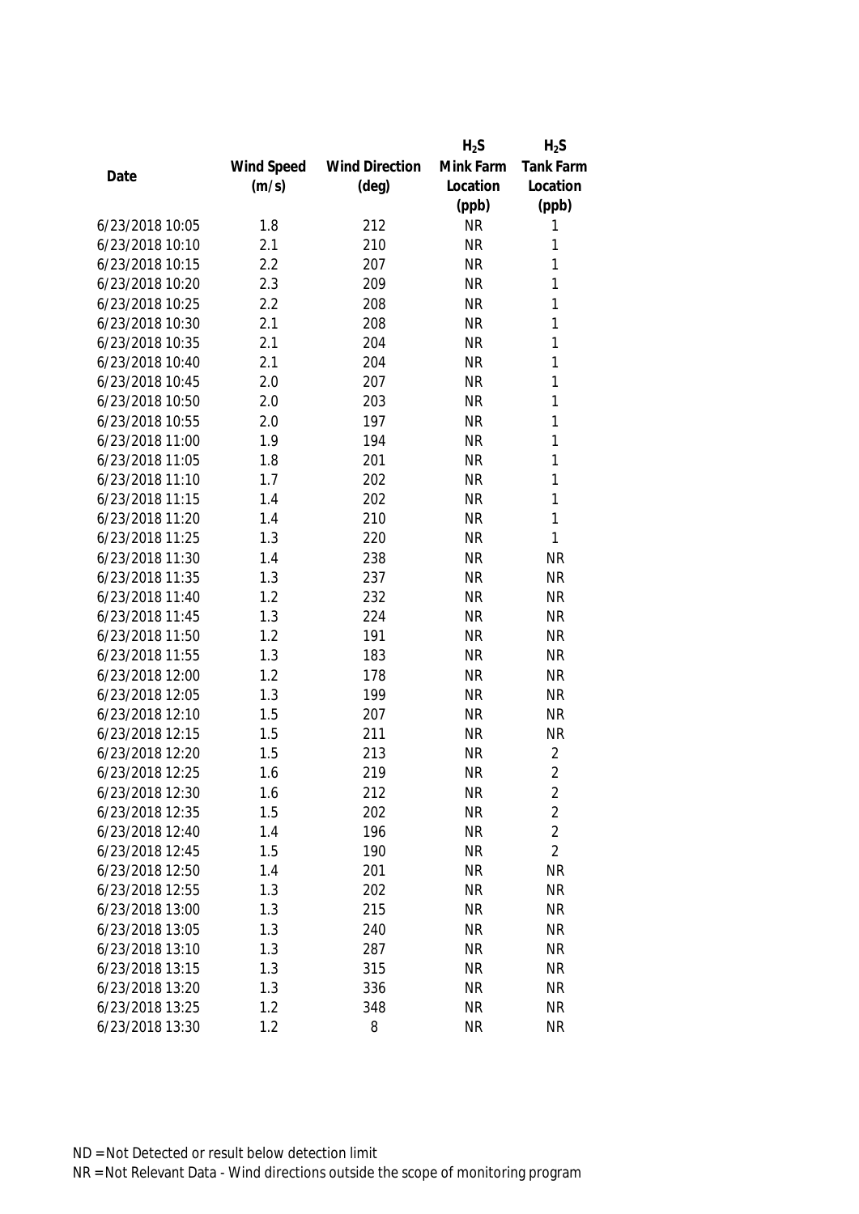| Date | Wind Speed (m/s) | Wind Direction (deg) | $H_2S$ Mink Farm Location (ppb) | $H_2S$ Tank Farm Location (ppb) |
|---|---|---|---|---|
| 6/23/2018 10:05 | 1.8 | 212 | NR | 1 |
| 6/23/2018 10:10 | 2.1 | 210 | NR | 1 |
| 6/23/2018 10:15 | 2.2 | 207 | NR | 1 |
| 6/23/2018 10:20 | 2.3 | 209 | NR | 1 |
| 6/23/2018 10:25 | 2.2 | 208 | NR | 1 |
| 6/23/2018 10:30 | 2.1 | 208 | NR | 1 |
| 6/23/2018 10:35 | 2.1 | 204 | NR | 1 |
| 6/23/2018 10:40 | 2.1 | 204 | NR | 1 |
| 6/23/2018 10:45 | 2.0 | 207 | NR | 1 |
| 6/23/2018 10:50 | 2.0 | 203 | NR | 1 |
| 6/23/2018 10:55 | 2.0 | 197 | NR | 1 |
| 6/23/2018 11:00 | 1.9 | 194 | NR | 1 |
| 6/23/2018 11:05 | 1.8 | 201 | NR | 1 |
| 6/23/2018 11:10 | 1.7 | 202 | NR | 1 |
| 6/23/2018 11:15 | 1.4 | 202 | NR | 1 |
| 6/23/2018 11:20 | 1.4 | 210 | NR | 1 |
| 6/23/2018 11:25 | 1.3 | 220 | NR | 1 |
| 6/23/2018 11:30 | 1.4 | 238 | NR | NR |
| 6/23/2018 11:35 | 1.3 | 237 | NR | NR |
| 6/23/2018 11:40 | 1.2 | 232 | NR | NR |
| 6/23/2018 11:45 | 1.3 | 224 | NR | NR |
| 6/23/2018 11:50 | 1.2 | 191 | NR | NR |
| 6/23/2018 11:55 | 1.3 | 183 | NR | NR |
| 6/23/2018 12:00 | 1.2 | 178 | NR | NR |
| 6/23/2018 12:05 | 1.3 | 199 | NR | NR |
| 6/23/2018 12:10 | 1.5 | 207 | NR | NR |
| 6/23/2018 12:15 | 1.5 | 211 | NR | NR |
| 6/23/2018 12:20 | 1.5 | 213 | NR | 2 |
| 6/23/2018 12:25 | 1.6 | 219 | NR | 2 |
| 6/23/2018 12:30 | 1.6 | 212 | NR | 2 |
| 6/23/2018 12:35 | 1.5 | 202 | NR | 2 |
| 6/23/2018 12:40 | 1.4 | 196 | NR | 2 |
| 6/23/2018 12:45 | 1.5 | 190 | NR | 2 |
| 6/23/2018 12:50 | 1.4 | 201 | NR | NR |
| 6/23/2018 12:55 | 1.3 | 202 | NR | NR |
| 6/23/2018 13:00 | 1.3 | 215 | NR | NR |
| 6/23/2018 13:05 | 1.3 | 240 | NR | NR |
| 6/23/2018 13:10 | 1.3 | 287 | NR | NR |
| 6/23/2018 13:15 | 1.3 | 315 | NR | NR |
| 6/23/2018 13:20 | 1.3 | 336 | NR | NR |
| 6/23/2018 13:25 | 1.2 | 348 | NR | NR |
| 6/23/2018 13:30 | 1.2 | 8 | NR | NR |

ND = Not Detected or result below detection limit

NR = Not Relevant Data - Wind directions outside the scope of monitoring program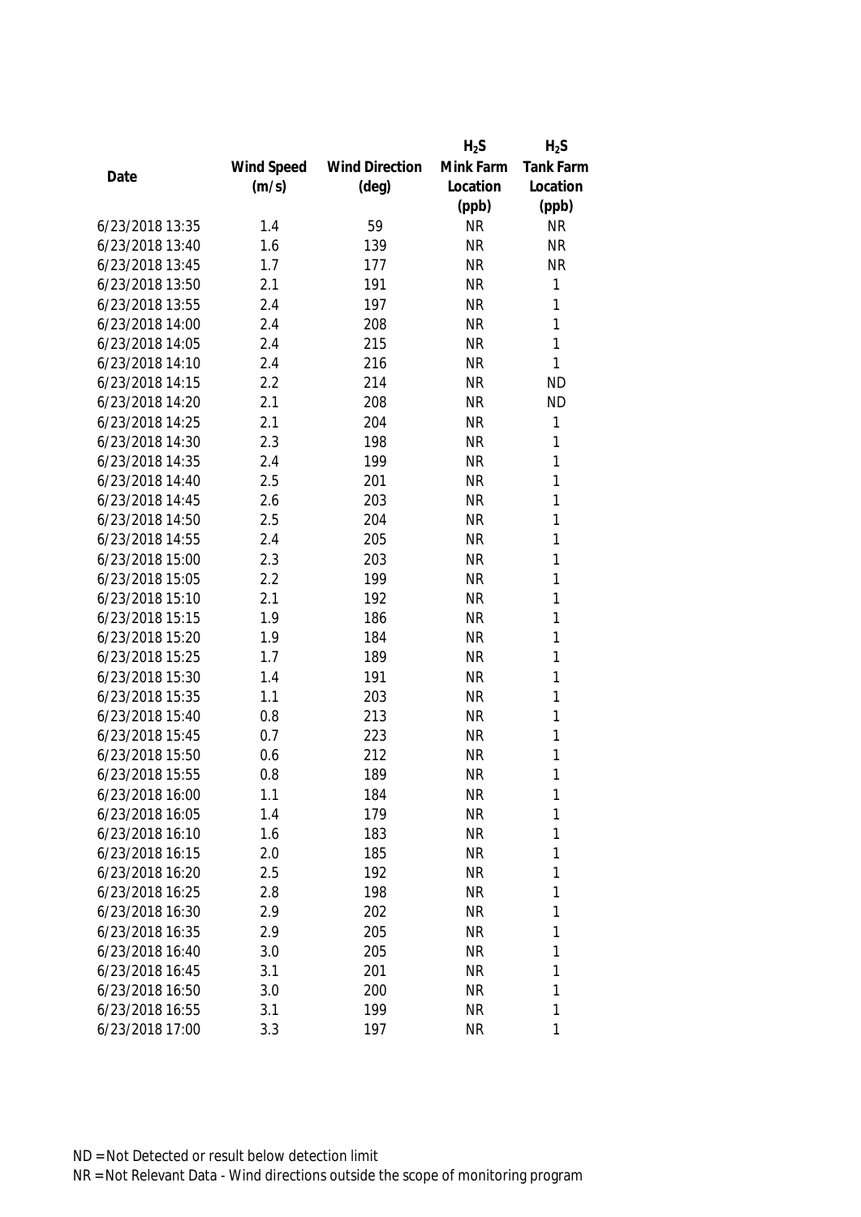| Date | Wind Speed (m/s) | Wind Direction (deg) | $H_2S$ Mink Farm Location (ppb) | $H_2S$ Tank Farm Location (ppb) |
|---|---|---|---|---|
| 6/23/2018 13:35 | 1.4 | 59 | NR | NR |
| 6/23/2018 13:40 | 1.6 | 139 | NR | NR |
| 6/23/2018 13:45 | 1.7 | 177 | NR | NR |
| 6/23/2018 13:50 | 2.1 | 191 | NR | 1 |
| 6/23/2018 13:55 | 2.4 | 197 | NR | 1 |
| 6/23/2018 14:00 | 2.4 | 208 | NR | 1 |
| 6/23/2018 14:05 | 2.4 | 215 | NR | 1 |
| 6/23/2018 14:10 | 2.4 | 216 | NR | 1 |
| 6/23/2018 14:15 | 2.2 | 214 | NR | ND |
| 6/23/2018 14:20 | 2.1 | 208 | NR | ND |
| 6/23/2018 14:25 | 2.1 | 204 | NR | 1 |
| 6/23/2018 14:30 | 2.3 | 198 | NR | 1 |
| 6/23/2018 14:35 | 2.4 | 199 | NR | 1 |
| 6/23/2018 14:40 | 2.5 | 201 | NR | 1 |
| 6/23/2018 14:45 | 2.6 | 203 | NR | 1 |
| 6/23/2018 14:50 | 2.5 | 204 | NR | 1 |
| 6/23/2018 14:55 | 2.4 | 205 | NR | 1 |
| 6/23/2018 15:00 | 2.3 | 203 | NR | 1 |
| 6/23/2018 15:05 | 2.2 | 199 | NR | 1 |
| 6/23/2018 15:10 | 2.1 | 192 | NR | 1 |
| 6/23/2018 15:15 | 1.9 | 186 | NR | 1 |
| 6/23/2018 15:20 | 1.9 | 184 | NR | 1 |
| 6/23/2018 15:25 | 1.7 | 189 | NR | 1 |
| 6/23/2018 15:30 | 1.4 | 191 | NR | 1 |
| 6/23/2018 15:35 | 1.1 | 203 | NR | 1 |
| 6/23/2018 15:40 | 0.8 | 213 | NR | 1 |
| 6/23/2018 15:45 | 0.7 | 223 | NR | 1 |
| 6/23/2018 15:50 | 0.6 | 212 | NR | 1 |
| 6/23/2018 15:55 | 0.8 | 189 | NR | 1 |
| 6/23/2018 16:00 | 1.1 | 184 | NR | 1 |
| 6/23/2018 16:05 | 1.4 | 179 | NR | 1 |
| 6/23/2018 16:10 | 1.6 | 183 | NR | 1 |
| 6/23/2018 16:15 | 2.0 | 185 | NR | 1 |
| 6/23/2018 16:20 | 2.5 | 192 | NR | 1 |
| 6/23/2018 16:25 | 2.8 | 198 | NR | 1 |
| 6/23/2018 16:30 | 2.9 | 202 | NR | 1 |
| 6/23/2018 16:35 | 2.9 | 205 | NR | 1 |
| 6/23/2018 16:40 | 3.0 | 205 | NR | 1 |
| 6/23/2018 16:45 | 3.1 | 201 | NR | 1 |
| 6/23/2018 16:50 | 3.0 | 200 | NR | 1 |
| 6/23/2018 16:55 | 3.1 | 199 | NR | 1 |
| 6/23/2018 17:00 | 3.3 | 197 | NR | 1 |

ND = Not Detected or result below detection limit

NR = Not Relevant Data - Wind directions outside the scope of monitoring program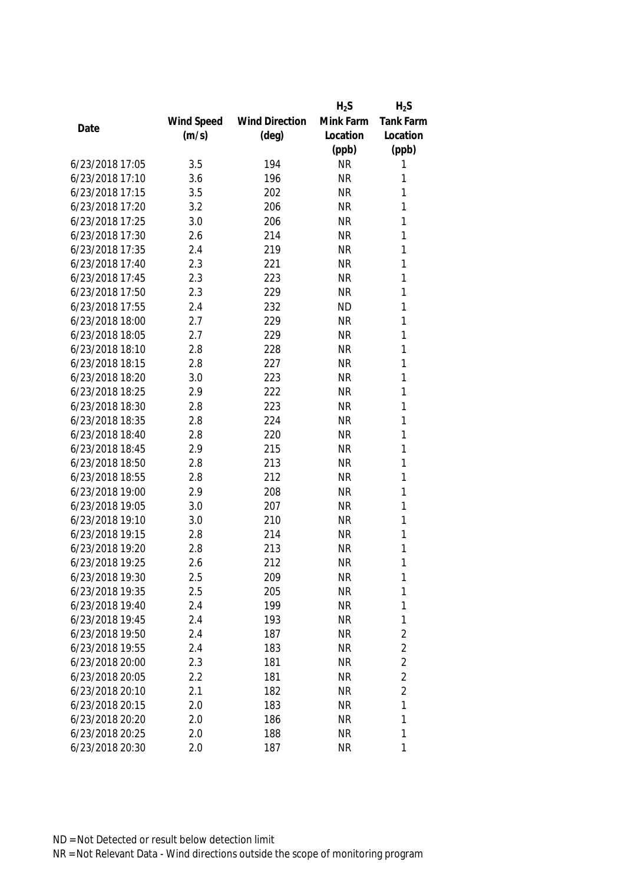| Date | Wind Speed (m/s) | Wind Direction (deg) | $H_2S$ Mink Farm Location (ppb) | $H_2S$ Tank Farm Location (ppb) |
|---|---|---|---|---|
| 6/23/2018 17:05 | 3.5 | 194 | NR | 1 |
| 6/23/2018 17:10 | 3.6 | 196 | NR | 1 |
| 6/23/2018 17:15 | 3.5 | 202 | NR | 1 |
| 6/23/2018 17:20 | 3.2 | 206 | NR | 1 |
| 6/23/2018 17:25 | 3.0 | 206 | NR | 1 |
| 6/23/2018 17:30 | 2.6 | 214 | NR | 1 |
| 6/23/2018 17:35 | 2.4 | 219 | NR | 1 |
| 6/23/2018 17:40 | 2.3 | 221 | NR | 1 |
| 6/23/2018 17:45 | 2.3 | 223 | NR | 1 |
| 6/23/2018 17:50 | 2.3 | 229 | NR | 1 |
| 6/23/2018 17:55 | 2.4 | 232 | ND | 1 |
| 6/23/2018 18:00 | 2.7 | 229 | NR | 1 |
| 6/23/2018 18:05 | 2.7 | 229 | NR | 1 |
| 6/23/2018 18:10 | 2.8 | 228 | NR | 1 |
| 6/23/2018 18:15 | 2.8 | 227 | NR | 1 |
| 6/23/2018 18:20 | 3.0 | 223 | NR | 1 |
| 6/23/2018 18:25 | 2.9 | 222 | NR | 1 |
| 6/23/2018 18:30 | 2.8 | 223 | NR | 1 |
| 6/23/2018 18:35 | 2.8 | 224 | NR | 1 |
| 6/23/2018 18:40 | 2.8 | 220 | NR | 1 |
| 6/23/2018 18:45 | 2.9 | 215 | NR | 1 |
| 6/23/2018 18:50 | 2.8 | 213 | NR | 1 |
| 6/23/2018 18:55 | 2.8 | 212 | NR | 1 |
| 6/23/2018 19:00 | 2.9 | 208 | NR | 1 |
| 6/23/2018 19:05 | 3.0 | 207 | NR | 1 |
| 6/23/2018 19:10 | 3.0 | 210 | NR | 1 |
| 6/23/2018 19:15 | 2.8 | 214 | NR | 1 |
| 6/23/2018 19:20 | 2.8 | 213 | NR | 1 |
| 6/23/2018 19:25 | 2.6 | 212 | NR | 1 |
| 6/23/2018 19:30 | 2.5 | 209 | NR | 1 |
| 6/23/2018 19:35 | 2.5 | 205 | NR | 1 |
| 6/23/2018 19:40 | 2.4 | 199 | NR | 1 |
| 6/23/2018 19:45 | 2.4 | 193 | NR | 1 |
| 6/23/2018 19:50 | 2.4 | 187 | NR | 2 |
| 6/23/2018 19:55 | 2.4 | 183 | NR | 2 |
| 6/23/2018 20:00 | 2.3 | 181 | NR | 2 |
| 6/23/2018 20:05 | 2.2 | 181 | NR | 2 |
| 6/23/2018 20:10 | 2.1 | 182 | NR | 2 |
| 6/23/2018 20:15 | 2.0 | 183 | NR | 1 |
| 6/23/2018 20:20 | 2.0 | 186 | NR | 1 |
| 6/23/2018 20:25 | 2.0 | 188 | NR | 1 |
| 6/23/2018 20:30 | 2.0 | 187 | NR | 1 |

ND = Not Detected or result below detection limit
NR = Not Relevant Data - Wind directions outside the scope of monitoring program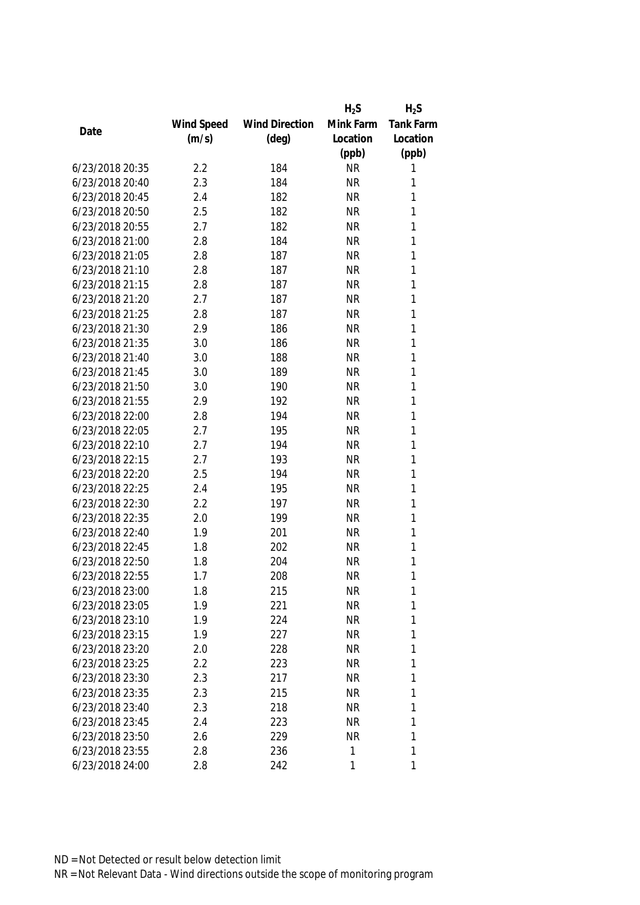| Date | Wind Speed (m/s) | Wind Direction (deg) | $H_2S$ Mink Farm Location (ppb) | $H_2S$ Tank Farm Location (ppb) |
|---|---|---|---|---|
| 6/23/2018 20:35 | 2.2 | 184 | NR | 1 |
| 6/23/2018 20:40 | 2.3 | 184 | NR | 1 |
| 6/23/2018 20:45 | 2.4 | 182 | NR | 1 |
| 6/23/2018 20:50 | 2.5 | 182 | NR | 1 |
| 6/23/2018 20:55 | 2.7 | 182 | NR | 1 |
| 6/23/2018 21:00 | 2.8 | 184 | NR | 1 |
| 6/23/2018 21:05 | 2.8 | 187 | NR | 1 |
| 6/23/2018 21:10 | 2.8 | 187 | NR | 1 |
| 6/23/2018 21:15 | 2.8 | 187 | NR | 1 |
| 6/23/2018 21:20 | 2.7 | 187 | NR | 1 |
| 6/23/2018 21:25 | 2.8 | 187 | NR | 1 |
| 6/23/2018 21:30 | 2.9 | 186 | NR | 1 |
| 6/23/2018 21:35 | 3.0 | 186 | NR | 1 |
| 6/23/2018 21:40 | 3.0 | 188 | NR | 1 |
| 6/23/2018 21:45 | 3.0 | 189 | NR | 1 |
| 6/23/2018 21:50 | 3.0 | 190 | NR | 1 |
| 6/23/2018 21:55 | 2.9 | 192 | NR | 1 |
| 6/23/2018 22:00 | 2.8 | 194 | NR | 1 |
| 6/23/2018 22:05 | 2.7 | 195 | NR | 1 |
| 6/23/2018 22:10 | 2.7 | 194 | NR | 1 |
| 6/23/2018 22:15 | 2.7 | 193 | NR | 1 |
| 6/23/2018 22:20 | 2.5 | 194 | NR | 1 |
| 6/23/2018 22:25 | 2.4 | 195 | NR | 1 |
| 6/23/2018 22:30 | 2.2 | 197 | NR | 1 |
| 6/23/2018 22:35 | 2.0 | 199 | NR | 1 |
| 6/23/2018 22:40 | 1.9 | 201 | NR | 1 |
| 6/23/2018 22:45 | 1.8 | 202 | NR | 1 |
| 6/23/2018 22:50 | 1.8 | 204 | NR | 1 |
| 6/23/2018 22:55 | 1.7 | 208 | NR | 1 |
| 6/23/2018 23:00 | 1.8 | 215 | NR | 1 |
| 6/23/2018 23:05 | 1.9 | 221 | NR | 1 |
| 6/23/2018 23:10 | 1.9 | 224 | NR | 1 |
| 6/23/2018 23:15 | 1.9 | 227 | NR | 1 |
| 6/23/2018 23:20 | 2.0 | 228 | NR | 1 |
| 6/23/2018 23:25 | 2.2 | 223 | NR | 1 |
| 6/23/2018 23:30 | 2.3 | 217 | NR | 1 |
| 6/23/2018 23:35 | 2.3 | 215 | NR | 1 |
| 6/23/2018 23:40 | 2.3 | 218 | NR | 1 |
| 6/23/2018 23:45 | 2.4 | 223 | NR | 1 |
| 6/23/2018 23:50 | 2.6 | 229 | NR | 1 |
| 6/23/2018 23:55 | 2.8 | 236 | 1 | 1 |
| 6/23/2018 24:00 | 2.8 | 242 | 1 | 1 |

ND = Not Detected or result below detection limit

NR = Not Relevant Data - Wind directions outside the scope of monitoring program